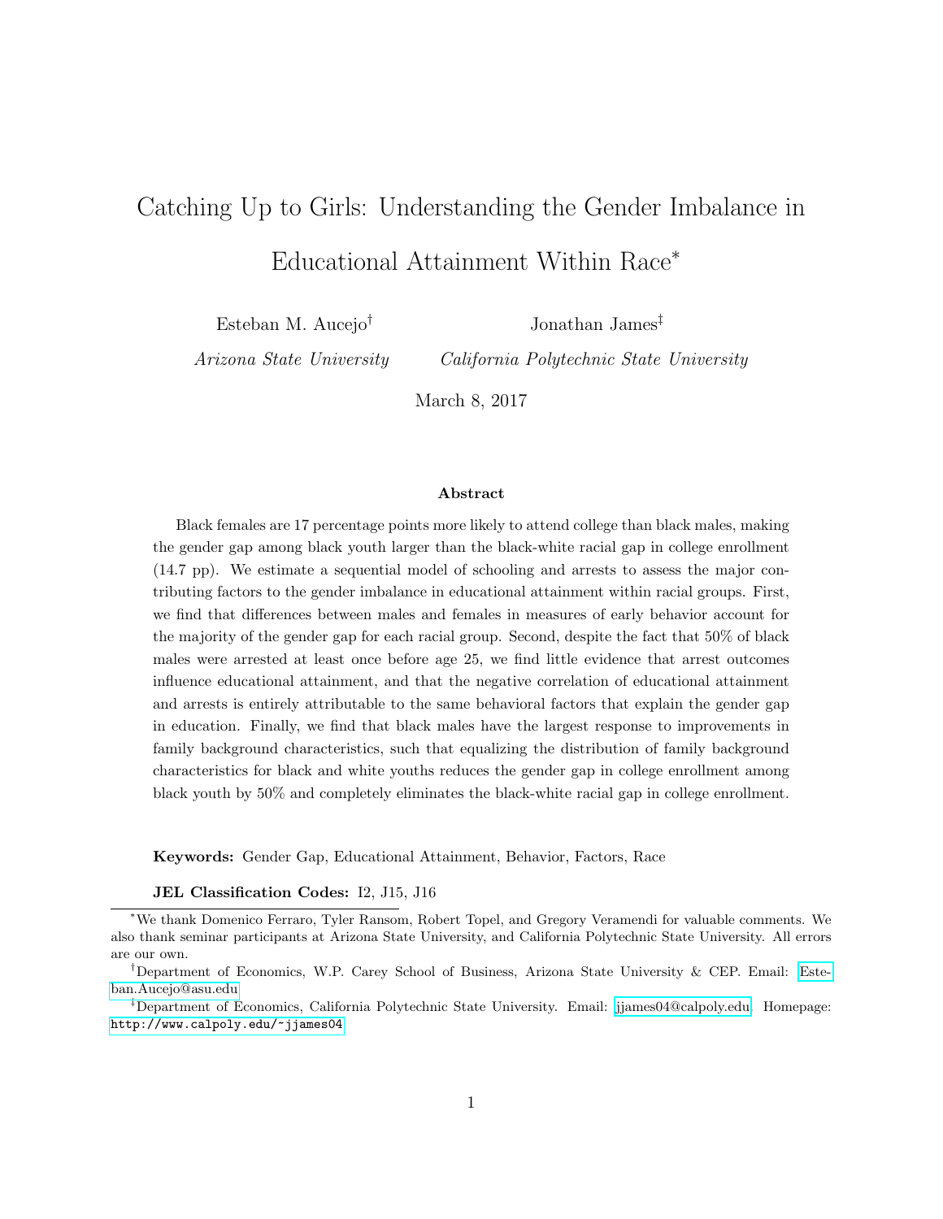# Catching Up to Girls: Understanding the Gender Imbalance in Educational Attainment Within Race*

Esteban M. Aucejo†
*Arizona State University*

Jonathan James‡
*California Polytechnic State University*

March 8, 2017

### Abstract

Black females are 17 percentage points more likely to attend college than black males, making the gender gap among black youth larger than the black-white racial gap in college enrollment (14.7 pp). We estimate a sequential model of schooling and arrests to assess the major contributing factors to the gender imbalance in educational attainment within racial groups. First, we find that differences between males and females in measures of early behavior account for the majority of the gender gap for each racial group. Second, despite the fact that 50% of black males were arrested at least once before age 25, we find little evidence that arrest outcomes influence educational attainment, and that the negative correlation of educational attainment and arrests is entirely attributable to the same behavioral factors that explain the gender gap in education. Finally, we find that black males have the largest response to improvements in family background characteristics, such that equalizing the distribution of family background characteristics for black and white youths reduces the gender gap in college enrollment among black youth by 50% and completely eliminates the black-white racial gap in college enrollment.

**Keywords:** Gender Gap, Educational Attainment, Behavior, Factors, Race

**JEL Classification Codes:** I2, J15, J16

---

*We thank Domenico Ferraro, Tyler Ransom, Robert Topel, and Gregory Veramendi for valuable comments. We also thank seminar participants at Arizona State University, and California Polytechnic State University. All errors are our own.

†Department of Economics, W.P. Carey School of Business, Arizona State University & CEP. Email: Esteban.Aucejo@asu.edu

‡Department of Economics, California Polytechnic State University. Email: jjames04@calpoly.edu. Homepage: http://www.calpoly.edu/~jjames04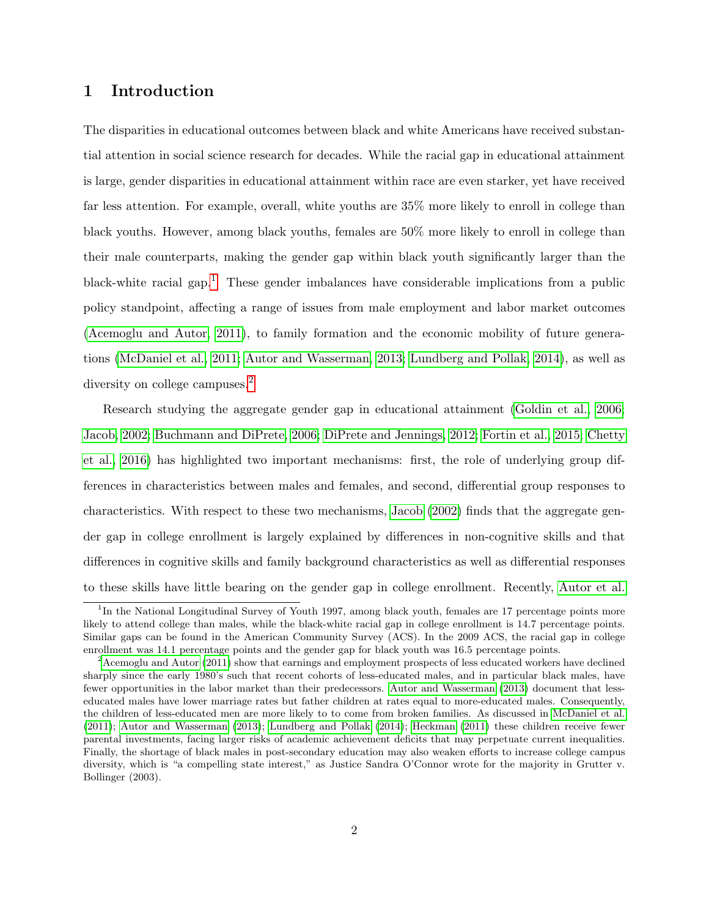# 1 Introduction

The disparities in educational outcomes between black and white Americans have received substantial attention in social science research for decades. While the racial gap in educational attainment is large, gender disparities in educational attainment within race are even starker, yet have received far less attention. For example, overall, white youths are 35% more likely to enroll in college than black youths. However, among black youths, females are 50% more likely to enroll in college than their male counterparts, making the gender gap within black youth significantly larger than the black-white racial gap.[1] These gender imbalances have considerable implications from a public policy standpoint, affecting a range of issues from male employment and labor market outcomes (Acemoglu and Autor, 2011), to family formation and the economic mobility of future generations (McDaniel et al., 2011; Autor and Wasserman, 2013; Lundberg and Pollak, 2014), as well as diversity on college campuses.[2]

Research studying the aggregate gender gap in educational attainment (Goldin et al., 2006; Jacob, 2002; Buchmann and DiPrete, 2006; DiPrete and Jennings, 2012; Fortin et al., 2015; Chetty et al., 2016) has highlighted two important mechanisms: first, the role of underlying group differences in characteristics between males and females, and second, differential group responses to characteristics. With respect to these two mechanisms, Jacob (2002) finds that the aggregate gender gap in college enrollment is largely explained by differences in non-cognitive skills and that differences in cognitive skills and family background characteristics as well as differential responses to these skills have little bearing on the gender gap in college enrollment. Recently, Autor et al.

[1] In the National Longitudinal Survey of Youth 1997, among black youth, females are 17 percentage points more likely to attend college than males, while the black-white racial gap in college enrollment is 14.7 percentage points. Similar gaps can be found in the American Community Survey (ACS). In the 2009 ACS, the racial gap in college enrollment was 14.1 percentage points and the gender gap for black youth was 16.5 percentage points.

[2] Acemoglu and Autor (2011) show that earnings and employment prospects of less educated workers have declined sharply since the early 1980's such that recent cohorts of less-educated males, and in particular black males, have fewer opportunities in the labor market than their predecessors. Autor and Wasserman (2013) document that less-educated males have lower marriage rates but father children at rates equal to more-educated males. Consequently, the children of less-educated men are more likely to to come from broken families. As discussed in McDaniel et al. (2011); Autor and Wasserman (2013); Lundberg and Pollak (2014); Heckman (2011) these children receive fewer parental investments, facing larger risks of academic achievement deficits that may perpetuate current inequalities. Finally, the shortage of black males in post-secondary education may also weaken efforts to increase college campus diversity, which is "a compelling state interest," as Justice Sandra O'Connor wrote for the majority in Grutter v. Bollinger (2003).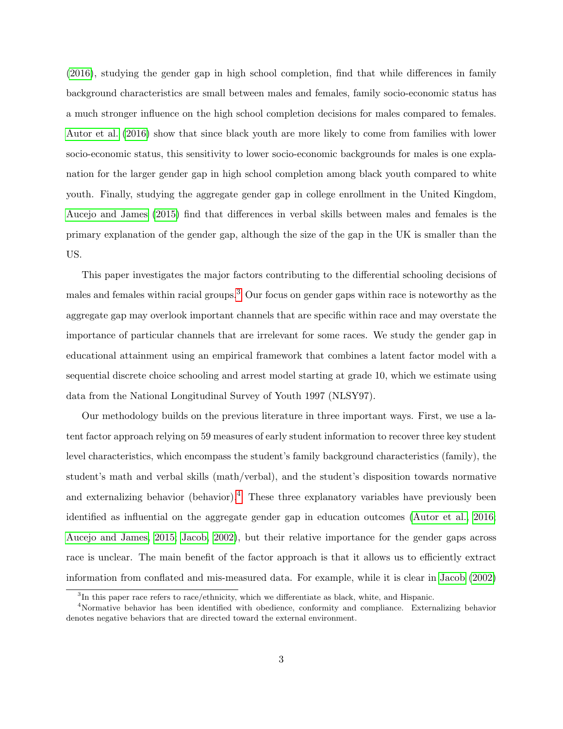(2016), studying the gender gap in high school completion, find that while differences in family background characteristics are small between males and females, family socio-economic status has a much stronger influence on the high school completion decisions for males compared to females. Autor et al. (2016) show that since black youth are more likely to come from families with lower socio-economic status, this sensitivity to lower socio-economic backgrounds for males is one explanation for the larger gender gap in high school completion among black youth compared to white youth. Finally, studying the aggregate gender gap in college enrollment in the United Kingdom, Aucejo and James (2015) find that differences in verbal skills between males and females is the primary explanation of the gender gap, although the size of the gap in the UK is smaller than the US.

This paper investigates the major factors contributing to the differential schooling decisions of males and females within racial groups.[3] Our focus on gender gaps within race is noteworthy as the aggregate gap may overlook important channels that are specific within race and may overstate the importance of particular channels that are irrelevant for some races. We study the gender gap in educational attainment using an empirical framework that combines a latent factor model with a sequential discrete choice schooling and arrest model starting at grade 10, which we estimate using data from the National Longitudinal Survey of Youth 1997 (NLSY97).

Our methodology builds on the previous literature in three important ways. First, we use a latent factor approach relying on 59 measures of early student information to recover three key student level characteristics, which encompass the student's family background characteristics (family), the student's math and verbal skills (math/verbal), and the student's disposition towards normative and externalizing behavior (behavior).[4] These three explanatory variables have previously been identified as influential on the aggregate gender gap in education outcomes (Autor et al., 2016; Aucejo and James, 2015; Jacob, 2002), but their relative importance for the gender gaps across race is unclear. The main benefit of the factor approach is that it allows us to efficiently extract information from conflated and mis-measured data. For example, while it is clear in Jacob (2002)

[3] In this paper race refers to race/ethnicity, which we differentiate as black, white, and Hispanic.

[4] Normative behavior has been identified with obedience, conformity and compliance. Externalizing behavior denotes negative behaviors that are directed toward the external environment.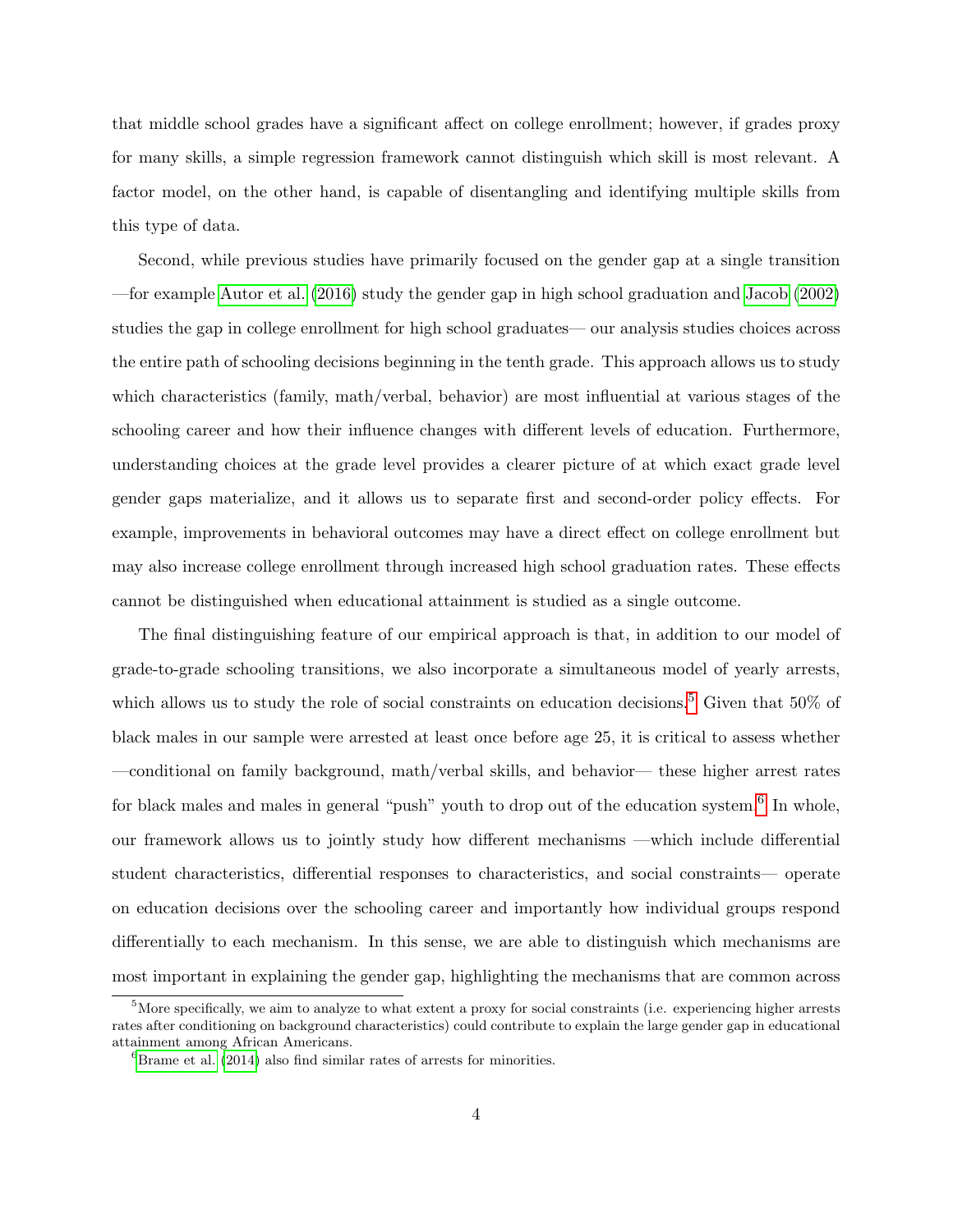that middle school grades have a significant affect on college enrollment; however, if grades proxy for many skills, a simple regression framework cannot distinguish which skill is most relevant. A factor model, on the other hand, is capable of disentangling and identifying multiple skills from this type of data.

Second, while previous studies have primarily focused on the gender gap at a single transition —for example Autor et al. (2016) study the gender gap in high school graduation and Jacob (2002) studies the gap in college enrollment for high school graduates— our analysis studies choices across the entire path of schooling decisions beginning in the tenth grade. This approach allows us to study which characteristics (family, math/verbal, behavior) are most influential at various stages of the schooling career and how their influence changes with different levels of education. Furthermore, understanding choices at the grade level provides a clearer picture of at which exact grade level gender gaps materialize, and it allows us to separate first and second-order policy effects. For example, improvements in behavioral outcomes may have a direct effect on college enrollment but may also increase college enrollment through increased high school graduation rates. These effects cannot be distinguished when educational attainment is studied as a single outcome.

The final distinguishing feature of our empirical approach is that, in addition to our model of grade-to-grade schooling transitions, we also incorporate a simultaneous model of yearly arrests, which allows us to study the role of social constraints on education decisions.[5] Given that 50% of black males in our sample were arrested at least once before age 25, it is critical to assess whether —conditional on family background, math/verbal skills, and behavior— these higher arrest rates for black males and males in general "push" youth to drop out of the education system.[6] In whole, our framework allows us to jointly study how different mechanisms —which include differential student characteristics, differential responses to characteristics, and social constraints— operate on education decisions over the schooling career and importantly how individual groups respond differentially to each mechanism. In this sense, we are able to distinguish which mechanisms are most important in explaining the gender gap, highlighting the mechanisms that are common across

[5] More specifically, we aim to analyze to what extent a proxy for social constraints (i.e. experiencing higher arrests rates after conditioning on background characteristics) could contribute to explain the large gender gap in educational attainment among African Americans.

[6] Brame et al. (2014) also find similar rates of arrests for minorities.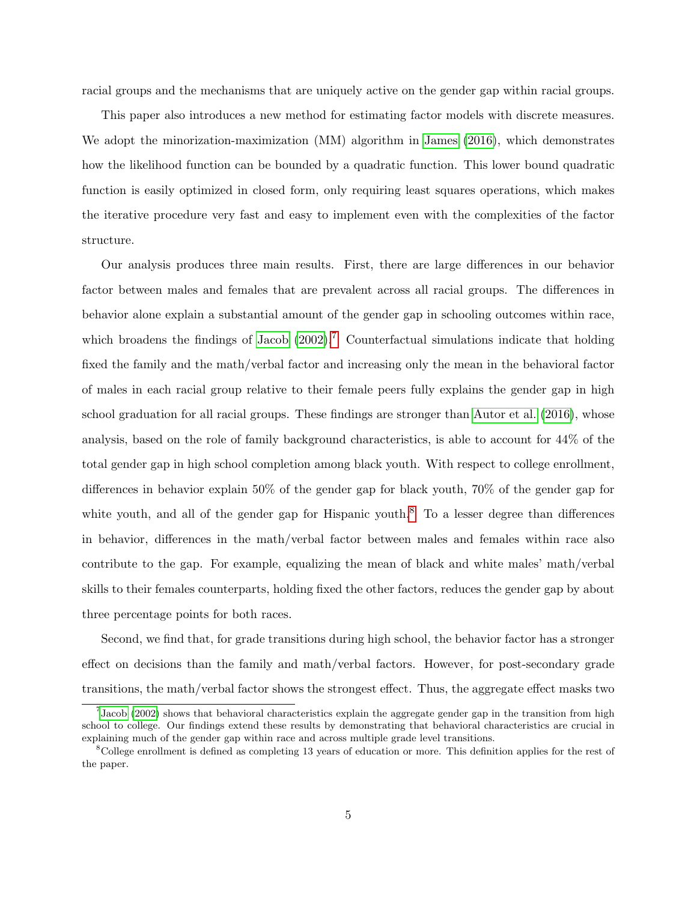racial groups and the mechanisms that are uniquely active on the gender gap within racial groups.

This paper also introduces a new method for estimating factor models with discrete measures. We adopt the minorization-maximization (MM) algorithm in James (2016), which demonstrates how the likelihood function can be bounded by a quadratic function. This lower bound quadratic function is easily optimized in closed form, only requiring least squares operations, which makes the iterative procedure very fast and easy to implement even with the complexities of the factor structure.

Our analysis produces three main results. First, there are large differences in our behavior factor between males and females that are prevalent across all racial groups. The differences in behavior alone explain a substantial amount of the gender gap in schooling outcomes within race, which broadens the findings of Jacob (2002).[7] Counterfactual simulations indicate that holding fixed the family and the math/verbal factor and increasing only the mean in the behavioral factor of males in each racial group relative to their female peers fully explains the gender gap in high school graduation for all racial groups. These findings are stronger than Autor et al. (2016), whose analysis, based on the role of family background characteristics, is able to account for 44% of the total gender gap in high school completion among black youth. With respect to college enrollment, differences in behavior explain 50% of the gender gap for black youth, 70% of the gender gap for white youth, and all of the gender gap for Hispanic youth.[8] To a lesser degree than differences in behavior, differences in the math/verbal factor between males and females within race also contribute to the gap. For example, equalizing the mean of black and white males' math/verbal skills to their females counterparts, holding fixed the other factors, reduces the gender gap by about three percentage points for both races.

Second, we find that, for grade transitions during high school, the behavior factor has a stronger effect on decisions than the family and math/verbal factors. However, for post-secondary grade transitions, the math/verbal factor shows the strongest effect. Thus, the aggregate effect masks two

[7] Jacob (2002) shows that behavioral characteristics explain the aggregate gender gap in the transition from high school to college. Our findings extend these results by demonstrating that behavioral characteristics are crucial in explaining much of the gender gap within race and across multiple grade level transitions.

[8] College enrollment is defined as completing 13 years of education or more. This definition applies for the rest of the paper.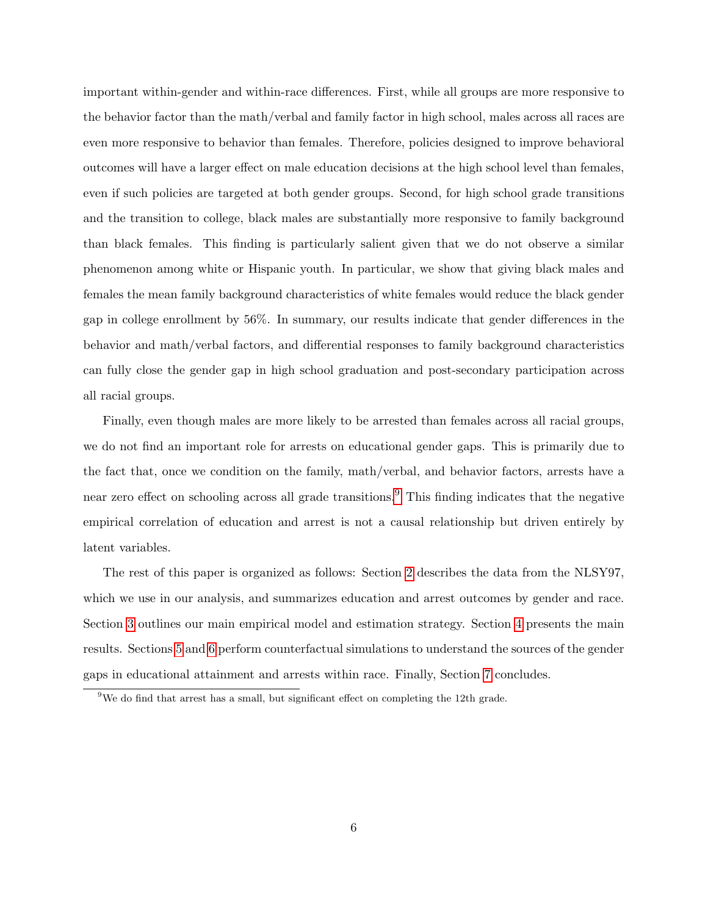important within-gender and within-race differences. First, while all groups are more responsive to the behavior factor than the math/verbal and family factor in high school, males across all races are even more responsive to behavior than females. Therefore, policies designed to improve behavioral outcomes will have a larger effect on male education decisions at the high school level than females, even if such policies are targeted at both gender groups. Second, for high school grade transitions and the transition to college, black males are substantially more responsive to family background than black females. This finding is particularly salient given that we do not observe a similar phenomenon among white or Hispanic youth. In particular, we show that giving black males and females the mean family background characteristics of white females would reduce the black gender gap in college enrollment by 56%. In summary, our results indicate that gender differences in the behavior and math/verbal factors, and differential responses to family background characteristics can fully close the gender gap in high school graduation and post-secondary participation across all racial groups.

Finally, even though males are more likely to be arrested than females across all racial groups, we do not find an important role for arrests on educational gender gaps. This is primarily due to the fact that, once we condition on the family, math/verbal, and behavior factors, arrests have a near zero effect on schooling across all grade transitions.[9] This finding indicates that the negative empirical correlation of education and arrest is not a causal relationship but driven entirely by latent variables.

The rest of this paper is organized as follows: Section 2 describes the data from the NLSY97, which we use in our analysis, and summarizes education and arrest outcomes by gender and race. Section 3 outlines our main empirical model and estimation strategy. Section 4 presents the main results. Sections 5 and 6 perform counterfactual simulations to understand the sources of the gender gaps in educational attainment and arrests within race. Finally, Section 7 concludes.

[9] We do find that arrest has a small, but significant effect on completing the 12th grade.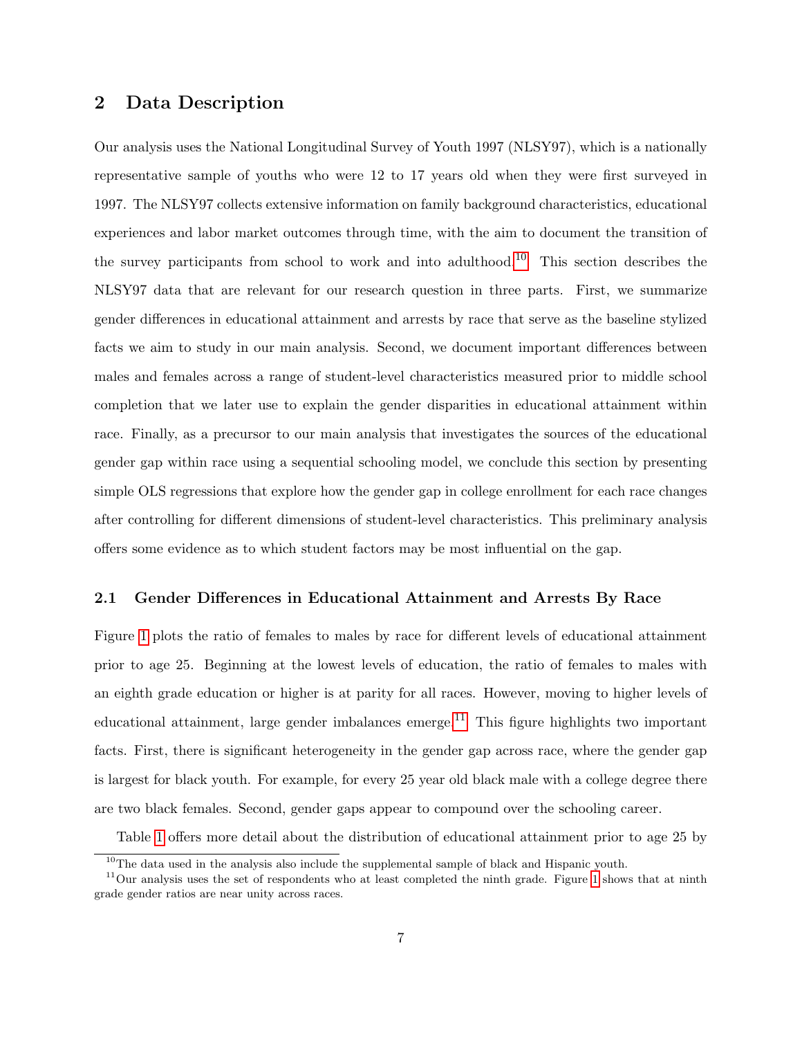## 2 Data Description

Our analysis uses the National Longitudinal Survey of Youth 1997 (NLSY97), which is a nationally representative sample of youths who were 12 to 17 years old when they were first surveyed in 1997. The NLSY97 collects extensive information on family background characteristics, educational experiences and labor market outcomes through time, with the aim to document the transition of the survey participants from school to work and into adulthood.[10] This section describes the NLSY97 data that are relevant for our research question in three parts. First, we summarize gender differences in educational attainment and arrests by race that serve as the baseline stylized facts we aim to study in our main analysis. Second, we document important differences between males and females across a range of student-level characteristics measured prior to middle school completion that we later use to explain the gender disparities in educational attainment within race. Finally, as a precursor to our main analysis that investigates the sources of the educational gender gap within race using a sequential schooling model, we conclude this section by presenting simple OLS regressions that explore how the gender gap in college enrollment for each race changes after controlling for different dimensions of student-level characteristics. This preliminary analysis offers some evidence as to which student factors may be most influential on the gap.

### 2.1 Gender Differences in Educational Attainment and Arrests By Race

Figure 1 plots the ratio of females to males by race for different levels of educational attainment prior to age 25. Beginning at the lowest levels of education, the ratio of females to males with an eighth grade education or higher is at parity for all races. However, moving to higher levels of educational attainment, large gender imbalances emerge.[11] This figure highlights two important facts. First, there is significant heterogeneity in the gender gap across race, where the gender gap is largest for black youth. For example, for every 25 year old black male with a college degree there are two black females. Second, gender gaps appear to compound over the schooling career.

Table 1 offers more detail about the distribution of educational attainment prior to age 25 by

[10] The data used in the analysis also include the supplemental sample of black and Hispanic youth.

[11] Our analysis uses the set of respondents who at least completed the ninth grade. Figure 1 shows that at ninth grade gender ratios are near unity across races.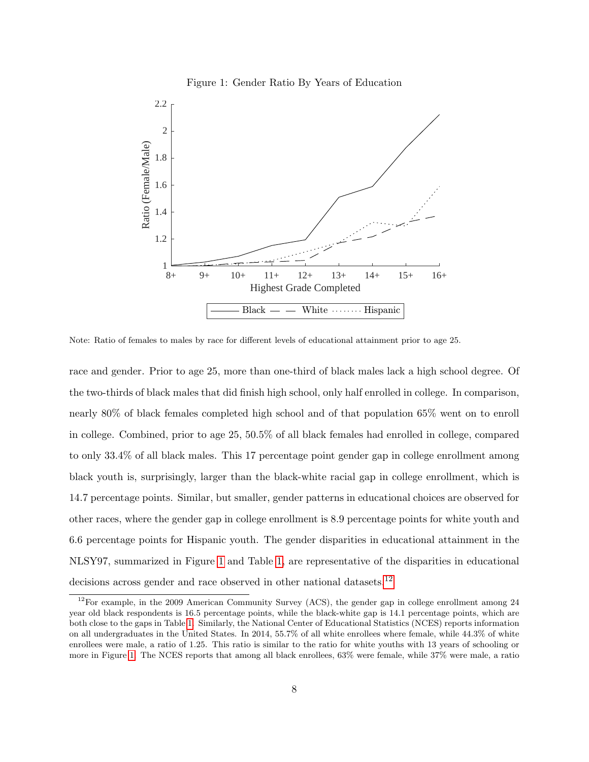Figure 1: Gender Ratio By Years of Education

Note: Ratio of females to males by race for different levels of educational attainment prior to age 25.

race and gender. Prior to age 25, more than one-third of black males lack a high school degree. Of the two-thirds of black males that did finish high school, only half enrolled in college. In comparison, nearly 80% of black females completed high school and of that population 65% went on to enroll in college. Combined, prior to age 25, 50.5% of all black females had enrolled in college, compared to only 33.4% of all black males. This 17 percentage point gender gap in college enrollment among black youth is, surprisingly, larger than the black-white racial gap in college enrollment, which is 14.7 percentage points. Similar, but smaller, gender patterns in educational choices are observed for other races, where the gender gap in college enrollment is 8.9 percentage points for white youth and 6.6 percentage points for Hispanic youth. The gender disparities in educational attainment in the NLSY97, summarized in Figure 1 and Table 1, are representative of the disparities in educational decisions across gender and race observed in other national datasets.[12]

[12] For example, in the 2009 American Community Survey (ACS), the gender gap in college enrollment among 24 year old black respondents is 16.5 percentage points, while the black-white gap is 14.1 percentage points, which are both close to the gaps in Table 1. Similarly, the National Center of Educational Statistics (NCES) reports information on all undergraduates in the United States. In 2014, 55.7% of all white enrollees where female, while 44.3% of white enrollees were male, a ratio of 1.25. This ratio is similar to the ratio for white youths with 13 years of schooling or more in Figure 1. The NCES reports that among all black enrollees, 63% were female, while 37% were male, a ratio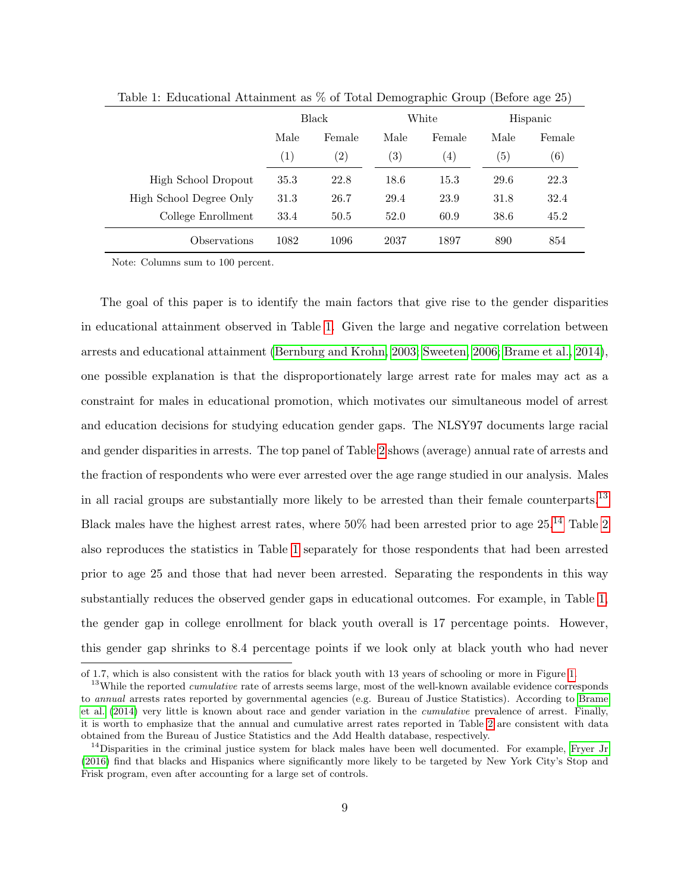Table 1: Educational Attainment as % of Total Demographic Group (Before age 25)

| | Black | | White | | Hispanic | |
|---|---|---|---|---|---|---|
| | Male | Female | Male | Female | Male | Female |
| | (1) | (2) | (3) | (4) | (5) | (6) |
| High School Dropout | 35.3 | 22.8 | 18.6 | 15.3 | 29.6 | 22.3 |
| High School Degree Only | 31.3 | 26.7 | 29.4 | 23.9 | 31.8 | 32.4 |
| College Enrollment | 33.4 | 50.5 | 52.0 | 60.9 | 38.6 | 45.2 |
| Observations | 1082 | 1096 | 2037 | 1897 | 890 | 854 |

Note: Columns sum to 100 percent.

The goal of this paper is to identify the main factors that give rise to the gender disparities in educational attainment observed in Table 1. Given the large and negative correlation between arrests and educational attainment (Bernburg and Krohn, 2003; Sweeten, 2006; Brame et al., 2014), one possible explanation is that the disproportionately large arrest rate for males may act as a constraint for males in educational promotion, which motivates our simultaneous model of arrest and education decisions for studying education gender gaps. The NLSY97 documents large racial and gender disparities in arrests. The top panel of Table 2 shows (average) annual rate of arrests and the fraction of respondents who were ever arrested over the age range studied in our analysis. Males in all racial groups are substantially more likely to be arrested than their female counterparts.[13] Black males have the highest arrest rates, where 50% had been arrested prior to age 25.[14] Table 2 also reproduces the statistics in Table 1 separately for those respondents that had been arrested prior to age 25 and those that had never been arrested. Separating the respondents in this way substantially reduces the observed gender gaps in educational outcomes. For example, in Table 1, the gender gap in college enrollment for black youth overall is 17 percentage points. However, this gender gap shrinks to 8.4 percentage points if we look only at black youth who had never

of 1.7, which is also consistent with the ratios for black youth with 13 years of schooling or more in Figure 1.

[13] While the reported *cumulative* rate of arrests seems large, most of the well-known available evidence corresponds to *annual* arrests rates reported by governmental agencies (e.g. Bureau of Justice Statistics). According to Brame et al. (2014) very little is known about race and gender variation in the *cumulative* prevalence of arrest. Finally, it is worth to emphasize that the annual and cumulative arrest rates reported in Table 2 are consistent with data obtained from the Bureau of Justice Statistics and the Add Health database, respectively.

[14] Disparities in the criminal justice system for black males have been well documented. For example, Fryer Jr (2016) find that blacks and Hispanics where significantly more likely to be targeted by New York City's Stop and Frisk program, even after accounting for a large set of controls.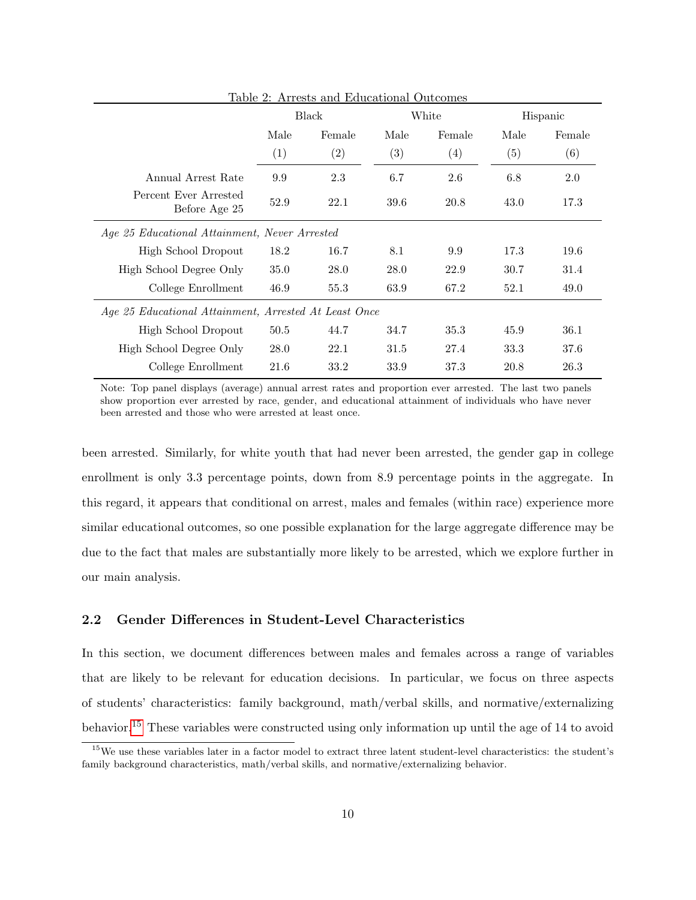Table 2: Arrests and Educational Outcomes

| | Black | | White | | Hispanic | |
|---|---|---|---|---|---|---|
| | Male | Female | Male | Female | Male | Female |
| | (1) | (2) | (3) | (4) | (5) | (6) |
| Annual Arrest Rate | 9.9 | 2.3 | 6.7 | 2.6 | 6.8 | 2.0 |
| Percent Ever Arrested Before Age 25 | 52.9 | 22.1 | 39.6 | 20.8 | 43.0 | 17.3 |
| *Age 25 Educational Attainment, Never Arrested* | | | | | | |
| High School Dropout | 18.2 | 16.7 | 8.1 | 9.9 | 17.3 | 19.6 |
| High School Degree Only | 35.0 | 28.0 | 28.0 | 22.9 | 30.7 | 31.4 |
| College Enrollment | 46.9 | 55.3 | 63.9 | 67.2 | 52.1 | 49.0 |
| *Age 25 Educational Attainment, Arrested At Least Once* | | | | | | |
| High School Dropout | 50.5 | 44.7 | 34.7 | 35.3 | 45.9 | 36.1 |
| High School Degree Only | 28.0 | 22.1 | 31.5 | 27.4 | 33.3 | 37.6 |
| College Enrollment | 21.6 | 33.2 | 33.9 | 37.3 | 20.8 | 26.3 |

Note: Top panel displays (average) annual arrest rates and proportion ever arrested. The last two panels show proportion ever arrested by race, gender, and educational attainment of individuals who have never been arrested and those who were arrested at least once.

been arrested. Similarly, for white youth that had never been arrested, the gender gap in college enrollment is only 3.3 percentage points, down from 8.9 percentage points in the aggregate. In this regard, it appears that conditional on arrest, males and females (within race) experience more similar educational outcomes, so one possible explanation for the large aggregate difference may be due to the fact that males are substantially more likely to be arrested, which we explore further in our main analysis.

### 2.2 Gender Differences in Student-Level Characteristics

In this section, we document differences between males and females across a range of variables that are likely to be relevant for education decisions. In particular, we focus on three aspects of students' characteristics: family background, math/verbal skills, and normative/externalizing behavior.[15] These variables were constructed using only information up until the age of 14 to avoid

[15] We use these variables later in a factor model to extract three latent student-level characteristics: the student's family background characteristics, math/verbal skills, and normative/externalizing behavior.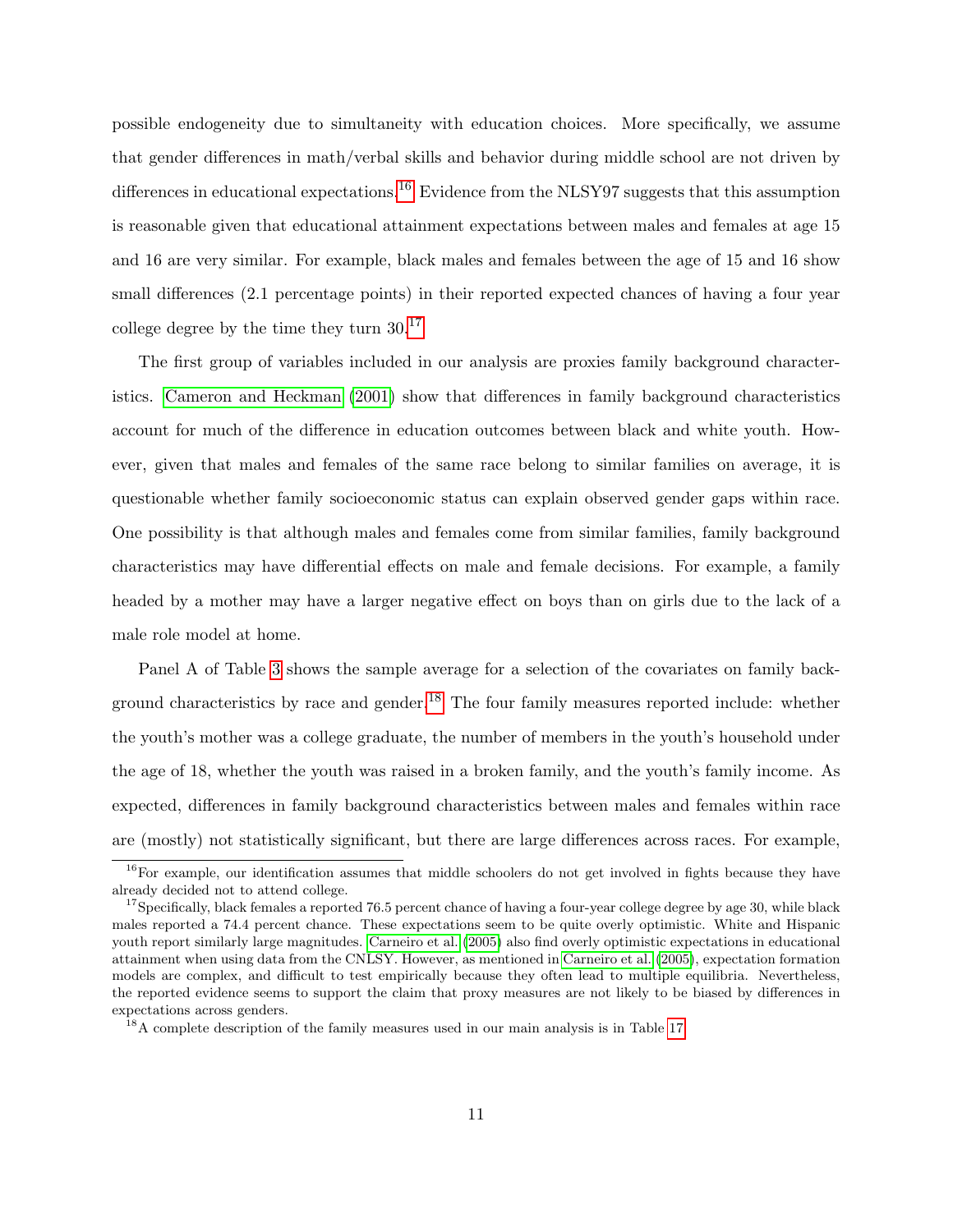possible endogeneity due to simultaneity with education choices. More specifically, we assume that gender differences in math/verbal skills and behavior during middle school are not driven by differences in educational expectations.[16] Evidence from the NLSY97 suggests that this assumption is reasonable given that educational attainment expectations between males and females at age 15 and 16 are very similar. For example, black males and females between the age of 15 and 16 show small differences (2.1 percentage points) in their reported expected chances of having a four year college degree by the time they turn 30.[17]

The first group of variables included in our analysis are proxies family background characteristics. Cameron and Heckman (2001) show that differences in family background characteristics account for much of the difference in education outcomes between black and white youth. However, given that males and females of the same race belong to similar families on average, it is questionable whether family socioeconomic status can explain observed gender gaps within race. One possibility is that although males and females come from similar families, family background characteristics may have differential effects on male and female decisions. For example, a family headed by a mother may have a larger negative effect on boys than on girls due to the lack of a male role model at home.

Panel A of Table 3 shows the sample average for a selection of the covariates on family background characteristics by race and gender.[18] The four family measures reported include: whether the youth's mother was a college graduate, the number of members in the youth's household under the age of 18, whether the youth was raised in a broken family, and the youth's family income. As expected, differences in family background characteristics between males and females within race are (mostly) not statistically significant, but there are large differences across races. For example,

---

[16] For example, our identification assumes that middle schoolers do not get involved in fights because they have already decided not to attend college.

[17] Specifically, black females a reported 76.5 percent chance of having a four-year college degree by age 30, while black males reported a 74.4 percent chance. These expectations seem to be quite overly optimistic. White and Hispanic youth report similarly large magnitudes. Carneiro et al. (2005) also find overly optimistic expectations in educational attainment when using data from the CNLSY. However, as mentioned in Carneiro et al. (2005), expectation formation models are complex, and difficult to test empirically because they often lead to multiple equilibria. Nevertheless, the reported evidence seems to support the claim that proxy measures are not likely to be biased by differences in expectations across genders.

[18] A complete description of the family measures used in our main analysis is in Table 17.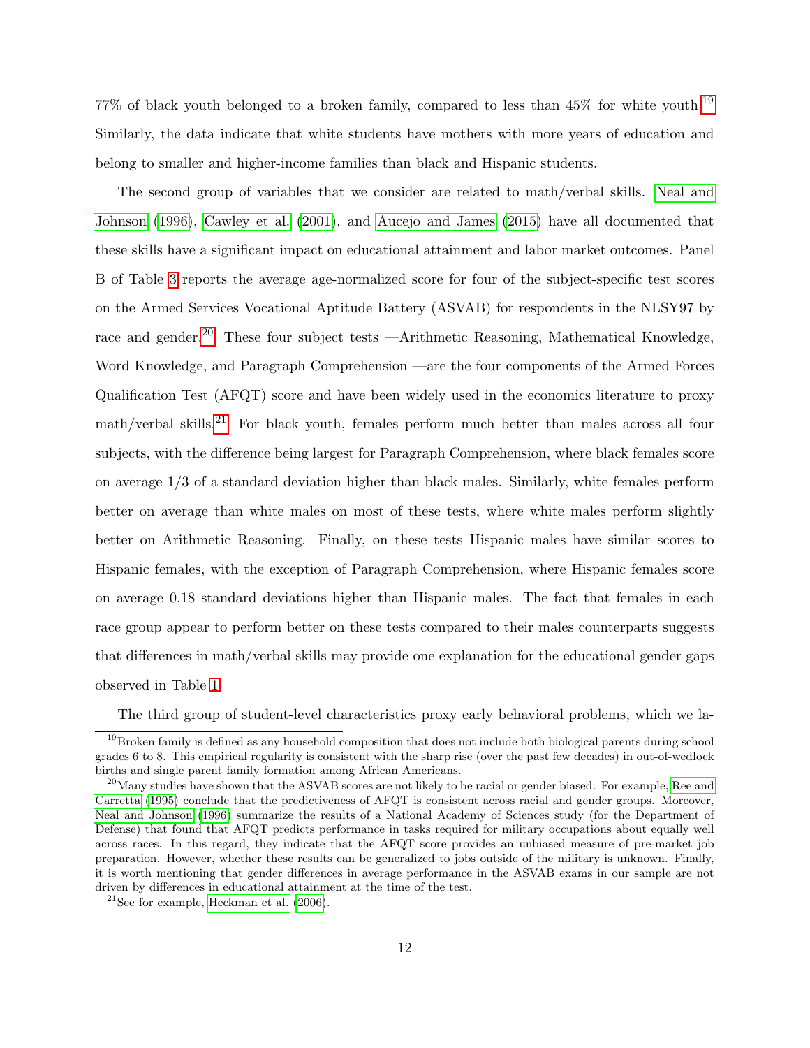77% of black youth belonged to a broken family, compared to less than 45% for white youth.[19] Similarly, the data indicate that white students have mothers with more years of education and belong to smaller and higher-income families than black and Hispanic students.

The second group of variables that we consider are related to math/verbal skills. Neal and Johnson (1996), Cawley et al. (2001), and Aucejo and James (2015) have all documented that these skills have a significant impact on educational attainment and labor market outcomes. Panel B of Table 3 reports the average age-normalized score for four of the subject-specific test scores on the Armed Services Vocational Aptitude Battery (ASVAB) for respondents in the NLSY97 by race and gender.[20] These four subject tests —Arithmetic Reasoning, Mathematical Knowledge, Word Knowledge, and Paragraph Comprehension —are the four components of the Armed Forces Qualification Test (AFQT) score and have been widely used in the economics literature to proxy math/verbal skills.[21] For black youth, females perform much better than males across all four subjects, with the difference being largest for Paragraph Comprehension, where black females score on average 1/3 of a standard deviation higher than black males. Similarly, white females perform better on average than white males on most of these tests, where white males perform slightly better on Arithmetic Reasoning. Finally, on these tests Hispanic males have similar scores to Hispanic females, with the exception of Paragraph Comprehension, where Hispanic females score on average 0.18 standard deviations higher than Hispanic males. The fact that females in each race group appear to perform better on these tests compared to their males counterparts suggests that differences in math/verbal skills may provide one explanation for the educational gender gaps observed in Table 1.

The third group of student-level characteristics proxy early behavioral problems, which we la-

[19] Broken family is defined as any household composition that does not include both biological parents during school grades 6 to 8. This empirical regularity is consistent with the sharp rise (over the past few decades) in out-of-wedlock births and single parent family formation among African Americans.

[20] Many studies have shown that the ASVAB scores are not likely to be racial or gender biased. For example, Ree and Carretta (1995) conclude that the predictiveness of AFQT is consistent across racial and gender groups. Moreover, Neal and Johnson (1996) summarize the results of a National Academy of Sciences study (for the Department of Defense) that found that AFQT predicts performance in tasks required for military occupations about equally well across races. In this regard, they indicate that the AFQT score provides an unbiased measure of pre-market job preparation. However, whether these results can be generalized to jobs outside of the military is unknown. Finally, it is worth mentioning that gender differences in average performance in the ASVAB exams in our sample are not driven by differences in educational attainment at the time of the test.

[21] See for example, Heckman et al. (2006).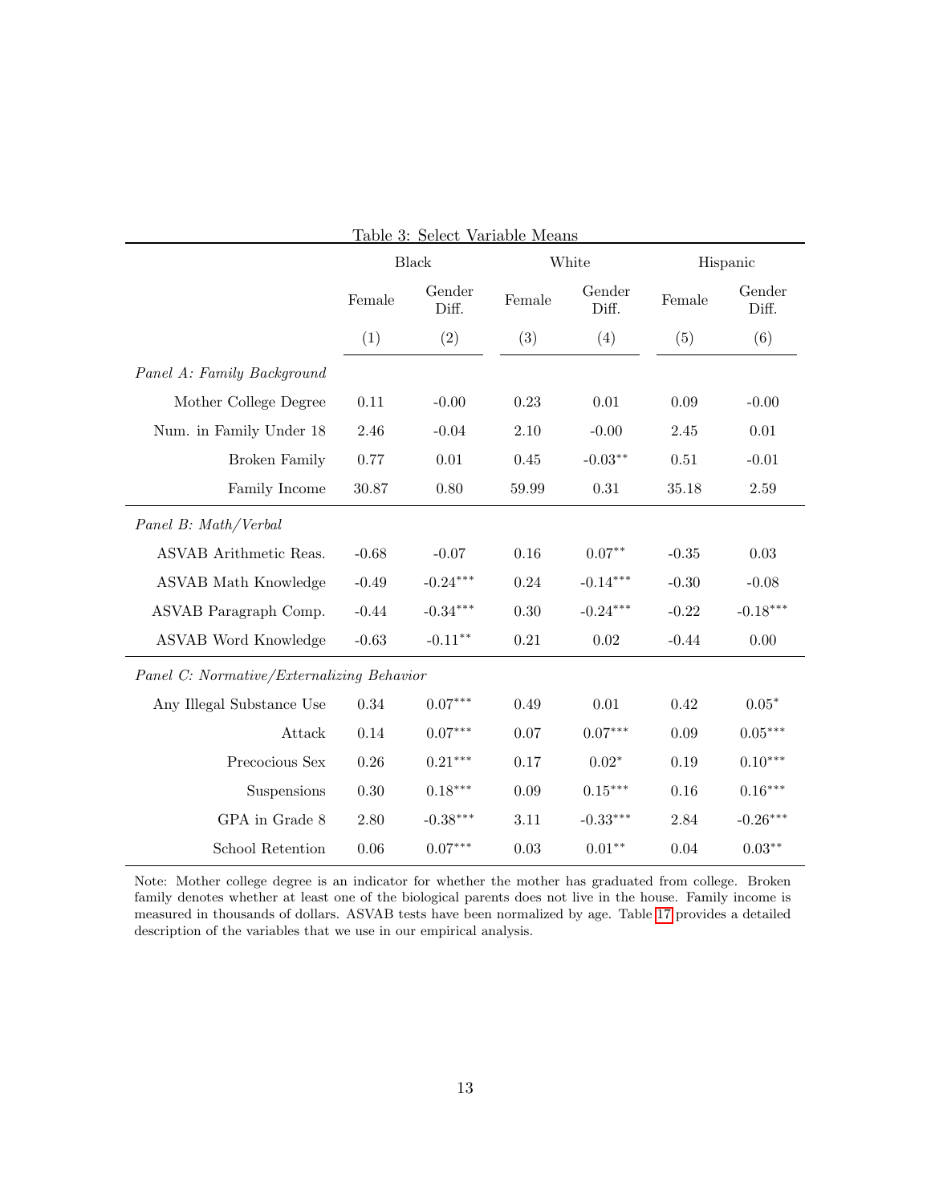Table 3: Select Variable Means

| | Black | | White | | Hispanic | |
|---|---|---|---|---|---|---|
| | Female | Gender Diff. | Female | Gender Diff. | Female | Gender Diff. |
| | (1) | (2) | (3) | (4) | (5) | (6) |
| *Panel A: Family Background* | | | | | | |
| Mother College Degree | 0.11 | -0.00 | 0.23 | 0.01 | 0.09 | -0.00 |
| Num. in Family Under 18 | 2.46 | -0.04 | 2.10 | -0.00 | 2.45 | 0.01 |
| Broken Family | 0.77 | 0.01 | 0.45 | -0.03** | 0.51 | -0.01 |
| Family Income | 30.87 | 0.80 | 59.99 | 0.31 | 35.18 | 2.59 |
| *Panel B: Math/Verbal* | | | | | | |
| ASVAB Arithmetic Reas. | -0.68 | -0.07 | 0.16 | 0.07** | -0.35 | 0.03 |
| ASVAB Math Knowledge | -0.49 | -0.24*** | 0.24 | -0.14*** | -0.30 | -0.08 |
| ASVAB Paragraph Comp. | -0.44 | -0.34*** | 0.30 | -0.24*** | -0.22 | -0.18*** |
| ASVAB Word Knowledge | -0.63 | -0.11** | 0.21 | 0.02 | -0.44 | 0.00 |
| *Panel C: Normative/Externalizing Behavior* | | | | | | |
| Any Illegal Substance Use | 0.34 | 0.07*** | 0.49 | 0.01 | 0.42 | 0.05* |
| Attack | 0.14 | 0.07*** | 0.07 | 0.07*** | 0.09 | 0.05*** |
| Precocious Sex | 0.26 | 0.21*** | 0.17 | 0.02* | 0.19 | 0.10*** |
| Suspensions | 0.30 | 0.18*** | 0.09 | 0.15*** | 0.16 | 0.16*** |
| GPA in Grade 8 | 2.80 | -0.38*** | 3.11 | -0.33*** | 2.84 | -0.26*** |
| School Retention | 0.06 | 0.07*** | 0.03 | 0.01** | 0.04 | 0.03** |

Note: Mother college degree is an indicator for whether the mother has graduated from college. Broken family denotes whether at least one of the biological parents does not live in the house. Family income is measured in thousands of dollars. ASVAB tests have been normalized by age. Table 17 provides a detailed description of the variables that we use in our empirical analysis.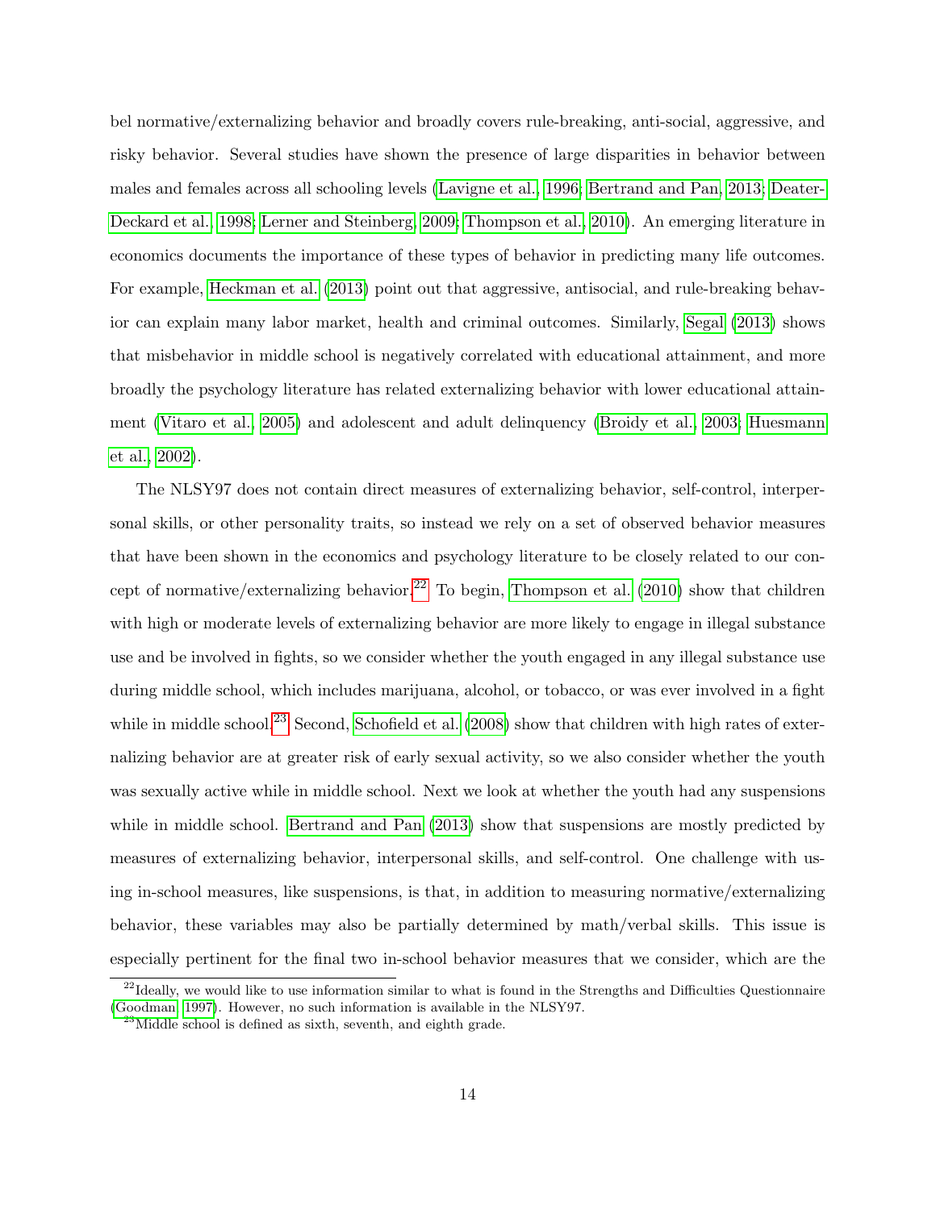bel normative/externalizing behavior and broadly covers rule-breaking, anti-social, aggressive, and risky behavior. Several studies have shown the presence of large disparities in behavior between males and females across all schooling levels (Lavigne et al., 1996; Bertrand and Pan, 2013; Deater-Deckard et al., 1998; Lerner and Steinberg, 2009; Thompson et al., 2010). An emerging literature in economics documents the importance of these types of behavior in predicting many life outcomes. For example, Heckman et al. (2013) point out that aggressive, antisocial, and rule-breaking behavior can explain many labor market, health and criminal outcomes. Similarly, Segal (2013) shows that misbehavior in middle school is negatively correlated with educational attainment, and more broadly the psychology literature has related externalizing behavior with lower educational attainment (Vitaro et al., 2005) and adolescent and adult delinquency (Broidy et al., 2003; Huesmann et al., 2002).

The NLSY97 does not contain direct measures of externalizing behavior, self-control, interpersonal skills, or other personality traits, so instead we rely on a set of observed behavior measures that have been shown in the economics and psychology literature to be closely related to our concept of normative/externalizing behavior.[22] To begin, Thompson et al. (2010) show that children with high or moderate levels of externalizing behavior are more likely to engage in illegal substance use and be involved in fights, so we consider whether the youth engaged in any illegal substance use during middle school, which includes marijuana, alcohol, or tobacco, or was ever involved in a fight while in middle school.[23] Second, Schofield et al. (2008) show that children with high rates of externalizing behavior are at greater risk of early sexual activity, so we also consider whether the youth was sexually active while in middle school. Next we look at whether the youth had any suspensions while in middle school. Bertrand and Pan (2013) show that suspensions are mostly predicted by measures of externalizing behavior, interpersonal skills, and self-control. One challenge with using in-school measures, like suspensions, is that, in addition to measuring normative/externalizing behavior, these variables may also be partially determined by math/verbal skills. This issue is especially pertinent for the final two in-school behavior measures that we consider, which are the

[22] Ideally, we would like to use information similar to what is found in the Strengths and Difficulties Questionnaire (Goodman, 1997). However, no such information is available in the NLSY97.

[23] Middle school is defined as sixth, seventh, and eighth grade.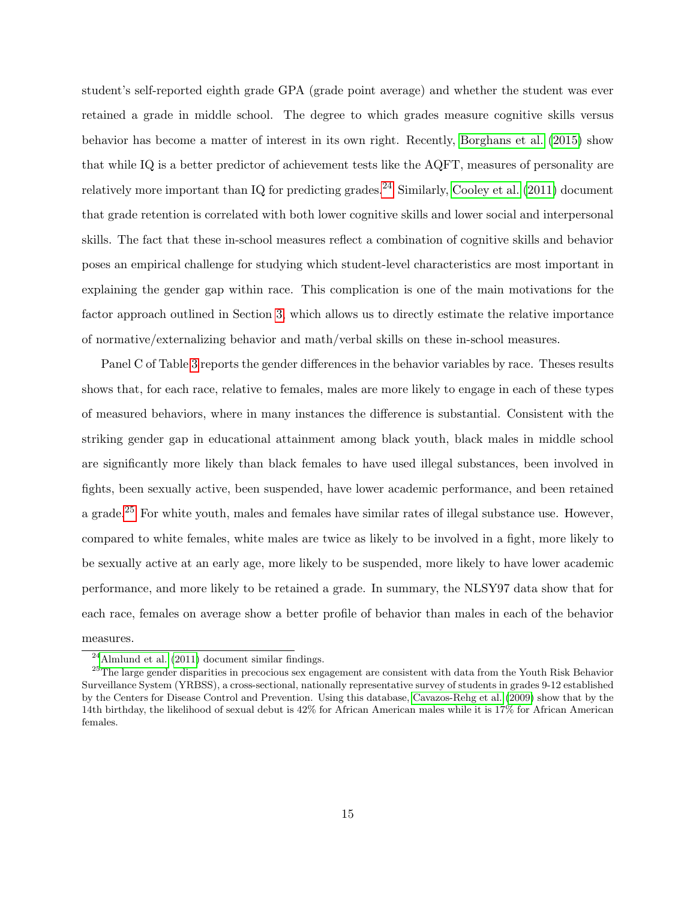student's self-reported eighth grade GPA (grade point average) and whether the student was ever retained a grade in middle school. The degree to which grades measure cognitive skills versus behavior has become a matter of interest in its own right. Recently, Borghans et al. (2015) show that while IQ is a better predictor of achievement tests like the AQFT, measures of personality are relatively more important than IQ for predicting grades.[24] Similarly, Cooley et al. (2011) document that grade retention is correlated with both lower cognitive skills and lower social and interpersonal skills. The fact that these in-school measures reflect a combination of cognitive skills and behavior poses an empirical challenge for studying which student-level characteristics are most important in explaining the gender gap within race. This complication is one of the main motivations for the factor approach outlined in Section 3, which allows us to directly estimate the relative importance of normative/externalizing behavior and math/verbal skills on these in-school measures.

Panel C of Table 3 reports the gender differences in the behavior variables by race. Theses results shows that, for each race, relative to females, males are more likely to engage in each of these types of measured behaviors, where in many instances the difference is substantial. Consistent with the striking gender gap in educational attainment among black youth, black males in middle school are significantly more likely than black females to have used illegal substances, been involved in fights, been sexually active, been suspended, have lower academic performance, and been retained a grade.[25] For white youth, males and females have similar rates of illegal substance use. However, compared to white females, white males are twice as likely to be involved in a fight, more likely to be sexually active at an early age, more likely to be suspended, more likely to have lower academic performance, and more likely to be retained a grade. In summary, the NLSY97 data show that for each race, females on average show a better profile of behavior than males in each of the behavior measures.

[24] Almlund et al. (2011) document similar findings.

[25] The large gender disparities in precocious sex engagement are consistent with data from the Youth Risk Behavior Surveillance System (YRBSS), a cross-sectional, nationally representative survey of students in grades 9-12 established by the Centers for Disease Control and Prevention. Using this database, Cavazos-Rehg et al. (2009) show that by the 14th birthday, the likelihood of sexual debut is 42% for African American males while it is 17% for African American females.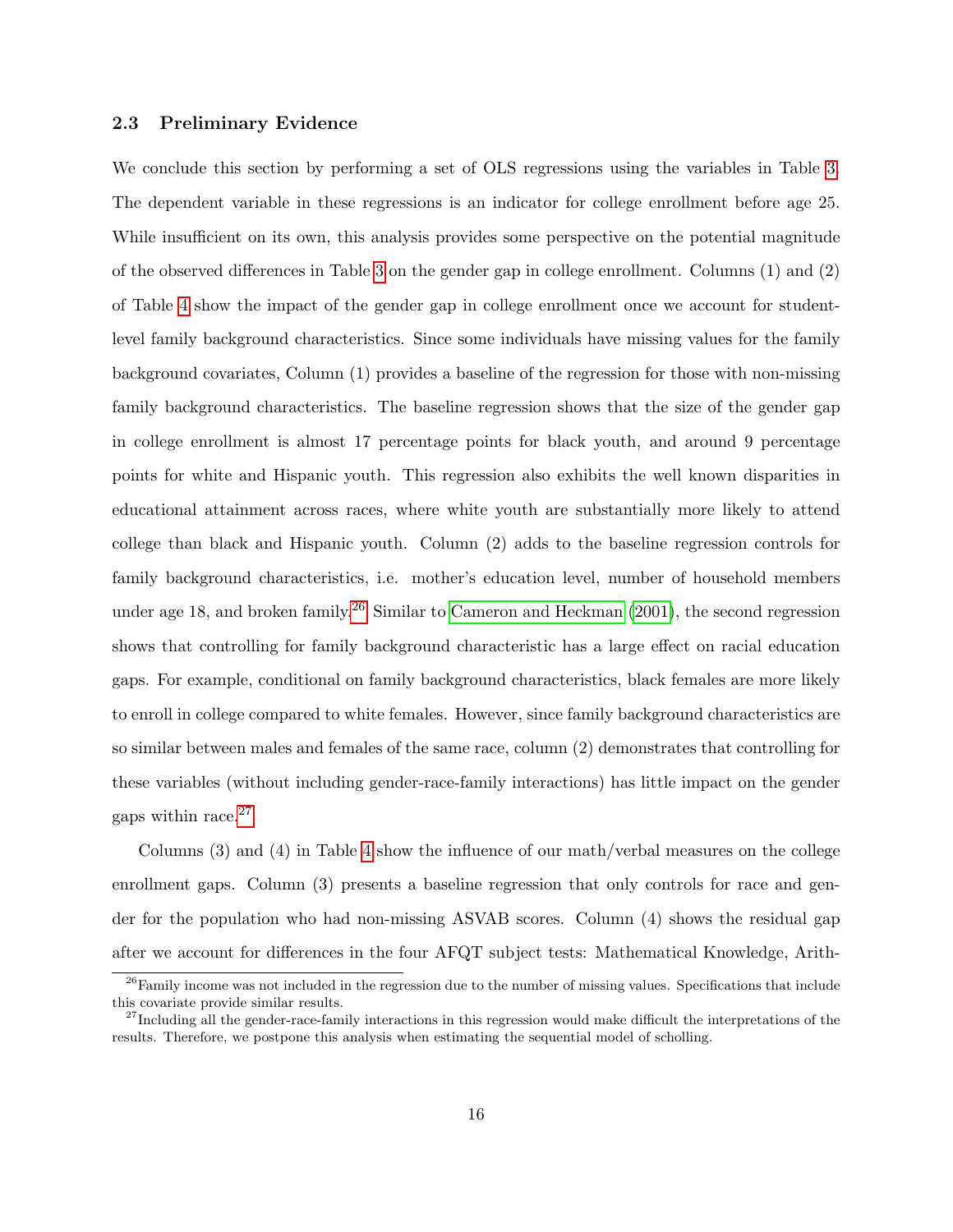### 2.3 Preliminary Evidence

We conclude this section by performing a set of OLS regressions using the variables in Table 3. The dependent variable in these regressions is an indicator for college enrollment before age 25. While insufficient on its own, this analysis provides some perspective on the potential magnitude of the observed differences in Table 3 on the gender gap in college enrollment. Columns (1) and (2) of Table 4 show the impact of the gender gap in college enrollment once we account for student-level family background characteristics. Since some individuals have missing values for the family background covariates, Column (1) provides a baseline of the regression for those with non-missing family background characteristics. The baseline regression shows that the size of the gender gap in college enrollment is almost 17 percentage points for black youth, and around 9 percentage points for white and Hispanic youth. This regression also exhibits the well known disparities in educational attainment across races, where white youth are substantially more likely to attend college than black and Hispanic youth. Column (2) adds to the baseline regression controls for family background characteristics, i.e. mother's education level, number of household members under age 18, and broken family.[26] Similar to Cameron and Heckman (2001), the second regression shows that controlling for family background characteristic has a large effect on racial education gaps. For example, conditional on family background characteristics, black females are more likely to enroll in college compared to white females. However, since family background characteristics are so similar between males and females of the same race, column (2) demonstrates that controlling for these variables (without including gender-race-family interactions) has little impact on the gender gaps within race.[27]

Columns (3) and (4) in Table 4 show the influence of our math/verbal measures on the college enrollment gaps. Column (3) presents a baseline regression that only controls for race and gender for the population who had non-missing ASVAB scores. Column (4) shows the residual gap after we account for differences in the four AFQT subject tests: Mathematical Knowledge, Arith-

[26] Family income was not included in the regression due to the number of missing values. Specifications that include this covariate provide similar results.

[27] Including all the gender-race-family interactions in this regression would make difficult the interpretations of the results. Therefore, we postpone this analysis when estimating the sequential model of scholling.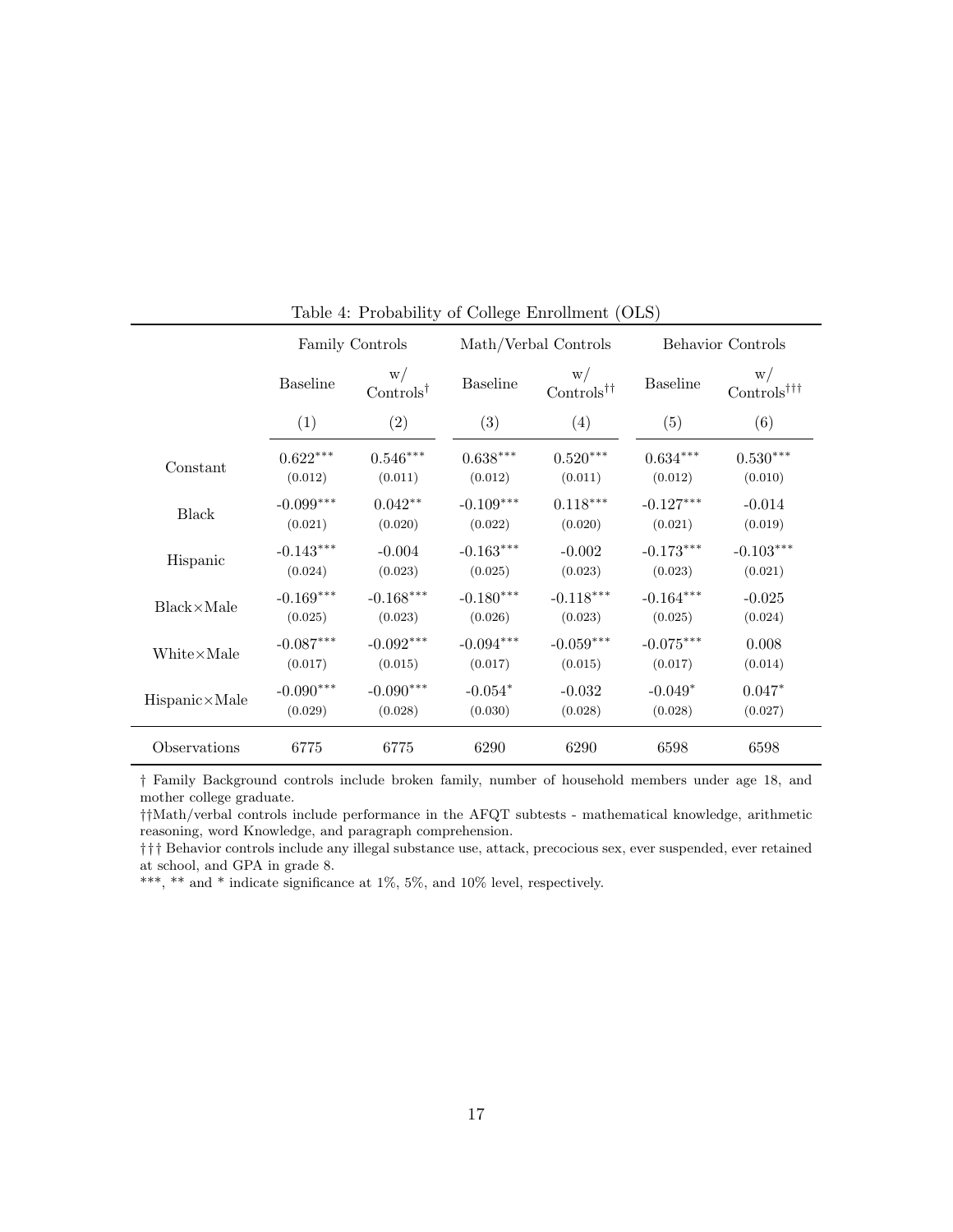Table 4: Probability of College Enrollment (OLS)

| | Family Controls | | Math/Verbal Controls | | Behavior Controls | |
|---|---|---|---|---|---|---|
| | Baseline | w/ Controls† | Baseline | w/ Controls†† | Baseline | w/ Controls††† |
| | (1) | (2) | (3) | (4) | (5) | (6) |
| Constant | 0.622*** | 0.546*** | 0.638*** | 0.520*** | 0.634*** | 0.530*** |
| | (0.012) | (0.011) | (0.012) | (0.011) | (0.012) | (0.010) |
| Black | -0.099*** | 0.042** | -0.109*** | 0.118*** | -0.127*** | -0.014 |
| | (0.021) | (0.020) | (0.022) | (0.020) | (0.021) | (0.019) |
| Hispanic | -0.143*** | -0.004 | -0.163*** | -0.002 | -0.173*** | -0.103*** |
| | (0.024) | (0.023) | (0.025) | (0.023) | (0.023) | (0.021) |
| Black×Male | -0.169*** | -0.168*** | -0.180*** | -0.118*** | -0.164*** | -0.025 |
| | (0.025) | (0.023) | (0.026) | (0.023) | (0.025) | (0.024) |
| White×Male | -0.087*** | -0.092*** | -0.094*** | -0.059*** | -0.075*** | 0.008 |
| | (0.017) | (0.015) | (0.017) | (0.015) | (0.017) | (0.014) |
| Hispanic×Male | -0.090*** | -0.090*** | -0.054* | -0.032 | -0.049* | 0.047* |
| | (0.029) | (0.028) | (0.030) | (0.028) | (0.028) | (0.027) |
| Observations | 6775 | 6775 | 6290 | 6290 | 6598 | 6598 |

† Family Background controls include broken family, number of household members under age 18, and mother college graduate.

††Math/verbal controls include performance in the AFQT subtests - mathematical knowledge, arithmetic reasoning, word Knowledge, and paragraph comprehension.

††† Behavior controls include any illegal substance use, attack, precocious sex, ever suspended, ever retained at school, and GPA in grade 8.

***, ** and * indicate significance at 1%, 5%, and 10% level, respectively.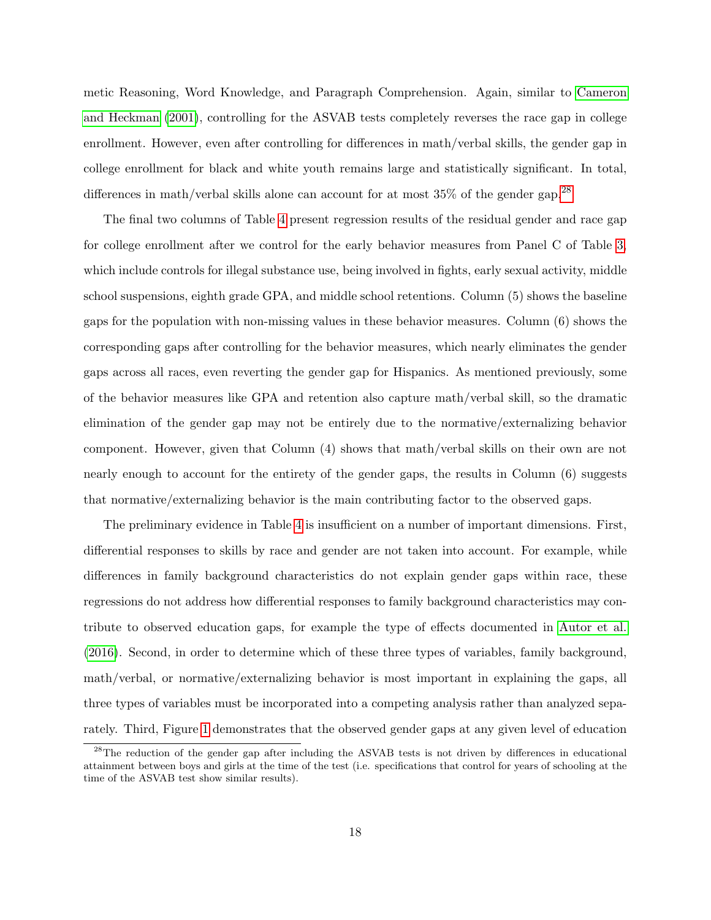metic Reasoning, Word Knowledge, and Paragraph Comprehension. Again, similar to Cameron and Heckman (2001), controlling for the ASVAB tests completely reverses the race gap in college enrollment. However, even after controlling for differences in math/verbal skills, the gender gap in college enrollment for black and white youth remains large and statistically significant. In total, differences in math/verbal skills alone can account for at most 35% of the gender gap.[28]

The final two columns of Table 4 present regression results of the residual gender and race gap for college enrollment after we control for the early behavior measures from Panel C of Table 3, which include controls for illegal substance use, being involved in fights, early sexual activity, middle school suspensions, eighth grade GPA, and middle school retentions. Column (5) shows the baseline gaps for the population with non-missing values in these behavior measures. Column (6) shows the corresponding gaps after controlling for the behavior measures, which nearly eliminates the gender gaps across all races, even reverting the gender gap for Hispanics. As mentioned previously, some of the behavior measures like GPA and retention also capture math/verbal skill, so the dramatic elimination of the gender gap may not be entirely due to the normative/externalizing behavior component. However, given that Column (4) shows that math/verbal skills on their own are not nearly enough to account for the entirety of the gender gaps, the results in Column (6) suggests that normative/externalizing behavior is the main contributing factor to the observed gaps.

The preliminary evidence in Table 4 is insufficient on a number of important dimensions. First, differential responses to skills by race and gender are not taken into account. For example, while differences in family background characteristics do not explain gender gaps within race, these regressions do not address how differential responses to family background characteristics may contribute to observed education gaps, for example the type of effects documented in Autor et al. (2016). Second, in order to determine which of these three types of variables, family background, math/verbal, or normative/externalizing behavior is most important in explaining the gaps, all three types of variables must be incorporated into a competing analysis rather than analyzed separately. Third, Figure 1 demonstrates that the observed gender gaps at any given level of education

[28] The reduction of the gender gap after including the ASVAB tests is not driven by differences in educational attainment between boys and girls at the time of the test (i.e. specifications that control for years of schooling at the time of the ASVAB test show similar results).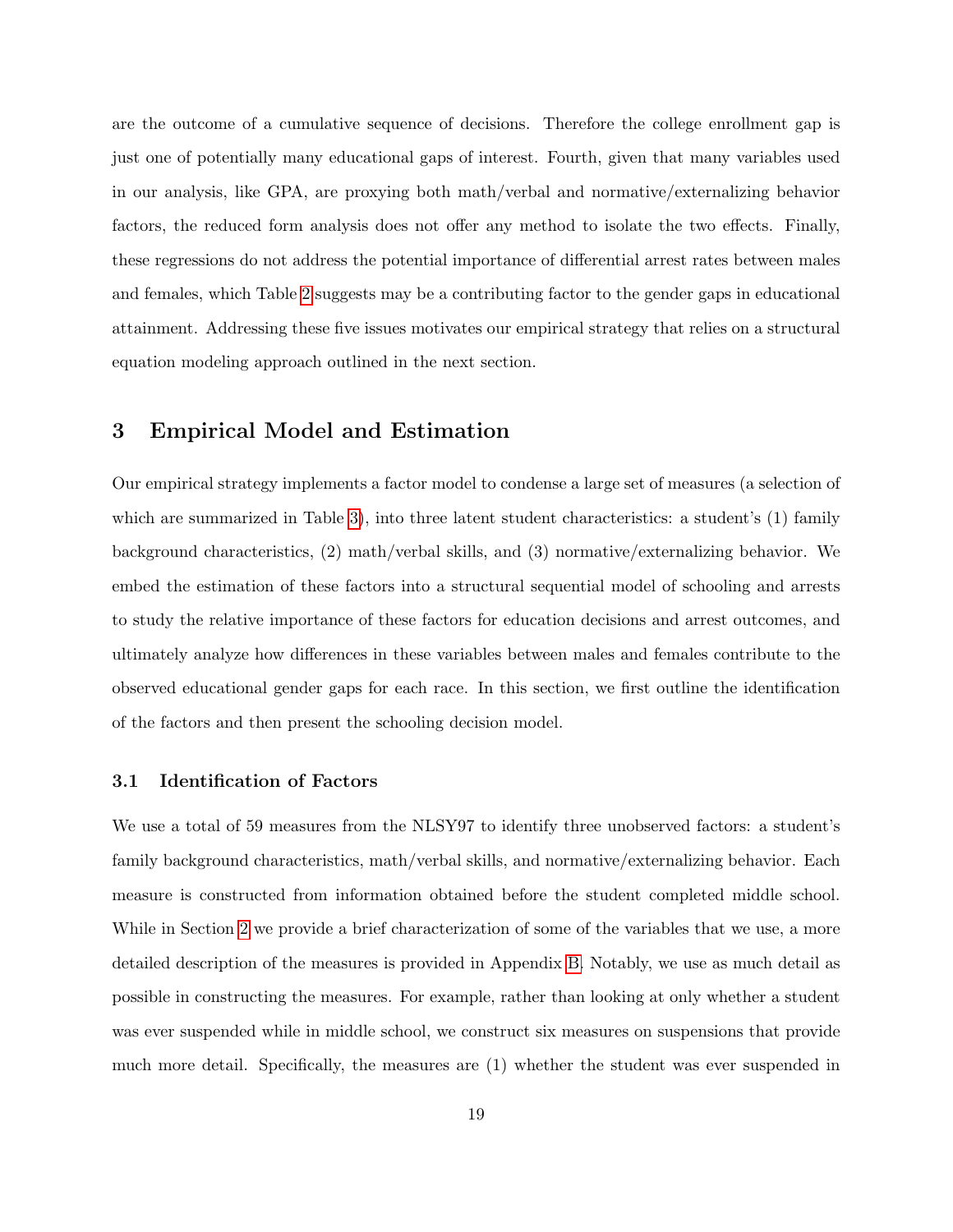are the outcome of a cumulative sequence of decisions. Therefore the college enrollment gap is just one of potentially many educational gaps of interest. Fourth, given that many variables used in our analysis, like GPA, are proxying both math/verbal and normative/externalizing behavior factors, the reduced form analysis does not offer any method to isolate the two effects. Finally, these regressions do not address the potential importance of differential arrest rates between males and females, which Table 2 suggests may be a contributing factor to the gender gaps in educational attainment. Addressing these five issues motivates our empirical strategy that relies on a structural equation modeling approach outlined in the next section.

## 3 Empirical Model and Estimation

Our empirical strategy implements a factor model to condense a large set of measures (a selection of which are summarized in Table 3), into three latent student characteristics: a student's (1) family background characteristics, (2) math/verbal skills, and (3) normative/externalizing behavior. We embed the estimation of these factors into a structural sequential model of schooling and arrests to study the relative importance of these factors for education decisions and arrest outcomes, and ultimately analyze how differences in these variables between males and females contribute to the observed educational gender gaps for each race. In this section, we first outline the identification of the factors and then present the schooling decision model.

### 3.1 Identification of Factors

We use a total of 59 measures from the NLSY97 to identify three unobserved factors: a student's family background characteristics, math/verbal skills, and normative/externalizing behavior. Each measure is constructed from information obtained before the student completed middle school. While in Section 2 we provide a brief characterization of some of the variables that we use, a more detailed description of the measures is provided in Appendix B. Notably, we use as much detail as possible in constructing the measures. For example, rather than looking at only whether a student was ever suspended while in middle school, we construct six measures on suspensions that provide much more detail. Specifically, the measures are (1) whether the student was ever suspended in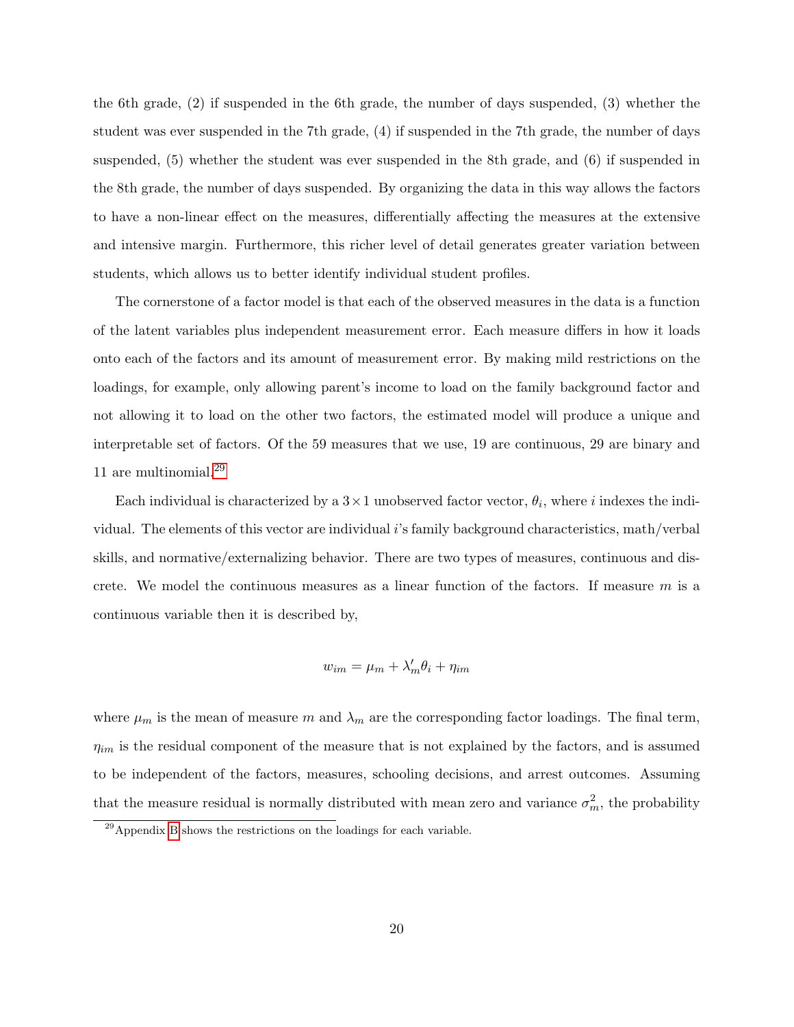the 6th grade, (2) if suspended in the 6th grade, the number of days suspended, (3) whether the student was ever suspended in the 7th grade, (4) if suspended in the 7th grade, the number of days suspended, (5) whether the student was ever suspended in the 8th grade, and (6) if suspended in the 8th grade, the number of days suspended. By organizing the data in this way allows the factors to have a non-linear effect on the measures, differentially affecting the measures at the extensive and intensive margin. Furthermore, this richer level of detail generates greater variation between students, which allows us to better identify individual student profiles.

The cornerstone of a factor model is that each of the observed measures in the data is a function of the latent variables plus independent measurement error. Each measure differs in how it loads onto each of the factors and its amount of measurement error. By making mild restrictions on the loadings, for example, only allowing parent's income to load on the family background factor and not allowing it to load on the other two factors, the estimated model will produce a unique and interpretable set of factors. Of the 59 measures that we use, 19 are continuous, 29 are binary and 11 are multinomial.[29]

Each individual is characterized by a $3 \times 1$ unobserved factor vector, $\theta_i$, where $i$ indexes the individual. The elements of this vector are individual $i$'s family background characteristics, math/verbal skills, and normative/externalizing behavior. There are two types of measures, continuous and discrete. We model the continuous measures as a linear function of the factors. If measure $m$ is a continuous variable then it is described by,

$$w_{im} = \mu_m + \lambda_m' \theta_i + \eta_{im}$$

where $\mu_m$ is the mean of measure $m$ and $\lambda_m$ are the corresponding factor loadings. The final term, $\eta_{im}$ is the residual component of the measure that is not explained by the factors, and is assumed to be independent of the factors, measures, schooling decisions, and arrest outcomes. Assuming that the measure residual is normally distributed with mean zero and variance $\sigma_m^2$, the probability

[29] Appendix B shows the restrictions on the loadings for each variable.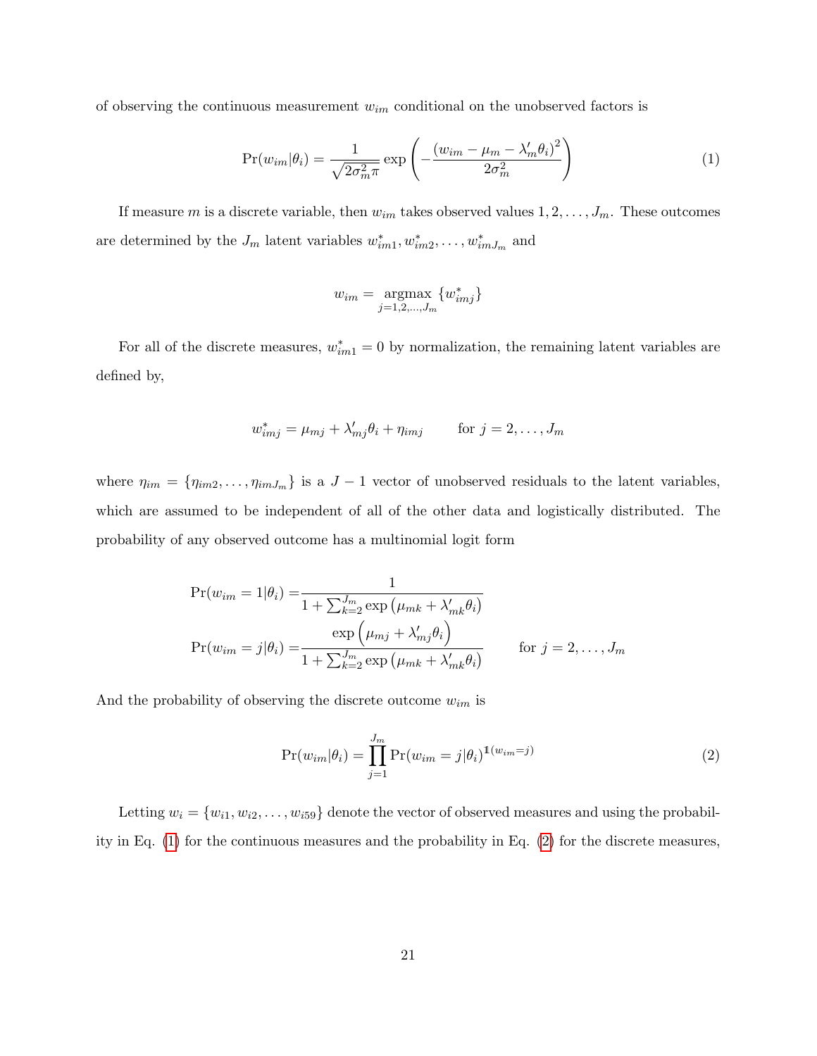of observing the continuous measurement $w_{im}$ conditional on the unobserved factors is

$$\Pr(w_{im}|\theta_i) = \frac{1}{\sqrt{2\sigma_m^2 \pi}} \exp\left(-\frac{(w_{im} - \mu_m - \lambda_m' \theta_i)^2}{2\sigma_m^2}\right) \tag{1}$$

If measure $m$ is a discrete variable, then $w_{im}$ takes observed values $1, 2, \ldots, J_m$. These outcomes are determined by the $J_m$ latent variables $w^*_{im1}, w^*_{im2}, \ldots, w^*_{imJ_m}$ and

$$w_{im} = \underset{j=1,2,\ldots,J_m}{\text{argmax}} \{w^*_{imj}\}$$

For all of the discrete measures, $w^*_{im1} = 0$ by normalization, the remaining latent variables are defined by,

$$w^*_{imj} = \mu_{mj} + \lambda'_{mj}\theta_i + \eta_{imj} \qquad \text{for } j = 2, \ldots, J_m$$

where $\eta_{im} = \{\eta_{im2}, \ldots, \eta_{imJ_m}\}$ is a $J - 1$ vector of unobserved residuals to the latent variables, which are assumed to be independent of all of the other data and logistically distributed. The probability of any observed outcome has a multinomial logit form

$$\begin{aligned}
\Pr(w_{im} = 1|\theta_i) =& \frac{1}{1 + \sum_{k=2}^{J_m} \exp\left(\mu_{mk} + \lambda'_{mk}\theta_i\right)} \\
\Pr(w_{im} = j|\theta_i) =& \frac{\exp\left(\mu_{mj} + \lambda'_{mj}\theta_i\right)}{1 + \sum_{k=2}^{J_m} \exp\left(\mu_{mk} + \lambda'_{mk}\theta_i\right)} \qquad \text{for } j = 2, \ldots, J_m
\end{aligned}$$

And the probability of observing the discrete outcome $w_{im}$ is

$$\Pr(w_{im}|\theta_i) = \prod_{j=1}^{J_m} \Pr(w_{im} = j|\theta_i)^{\mathbb{1}(w_{im}=j)} \tag{2}$$

Letting $w_i = \{w_{i1}, w_{i2}, \ldots, w_{i59}\}$ denote the vector of observed measures and using the probability in Eq. (1) for the continuous measures and the probability in Eq. (2) for the discrete measures,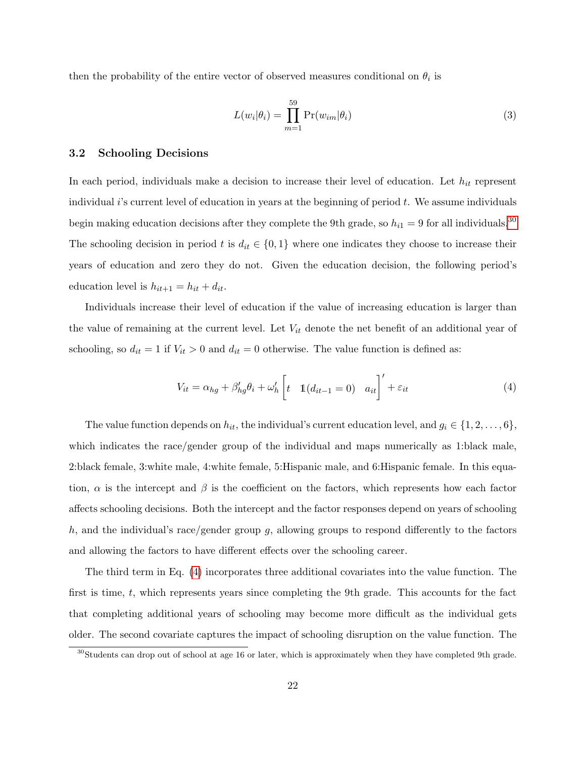then the probability of the entire vector of observed measures conditional on $\theta_i$ is

$$L(w_i|\theta_i) = \prod_{m=1}^{59} \Pr(w_{im}|\theta_i) \tag{3}$$

### 3.2 Schooling Decisions

In each period, individuals make a decision to increase their level of education. Let $h_{it}$ represent individual $i$'s current level of education in years at the beginning of period $t$. We assume individuals begin making education decisions after they complete the 9th grade, so $h_{i1} = 9$ for all individuals.[30] The schooling decision in period $t$ is $d_{it} \in \{0, 1\}$ where one indicates they choose to increase their years of education and zero they do not. Given the education decision, the following period's education level is $h_{it+1} = h_{it} + d_{it}$.

Individuals increase their level of education if the value of increasing education is larger than the value of remaining at the current level. Let $V_{it}$ denote the net benefit of an additional year of schooling, so $d_{it} = 1$ if $V_{it} > 0$ and $d_{it} = 0$ otherwise. The value function is defined as:

$$V_{it} = \alpha_{hg} + \beta'_{hg}\theta_i + \omega'_h \begin{bmatrix} t & \mathbb{1}(d_{it-1} = 0) & a_{it} \end{bmatrix}' + \varepsilon_{it} \tag{4}$$

The value function depends on $h_{it}$, the individual's current education level, and $g_i \in \{1, 2, \ldots, 6\}$, which indicates the race/gender group of the individual and maps numerically as 1:black male, 2:black female, 3:white male, 4:white female, 5:Hispanic male, and 6:Hispanic female. In this equation, $\alpha$ is the intercept and $\beta$ is the coefficient on the factors, which represents how each factor affects schooling decisions. Both the intercept and the factor responses depend on years of schooling $h$, and the individual's race/gender group $g$, allowing groups to respond differently to the factors and allowing the factors to have different effects over the schooling career.

The third term in Eq. (4) incorporates three additional covariates into the value function. The first is time, $t$, which represents years since completing the 9th grade. This accounts for the fact that completing additional years of schooling may become more difficult as the individual gets older. The second covariate captures the impact of schooling disruption on the value function. The

[30] Students can drop out of school at age 16 or later, which is approximately when they have completed 9th grade.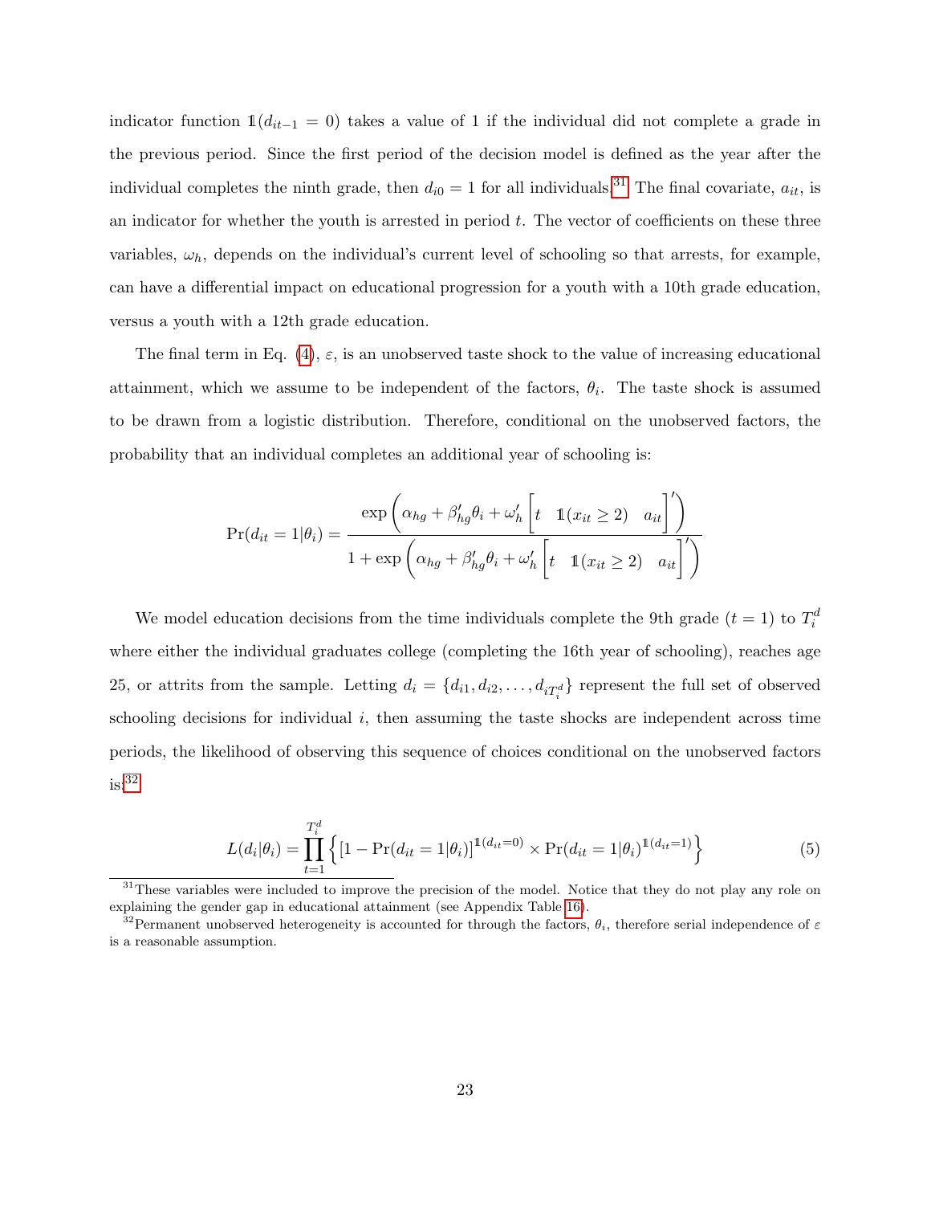indicator function $\mathbb{1}(d_{it-1} = 0)$ takes a value of 1 if the individual did not complete a grade in the previous period. Since the first period of the decision model is defined as the year after the individual completes the ninth grade, then $d_{i0} = 1$ for all individuals.[31] The final covariate, $a_{it}$, is an indicator for whether the youth is arrested in period $t$. The vector of coefficients on these three variables, $\omega_h$, depends on the individual's current level of schooling so that arrests, for example, can have a differential impact on educational progression for a youth with a 10th grade education, versus a youth with a 12th grade education.

The final term in Eq. (4), $\varepsilon$, is an unobserved taste shock to the value of increasing educational attainment, which we assume to be independent of the factors, $\theta_i$. The taste shock is assumed to be drawn from a logistic distribution. Therefore, conditional on the unobserved factors, the probability that an individual completes an additional year of schooling is:

$$\Pr(d_{it} = 1|\theta_i) = \frac{\exp\left(\alpha_{hg} + \beta'_{hg}\theta_i + \omega'_h \left[t \quad \mathbb{1}(x_{it} \geq 2) \quad a_{it}\right]'\right)}{1 + \exp\left(\alpha_{hg} + \beta'_{hg}\theta_i + \omega'_h \left[t \quad \mathbb{1}(x_{it} \geq 2) \quad a_{it}\right]'\right)}$$

We model education decisions from the time individuals complete the 9th grade ($t = 1$) to $T_i^d$ where either the individual graduates college (completing the 16th year of schooling), reaches age 25, or attrits from the sample. Letting $d_i = \{d_{i1}, d_{i2}, \ldots, d_{iT_i^d}\}$ represent the full set of observed schooling decisions for individual $i$, then assuming the taste shocks are independent across time periods, the likelihood of observing this sequence of choices conditional on the unobserved factors is:[32]

$$L(d_i|\theta_i) = \prod_{t=1}^{T_i^d} \left\{ [1 - \Pr(d_{it} = 1|\theta_i)]^{\mathbb{1}(d_{it}=0)} \times \Pr(d_{it} = 1|\theta_i)^{\mathbb{1}(d_{it}=1)} \right\} \tag{5}$$

[31] These variables were included to improve the precision of the model. Notice that they do not play any role on explaining the gender gap in educational attainment (see Appendix Table 16).

[32] Permanent unobserved heterogeneity is accounted for through the factors, $\theta_i$, therefore serial independence of $\varepsilon$ is a reasonable assumption.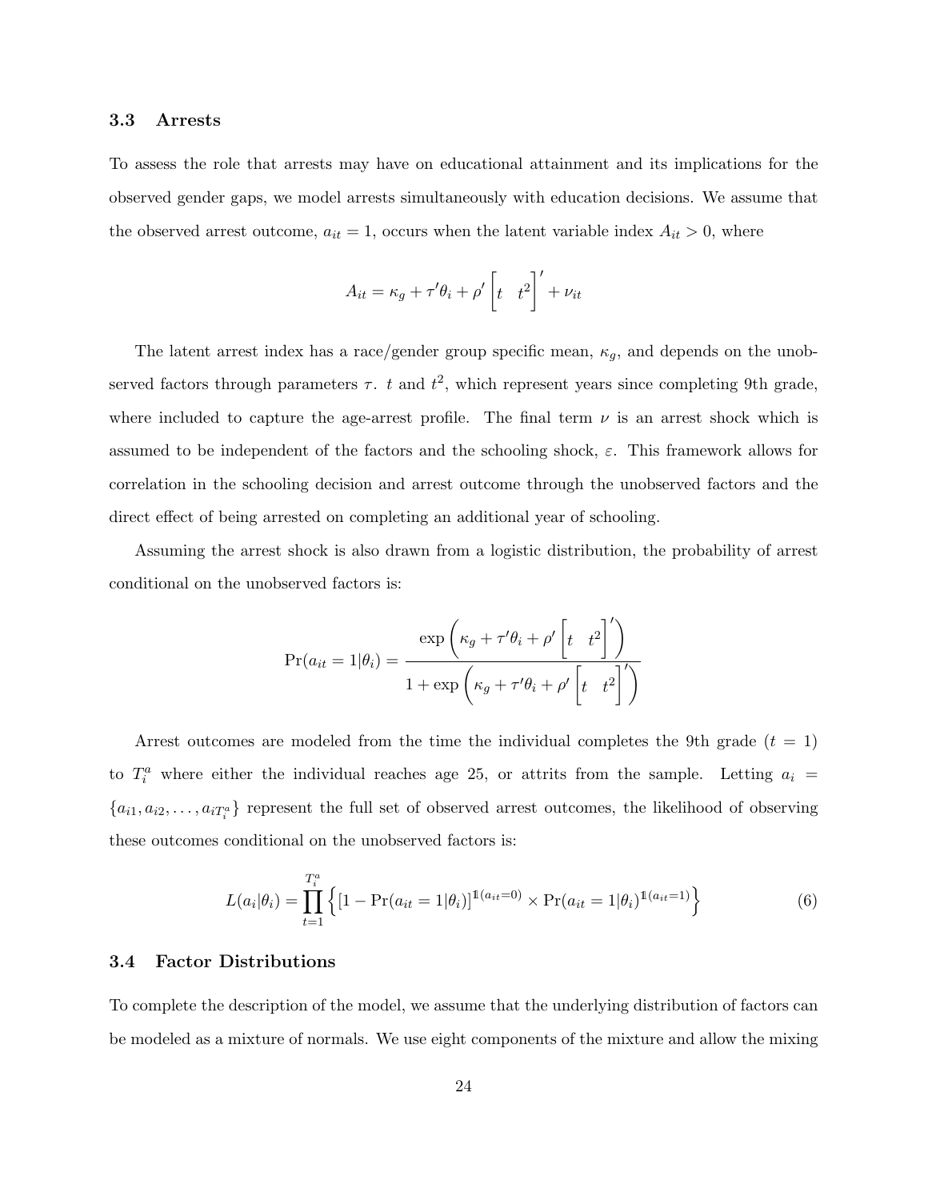### 3.3 Arrests

To assess the role that arrests may have on educational attainment and its implications for the observed gender gaps, we model arrests simultaneously with education decisions. We assume that the observed arrest outcome, $a_{it} = 1$, occurs when the latent variable index $A_{it} > 0$, where

$$A_{it} = \kappa_g + \tau'\theta_i + \rho' \begin{bmatrix} t & t^2 \end{bmatrix}' + \nu_{it}$$

The latent arrest index has a race/gender group specific mean, $\kappa_g$, and depends on the unobserved factors through parameters $\tau$. $t$ and $t^2$, which represent years since completing 9th grade, where included to capture the age-arrest profile. The final term $\nu$ is an arrest shock which is assumed to be independent of the factors and the schooling shock, $\varepsilon$. This framework allows for correlation in the schooling decision and arrest outcome through the unobserved factors and the direct effect of being arrested on completing an additional year of schooling.

Assuming the arrest shock is also drawn from a logistic distribution, the probability of arrest conditional on the unobserved factors is:

$$\Pr(a_{it} = 1|\theta_i) = \frac{\exp\left(\kappa_g + \tau'\theta_i + \rho' \begin{bmatrix} t & t^2 \end{bmatrix}'\right)}{1 + \exp\left(\kappa_g + \tau'\theta_i + \rho' \begin{bmatrix} t & t^2 \end{bmatrix}'\right)}$$

Arrest outcomes are modeled from the time the individual completes the 9th grade ($t = 1$) to $T_i^a$ where either the individual reaches age 25, or attrits from the sample. Letting $a_i = \{a_{i1}, a_{i2}, \ldots, a_{iT_i^a}\}$ represent the full set of observed arrest outcomes, the likelihood of observing these outcomes conditional on the unobserved factors is:

$$L(a_i|\theta_i) = \prod_{t=1}^{T_i^a} \left\{ [1 - \Pr(a_{it} = 1|\theta_i)]^{\mathbb{1}(a_{it}=0)} \times \Pr(a_{it} = 1|\theta_i)^{\mathbb{1}(a_{it}=1)} \right\} \tag{6}$$

### 3.4 Factor Distributions

To complete the description of the model, we assume that the underlying distribution of factors can be modeled as a mixture of normals. We use eight components of the mixture and allow the mixing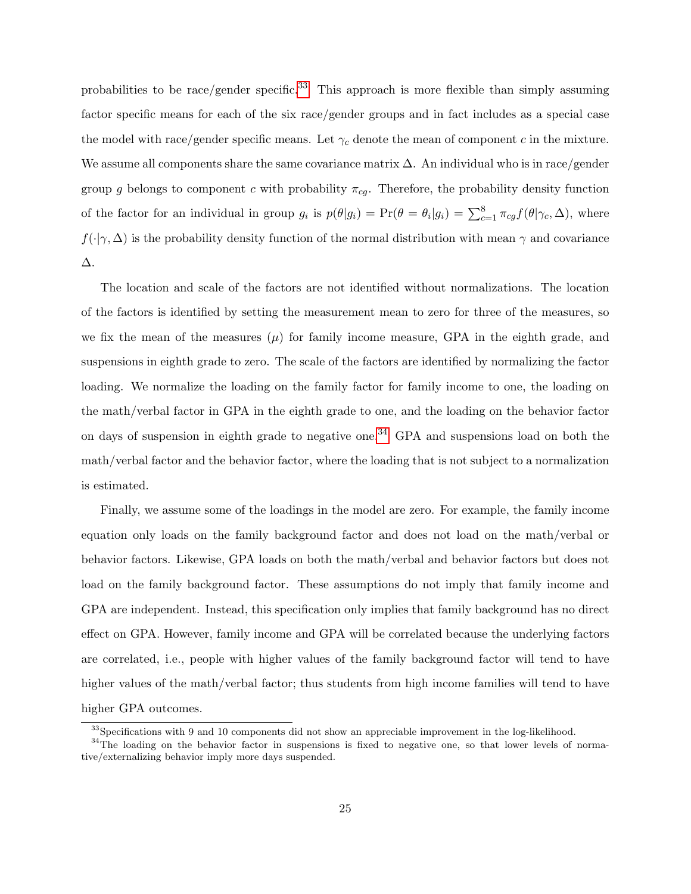probabilities to be race/gender specific.[33] This approach is more flexible than simply assuming factor specific means for each of the six race/gender groups and in fact includes as a special case the model with race/gender specific means. Let $\gamma_c$ denote the mean of component $c$ in the mixture. We assume all components share the same covariance matrix $\Delta$. An individual who is in race/gender group $g$ belongs to component $c$ with probability $\pi_{cg}$. Therefore, the probability density function of the factor for an individual in group $g_i$ is $p(\theta|g_i) = \Pr(\theta = \theta_i|g_i) = \sum_{c=1}^{8} \pi_{cg} f(\theta|\gamma_c, \Delta)$, where $f(\cdot|\gamma, \Delta)$ is the probability density function of the normal distribution with mean $\gamma$ and covariance $\Delta$.

The location and scale of the factors are not identified without normalizations. The location of the factors is identified by setting the measurement mean to zero for three of the measures, so we fix the mean of the measures ($\mu$) for family income measure, GPA in the eighth grade, and suspensions in eighth grade to zero. The scale of the factors are identified by normalizing the factor loading. We normalize the loading on the family factor for family income to one, the loading on the math/verbal factor in GPA in the eighth grade to one, and the loading on the behavior factor on days of suspension in eighth grade to negative one.[34] GPA and suspensions load on both the math/verbal factor and the behavior factor, where the loading that is not subject to a normalization is estimated.

Finally, we assume some of the loadings in the model are zero. For example, the family income equation only loads on the family background factor and does not load on the math/verbal or behavior factors. Likewise, GPA loads on both the math/verbal and behavior factors but does not load on the family background factor. These assumptions do not imply that family income and GPA are independent. Instead, this specification only implies that family background has no direct effect on GPA. However, family income and GPA will be correlated because the underlying factors are correlated, i.e., people with higher values of the family background factor will tend to have higher values of the math/verbal factor; thus students from high income families will tend to have higher GPA outcomes.

[33] Specifications with 9 and 10 components did not show an appreciable improvement in the log-likelihood.

[34] The loading on the behavior factor in suspensions is fixed to negative one, so that lower levels of normative/externalizing behavior imply more days suspended.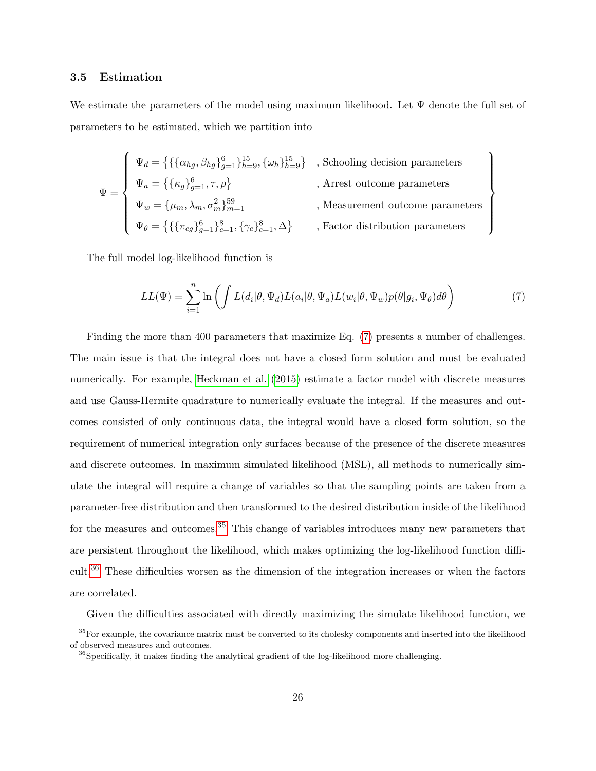### 3.5 Estimation

We estimate the parameters of the model using maximum likelihood. Let $\Psi$ denote the full set of parameters to be estimated, which we partition into

$$
\Psi = \left\{ \begin{array}{ll} \Psi_d = \left\{ \{ \{\alpha_{hg}, \beta_{hg}\}_{g=1}^{6} \}_{h=9}^{15}, \{\omega_h\}_{h=9}^{15} \right\} & \text{, Schooling decision parameters} \\ \Psi_a = \left\{ \{\kappa_g\}_{g=1}^{6}, \tau, \rho \right\} & \text{, Arrest outcome parameters} \\ \Psi_w = \{\mu_m, \lambda_m, \sigma_m^2\}_{m=1}^{59} & \text{, Measurement outcome parameters} \\ \Psi_\theta = \left\{ \{ \{\pi_{cg}\}_{g=1}^{6} \}_{c=1}^{8}, \{\gamma_c\}_{c=1}^{8}, \Delta \right\} & \text{, Factor distribution parameters} \end{array} \right\}
$$

The full model log-likelihood function is

$$
LL(\Psi) = \sum_{i=1}^{n} \ln \left( \int L(d_i|\theta, \Psi_d) L(a_i|\theta, \Psi_a) L(w_i|\theta, \Psi_w) p(\theta|g_i, \Psi_\theta) d\theta \right) \tag{7}
$$

Finding the more than 400 parameters that maximize Eq. (7) presents a number of challenges. The main issue is that the integral does not have a closed form solution and must be evaluated numerically. For example, Heckman et al. (2015) estimate a factor model with discrete measures and use Gauss-Hermite quadrature to numerically evaluate the integral. If the measures and outcomes consisted of only continuous data, the integral would have a closed form solution, so the requirement of numerical integration only surfaces because of the presence of the discrete measures and discrete outcomes. In maximum simulated likelihood (MSL), all methods to numerically simulate the integral will require a change of variables so that the sampling points are taken from a parameter-free distribution and then transformed to the desired distribution inside of the likelihood for the measures and outcomes.[35] This change of variables introduces many new parameters that are persistent throughout the likelihood, which makes optimizing the log-likelihood function difficult.[36] These difficulties worsen as the dimension of the integration increases or when the factors are correlated.

Given the difficulties associated with directly maximizing the simulate likelihood function, we

[35] For example, the covariance matrix must be converted to its cholesky components and inserted into the likelihood of observed measures and outcomes.

[36] Specifically, it makes finding the analytical gradient of the log-likelihood more challenging.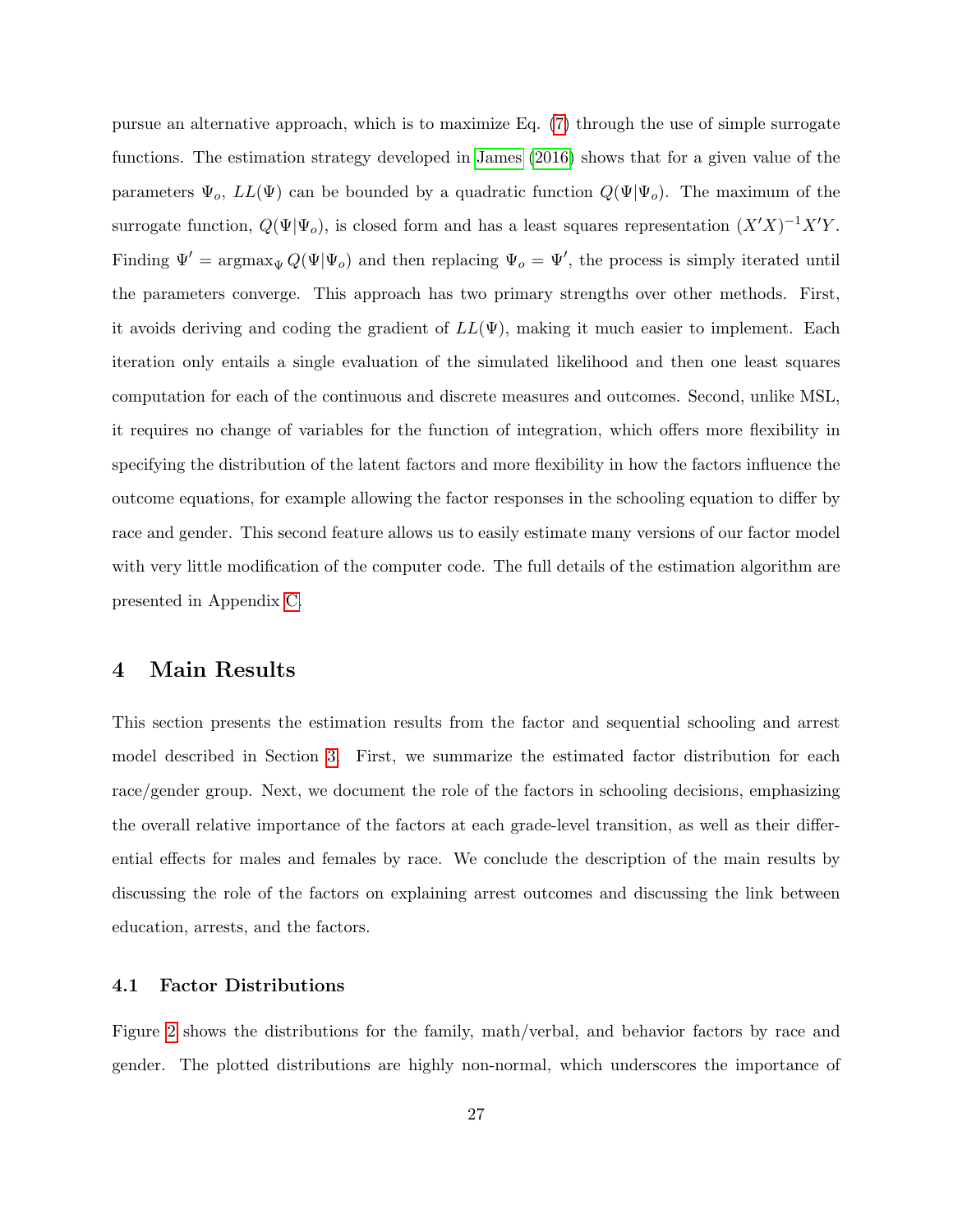pursue an alternative approach, which is to maximize Eq. (7) through the use of simple surrogate functions. The estimation strategy developed in James (2016) shows that for a given value of the parameters $\Psi_o$, $LL(\Psi)$ can be bounded by a quadratic function $Q(\Psi|\Psi_o)$. The maximum of the surrogate function, $Q(\Psi|\Psi_o)$, is closed form and has a least squares representation $(X'X)^{-1}X'Y$. Finding $\Psi' = \text{argmax}_{\Psi}\, Q(\Psi|\Psi_o)$ and then replacing $\Psi_o = \Psi'$, the process is simply iterated until the parameters converge. This approach has two primary strengths over other methods. First, it avoids deriving and coding the gradient of $LL(\Psi)$, making it much easier to implement. Each iteration only entails a single evaluation of the simulated likelihood and then one least squares computation for each of the continuous and discrete measures and outcomes. Second, unlike MSL, it requires no change of variables for the function of integration, which offers more flexibility in specifying the distribution of the latent factors and more flexibility in how the factors influence the outcome equations, for example allowing the factor responses in the schooling equation to differ by race and gender. This second feature allows us to easily estimate many versions of our factor model with very little modification of the computer code. The full details of the estimation algorithm are presented in Appendix C.

# 4 Main Results

This section presents the estimation results from the factor and sequential schooling and arrest model described in Section 3. First, we summarize the estimated factor distribution for each race/gender group. Next, we document the role of the factors in schooling decisions, emphasizing the overall relative importance of the factors at each grade-level transition, as well as their differential effects for males and females by race. We conclude the description of the main results by discussing the role of the factors on explaining arrest outcomes and discussing the link between education, arrests, and the factors.

## 4.1 Factor Distributions

Figure 2 shows the distributions for the family, math/verbal, and behavior factors by race and gender. The plotted distributions are highly non-normal, which underscores the importance of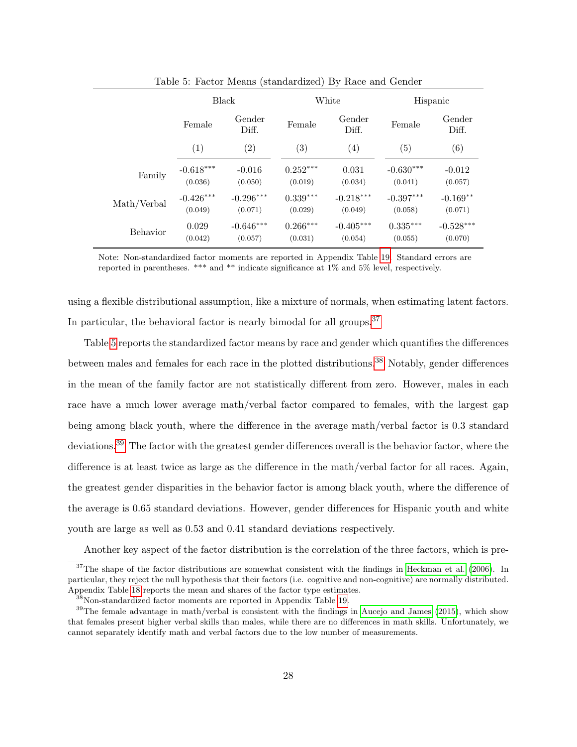Table 5: Factor Means (standardized) By Race and Gender

| | Black | | White | | Hispanic | |
|---|---|---|---|---|---|---|
| | Female | Gender Diff. | Female | Gender Diff. | Female | Gender Diff. |
| | (1) | (2) | (3) | (4) | (5) | (6) |
| Family | -0.618*** | -0.016 | 0.252*** | 0.031 | -0.630*** | -0.012 |
| | (0.036) | (0.050) | (0.019) | (0.034) | (0.041) | (0.057) |
| Math/Verbal | -0.426*** | -0.296*** | 0.339*** | -0.218*** | -0.397*** | -0.169** |
| | (0.049) | (0.071) | (0.029) | (0.049) | (0.058) | (0.071) |
| Behavior | 0.029 | -0.646*** | 0.266*** | -0.405*** | 0.335*** | -0.528*** |
| | (0.042) | (0.057) | (0.031) | (0.054) | (0.055) | (0.070) |

Note: Non-standardized factor moments are reported in Appendix Table 19. Standard errors are reported in parentheses. *** and ** indicate significance at 1% and 5% level, respectively.

using a flexible distributional assumption, like a mixture of normals, when estimating latent factors. In particular, the behavioral factor is nearly bimodal for all groups.[37]

Table 5 reports the standardized factor means by race and gender which quantifies the differences between males and females for each race in the plotted distributions.[38] Notably, gender differences in the mean of the family factor are not statistically different from zero. However, males in each race have a much lower average math/verbal factor compared to females, with the largest gap being among black youth, where the difference in the average math/verbal factor is 0.3 standard deviations.[39] The factor with the greatest gender differences overall is the behavior factor, where the difference is at least twice as large as the difference in the math/verbal factor for all races. Again, the greatest gender disparities in the behavior factor is among black youth, where the difference of the average is 0.65 standard deviations. However, gender differences for Hispanic youth and white youth are large as well as 0.53 and 0.41 standard deviations respectively.

Another key aspect of the factor distribution is the correlation of the three factors, which is pre-

[37] The shape of the factor distributions are somewhat consistent with the findings in Heckman et al. (2006). In particular, they reject the null hypothesis that their factors (i.e. cognitive and non-cognitive) are normally distributed. Appendix Table 18 reports the mean and shares of the factor type estimates.

[38] Non-standardized factor moments are reported in Appendix Table 19.

[39] The female advantage in math/verbal is consistent with the findings in Aucejo and James (2015), which show that females present higher verbal skills than males, while there are no differences in math skills. Unfortunately, we cannot separately identify math and verbal factors due to the low number of measurements.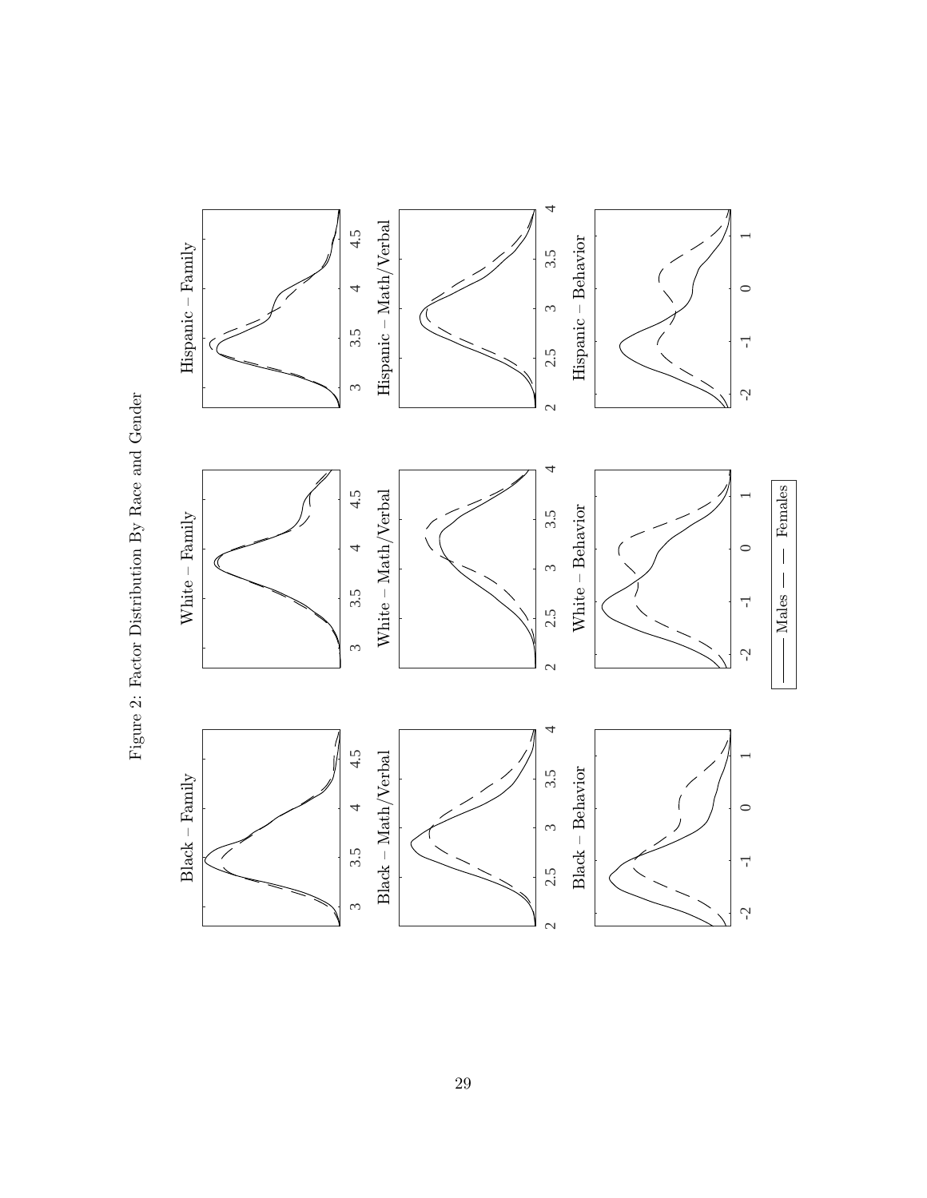Figure 2: Factor Distribution By Race and Gender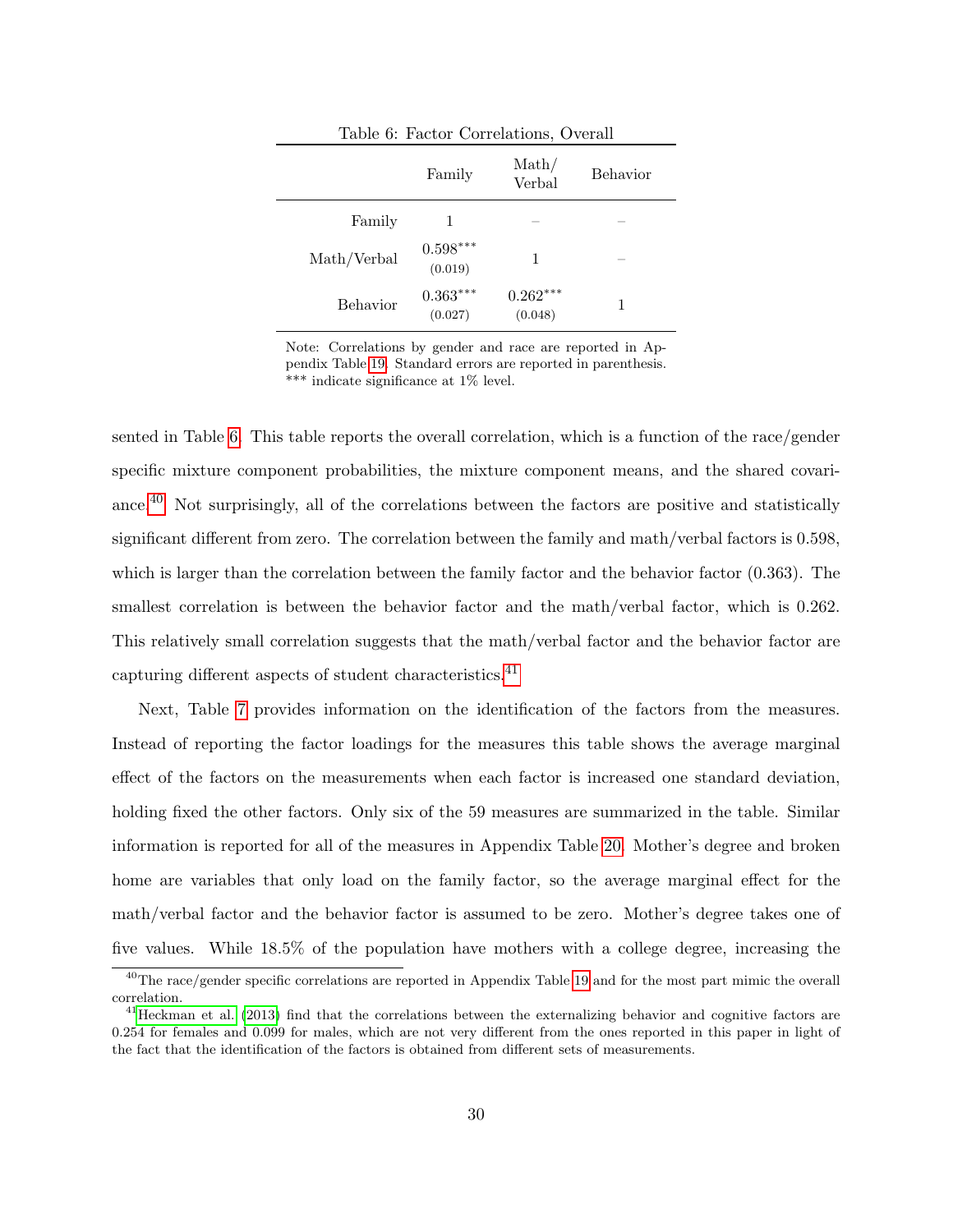Table 6: Factor Correlations, Overall

| | Family | Math/ Verbal | Behavior |
|---|---|---|---|
| Family | 1 | – | – |
| Math/Verbal | 0.598*** (0.019) | 1 | – |
| Behavior | 0.363*** (0.027) | 0.262*** (0.048) | 1 |

Note: Correlations by gender and race are reported in Appendix Table 19. Standard errors are reported in parenthesis. *** indicate significance at 1% level.

sented in Table 6. This table reports the overall correlation, which is a function of the race/gender specific mixture component probabilities, the mixture component means, and the shared covariance.[40] Not surprisingly, all of the correlations between the factors are positive and statistically significant different from zero. The correlation between the family and math/verbal factors is 0.598, which is larger than the correlation between the family factor and the behavior factor (0.363). The smallest correlation is between the behavior factor and the math/verbal factor, which is 0.262. This relatively small correlation suggests that the math/verbal factor and the behavior factor are capturing different aspects of student characteristics.[41]

Next, Table 7 provides information on the identification of the factors from the measures. Instead of reporting the factor loadings for the measures this table shows the average marginal effect of the factors on the measurements when each factor is increased one standard deviation, holding fixed the other factors. Only six of the 59 measures are summarized in the table. Similar information is reported for all of the measures in Appendix Table 20. Mother's degree and broken home are variables that only load on the family factor, so the average marginal effect for the math/verbal factor and the behavior factor is assumed to be zero. Mother's degree takes one of five values. While 18.5% of the population have mothers with a college degree, increasing the

[40] The race/gender specific correlations are reported in Appendix Table 19 and for the most part mimic the overall correlation.

[41] Heckman et al. (2013) find that the correlations between the externalizing behavior and cognitive factors are 0.254 for females and 0.099 for males, which are not very different from the ones reported in this paper in light of the fact that the identification of the factors is obtained from different sets of measurements.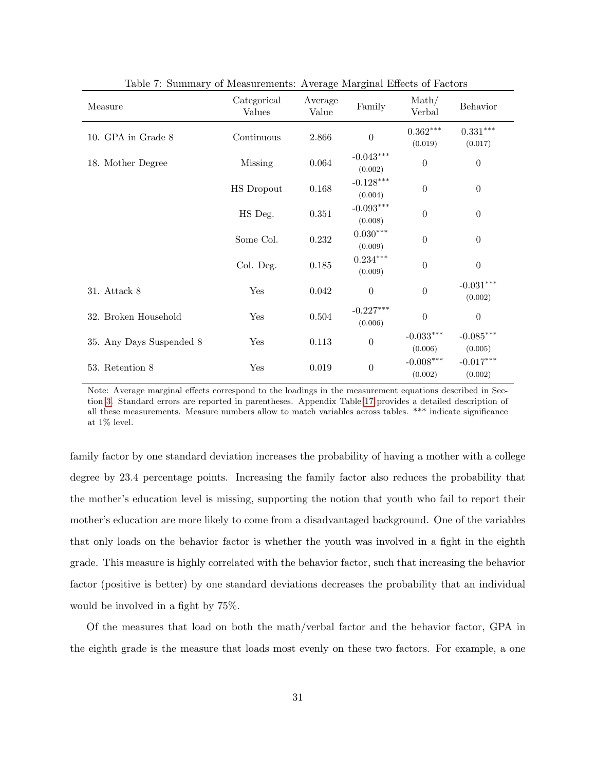Table 7: Summary of Measurements: Average Marginal Effects of Factors

| Measure | Categorical Values | Average Value | Family | Math/ Verbal | Behavior |
|---|---|---|---|---|---|
| 10. GPA in Grade 8 | Continuous | 2.866 | 0 | 0.362*** (0.019) | 0.331*** (0.017) |
| 18. Mother Degree | Missing | 0.064 | -0.043*** (0.002) | 0 | 0 |
| | HS Dropout | 0.168 | -0.128*** (0.004) | 0 | 0 |
| | HS Deg. | 0.351 | -0.093*** (0.008) | 0 | 0 |
| | Some Col. | 0.232 | 0.030*** (0.009) | 0 | 0 |
| | Col. Deg. | 0.185 | 0.234*** (0.009) | 0 | 0 |
| 31. Attack 8 | Yes | 0.042 | 0 | 0 | -0.031*** (0.002) |
| 32. Broken Household | Yes | 0.504 | -0.227*** (0.006) | 0 | 0 |
| 35. Any Days Suspended 8 | Yes | 0.113 | 0 | -0.033*** (0.006) | -0.085*** (0.005) |
| 53. Retention 8 | Yes | 0.019 | 0 | -0.008*** (0.002) | -0.017*** (0.002) |

Note: Average marginal effects correspond to the loadings in the measurement equations described in Section 3. Standard errors are reported in parentheses. Appendix Table 17 provides a detailed description of all these measurements. Measure numbers allow to match variables across tables. *** indicate significance at 1% level.

family factor by one standard deviation increases the probability of having a mother with a college degree by 23.4 percentage points. Increasing the family factor also reduces the probability that the mother's education level is missing, supporting the notion that youth who fail to report their mother's education are more likely to come from a disadvantaged background. One of the variables that only loads on the behavior factor is whether the youth was involved in a fight in the eighth grade. This measure is highly correlated with the behavior factor, such that increasing the behavior factor (positive is better) by one standard deviations decreases the probability that an individual would be involved in a fight by 75%.

Of the measures that load on both the math/verbal factor and the behavior factor, GPA in the eighth grade is the measure that loads most evenly on these two factors. For example, a one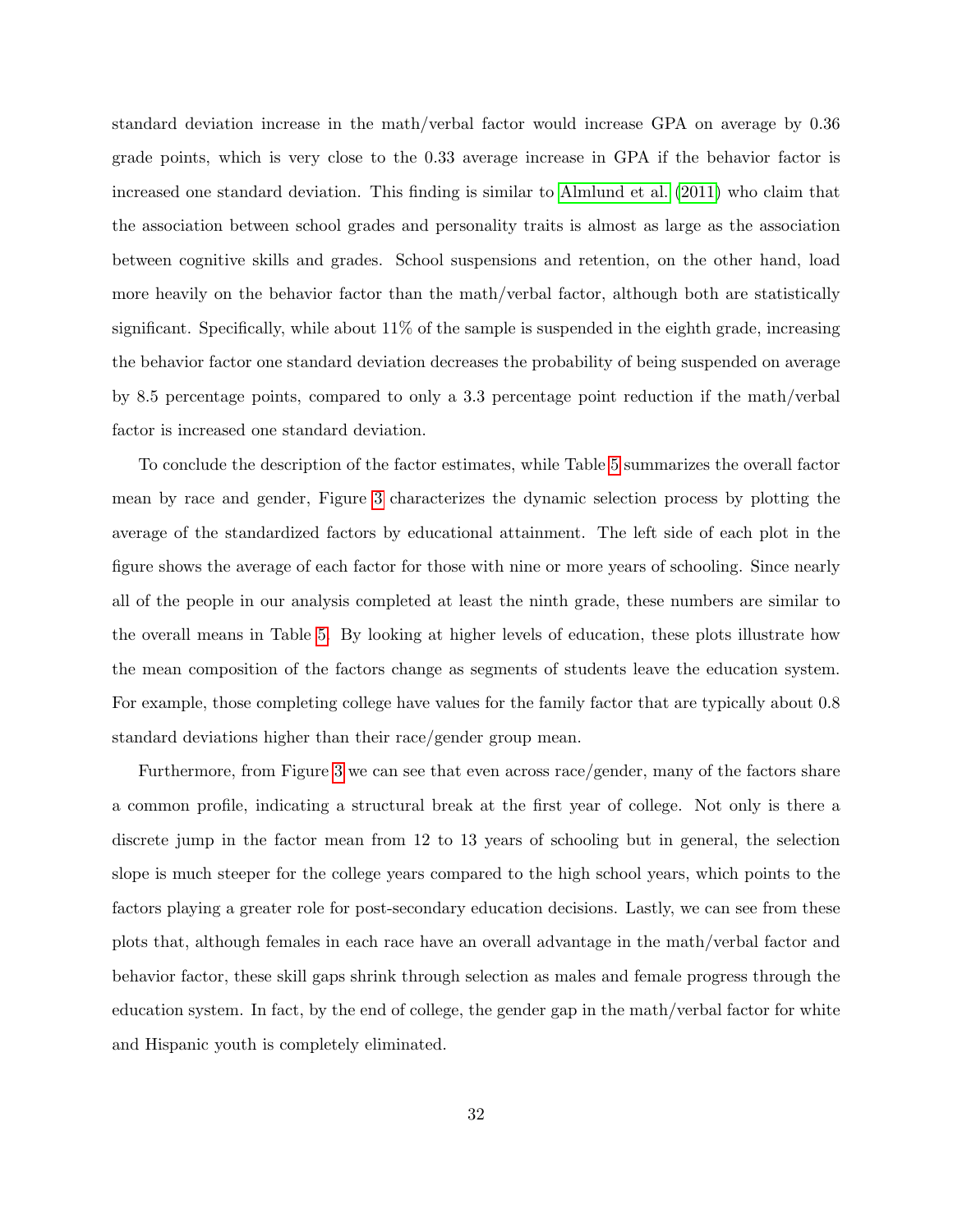standard deviation increase in the math/verbal factor would increase GPA on average by 0.36 grade points, which is very close to the 0.33 average increase in GPA if the behavior factor is increased one standard deviation. This finding is similar to Almlund et al. (2011) who claim that the association between school grades and personality traits is almost as large as the association between cognitive skills and grades. School suspensions and retention, on the other hand, load more heavily on the behavior factor than the math/verbal factor, although both are statistically significant. Specifically, while about 11% of the sample is suspended in the eighth grade, increasing the behavior factor one standard deviation decreases the probability of being suspended on average by 8.5 percentage points, compared to only a 3.3 percentage point reduction if the math/verbal factor is increased one standard deviation.

To conclude the description of the factor estimates, while Table 5 summarizes the overall factor mean by race and gender, Figure 3 characterizes the dynamic selection process by plotting the average of the standardized factors by educational attainment. The left side of each plot in the figure shows the average of each factor for those with nine or more years of schooling. Since nearly all of the people in our analysis completed at least the ninth grade, these numbers are similar to the overall means in Table 5. By looking at higher levels of education, these plots illustrate how the mean composition of the factors change as segments of students leave the education system. For example, those completing college have values for the family factor that are typically about 0.8 standard deviations higher than their race/gender group mean.

Furthermore, from Figure 3 we can see that even across race/gender, many of the factors share a common profile, indicating a structural break at the first year of college. Not only is there a discrete jump in the factor mean from 12 to 13 years of schooling but in general, the selection slope is much steeper for the college years compared to the high school years, which points to the factors playing a greater role for post-secondary education decisions. Lastly, we can see from these plots that, although females in each race have an overall advantage in the math/verbal factor and behavior factor, these skill gaps shrink through selection as males and female progress through the education system. In fact, by the end of college, the gender gap in the math/verbal factor for white and Hispanic youth is completely eliminated.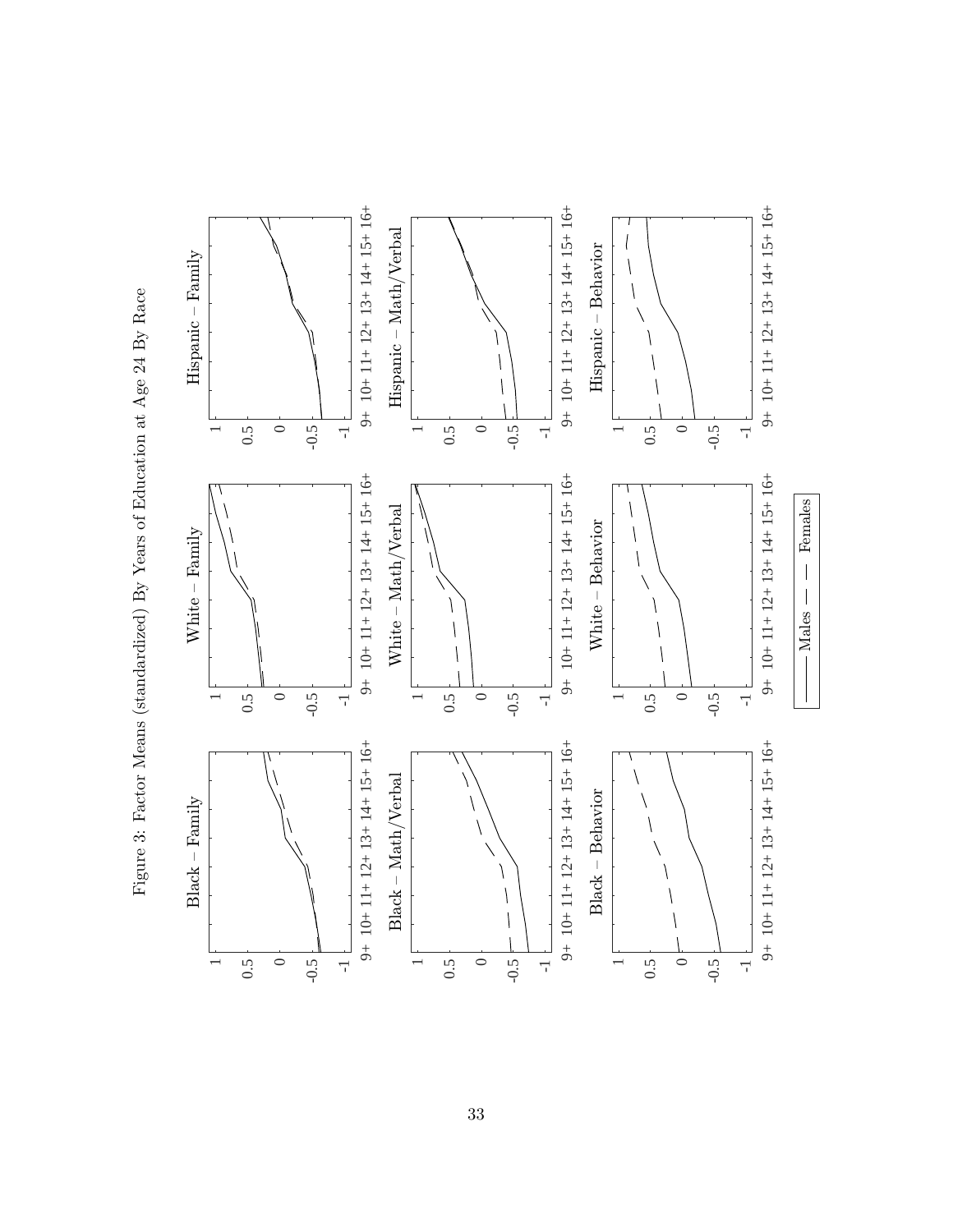Figure 3: Factor Means (standardized) By Years of Education at Age 24 By Race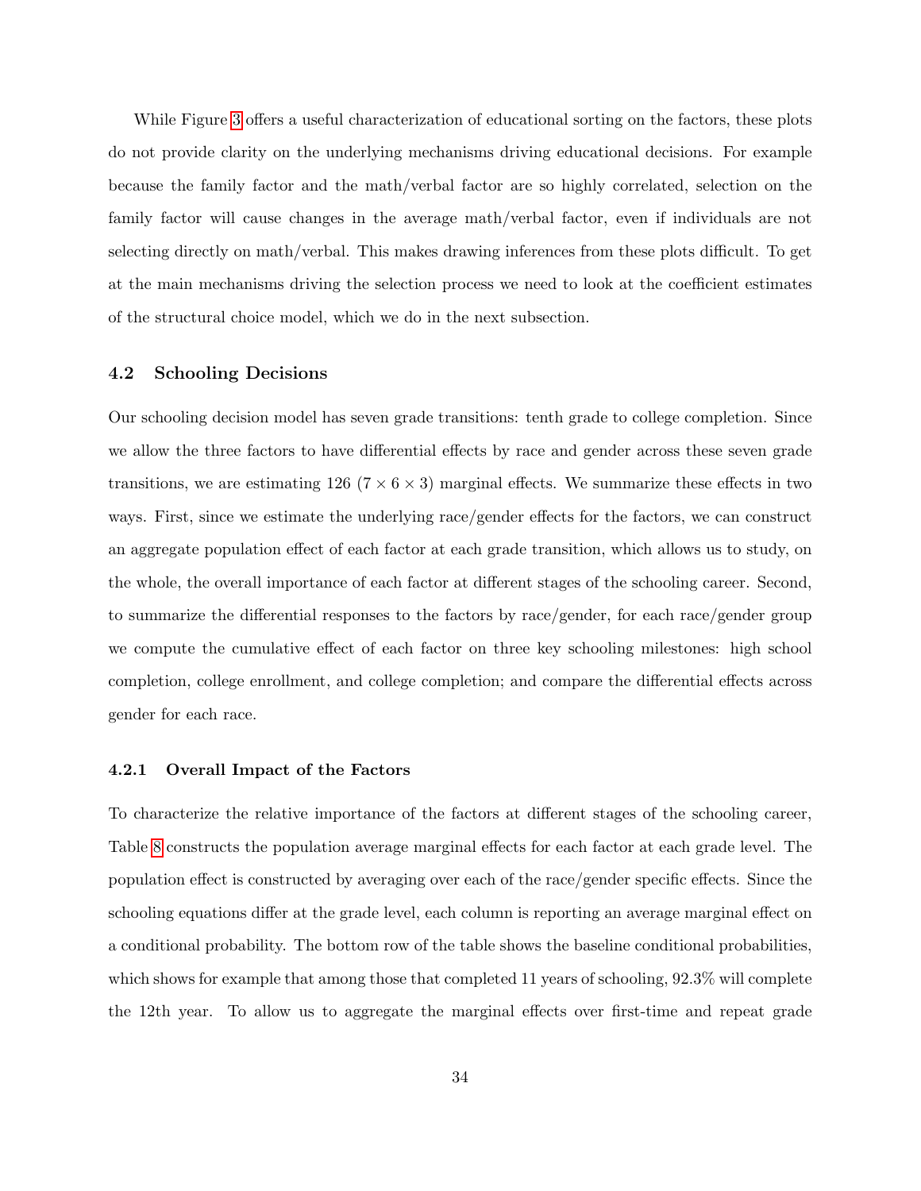While Figure 3 offers a useful characterization of educational sorting on the factors, these plots do not provide clarity on the underlying mechanisms driving educational decisions. For example because the family factor and the math/verbal factor are so highly correlated, selection on the family factor will cause changes in the average math/verbal factor, even if individuals are not selecting directly on math/verbal. This makes drawing inferences from these plots difficult. To get at the main mechanisms driving the selection process we need to look at the coefficient estimates of the structural choice model, which we do in the next subsection.

## 4.2 Schooling Decisions

Our schooling decision model has seven grade transitions: tenth grade to college completion. Since we allow the three factors to have differential effects by race and gender across these seven grade transitions, we are estimating 126 ($7 \times 6 \times 3$) marginal effects. We summarize these effects in two ways. First, since we estimate the underlying race/gender effects for the factors, we can construct an aggregate population effect of each factor at each grade transition, which allows us to study, on the whole, the overall importance of each factor at different stages of the schooling career. Second, to summarize the differential responses to the factors by race/gender, for each race/gender group we compute the cumulative effect of each factor on three key schooling milestones: high school completion, college enrollment, and college completion; and compare the differential effects across gender for each race.

### 4.2.1 Overall Impact of the Factors

To characterize the relative importance of the factors at different stages of the schooling career, Table 8 constructs the population average marginal effects for each factor at each grade level. The population effect is constructed by averaging over each of the race/gender specific effects. Since the schooling equations differ at the grade level, each column is reporting an average marginal effect on a conditional probability. The bottom row of the table shows the baseline conditional probabilities, which shows for example that among those that completed 11 years of schooling, 92.3% will complete the 12th year. To allow us to aggregate the marginal effects over first-time and repeat grade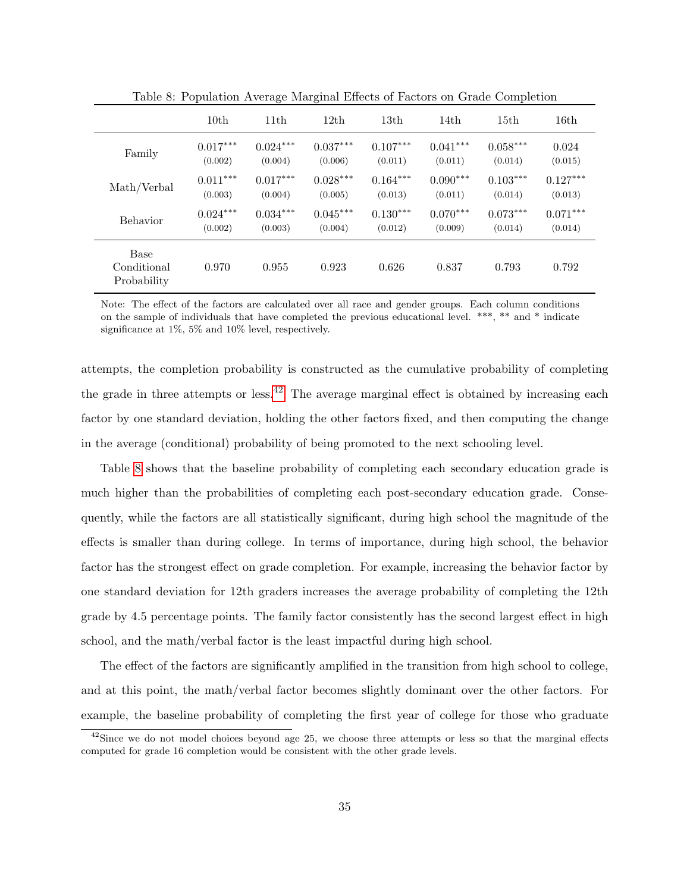Table 8: Population Average Marginal Effects of Factors on Grade Completion

| | 10th | 11th | 12th | 13th | 14th | 15th | 16th |
|---|---|---|---|---|---|---|---|
| Family | $0.017^{***}$ | $0.024^{***}$ | $0.037^{***}$ | $0.107^{***}$ | $0.041^{***}$ | $0.058^{***}$ | 0.024 |
| | (0.002) | (0.004) | (0.006) | (0.011) | (0.011) | (0.014) | (0.015) |
| Math/Verbal | $0.011^{***}$ | $0.017^{***}$ | $0.028^{***}$ | $0.164^{***}$ | $0.090^{***}$ | $0.103^{***}$ | $0.127^{***}$ |
| | (0.003) | (0.004) | (0.005) | (0.013) | (0.011) | (0.014) | (0.013) |
| Behavior | $0.024^{***}$ | $0.034^{***}$ | $0.045^{***}$ | $0.130^{***}$ | $0.070^{***}$ | $0.073^{***}$ | $0.071^{***}$ |
| | (0.002) | (0.003) | (0.004) | (0.012) | (0.009) | (0.014) | (0.014) |
| Base Conditional Probability | 0.970 | 0.955 | 0.923 | 0.626 | 0.837 | 0.793 | 0.792 |

Note: The effect of the factors are calculated over all race and gender groups. Each column conditions on the sample of individuals that have completed the previous educational level. ***, ** and * indicate significance at 1%, 5% and 10% level, respectively.

attempts, the completion probability is constructed as the cumulative probability of completing the grade in three attempts or less.[42] The average marginal effect is obtained by increasing each factor by one standard deviation, holding the other factors fixed, and then computing the change in the average (conditional) probability of being promoted to the next schooling level.

Table 8 shows that the baseline probability of completing each secondary education grade is much higher than the probabilities of completing each post-secondary education grade. Consequently, while the factors are all statistically significant, during high school the magnitude of the effects is smaller than during college. In terms of importance, during high school, the behavior factor has the strongest effect on grade completion. For example, increasing the behavior factor by one standard deviation for 12th graders increases the average probability of completing the 12th grade by 4.5 percentage points. The family factor consistently has the second largest effect in high school, and the math/verbal factor is the least impactful during high school.

The effect of the factors are significantly amplified in the transition from high school to college, and at this point, the math/verbal factor becomes slightly dominant over the other factors. For example, the baseline probability of completing the first year of college for those who graduate

[42] Since we do not model choices beyond age 25, we choose three attempts or less so that the marginal effects computed for grade 16 completion would be consistent with the other grade levels.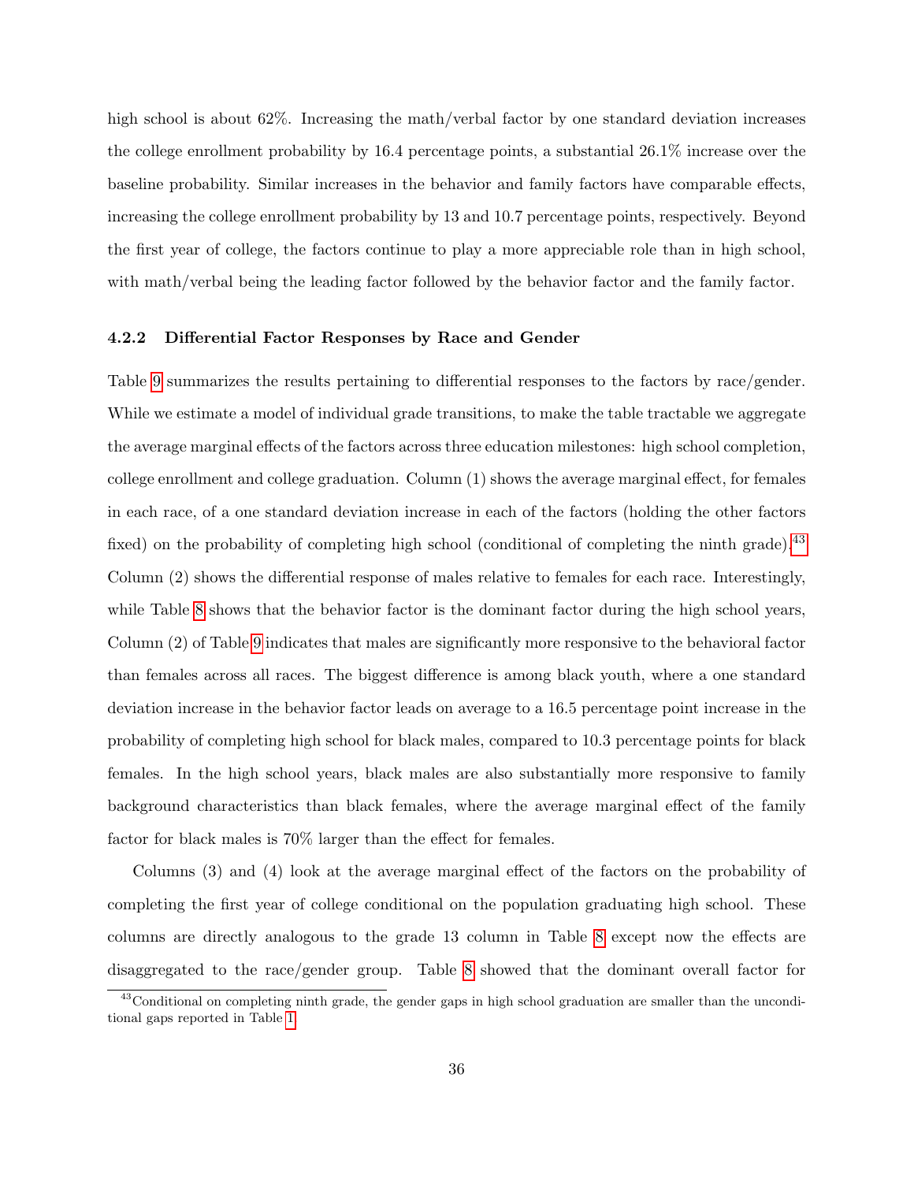high school is about 62%. Increasing the math/verbal factor by one standard deviation increases the college enrollment probability by 16.4 percentage points, a substantial 26.1% increase over the baseline probability. Similar increases in the behavior and family factors have comparable effects, increasing the college enrollment probability by 13 and 10.7 percentage points, respectively. Beyond the first year of college, the factors continue to play a more appreciable role than in high school, with math/verbal being the leading factor followed by the behavior factor and the family factor.

### 4.2.2 Differential Factor Responses by Race and Gender

Table 9 summarizes the results pertaining to differential responses to the factors by race/gender. While we estimate a model of individual grade transitions, to make the table tractable we aggregate the average marginal effects of the factors across three education milestones: high school completion, college enrollment and college graduation. Column (1) shows the average marginal effect, for females in each race, of a one standard deviation increase in each of the factors (holding the other factors fixed) on the probability of completing high school (conditional of completing the ninth grade).[43] Column (2) shows the differential response of males relative to females for each race. Interestingly, while Table 8 shows that the behavior factor is the dominant factor during the high school years, Column (2) of Table 9 indicates that males are significantly more responsive to the behavioral factor than females across all races. The biggest difference is among black youth, where a one standard deviation increase in the behavior factor leads on average to a 16.5 percentage point increase in the probability of completing high school for black males, compared to 10.3 percentage points for black females. In the high school years, black males are also substantially more responsive to family background characteristics than black females, where the average marginal effect of the family factor for black males is 70% larger than the effect for females.

Columns (3) and (4) look at the average marginal effect of the factors on the probability of completing the first year of college conditional on the population graduating high school. These columns are directly analogous to the grade 13 column in Table 8 except now the effects are disaggregated to the race/gender group. Table 8 showed that the dominant overall factor for

[43] Conditional on completing ninth grade, the gender gaps in high school graduation are smaller than the unconditional gaps reported in Table 1.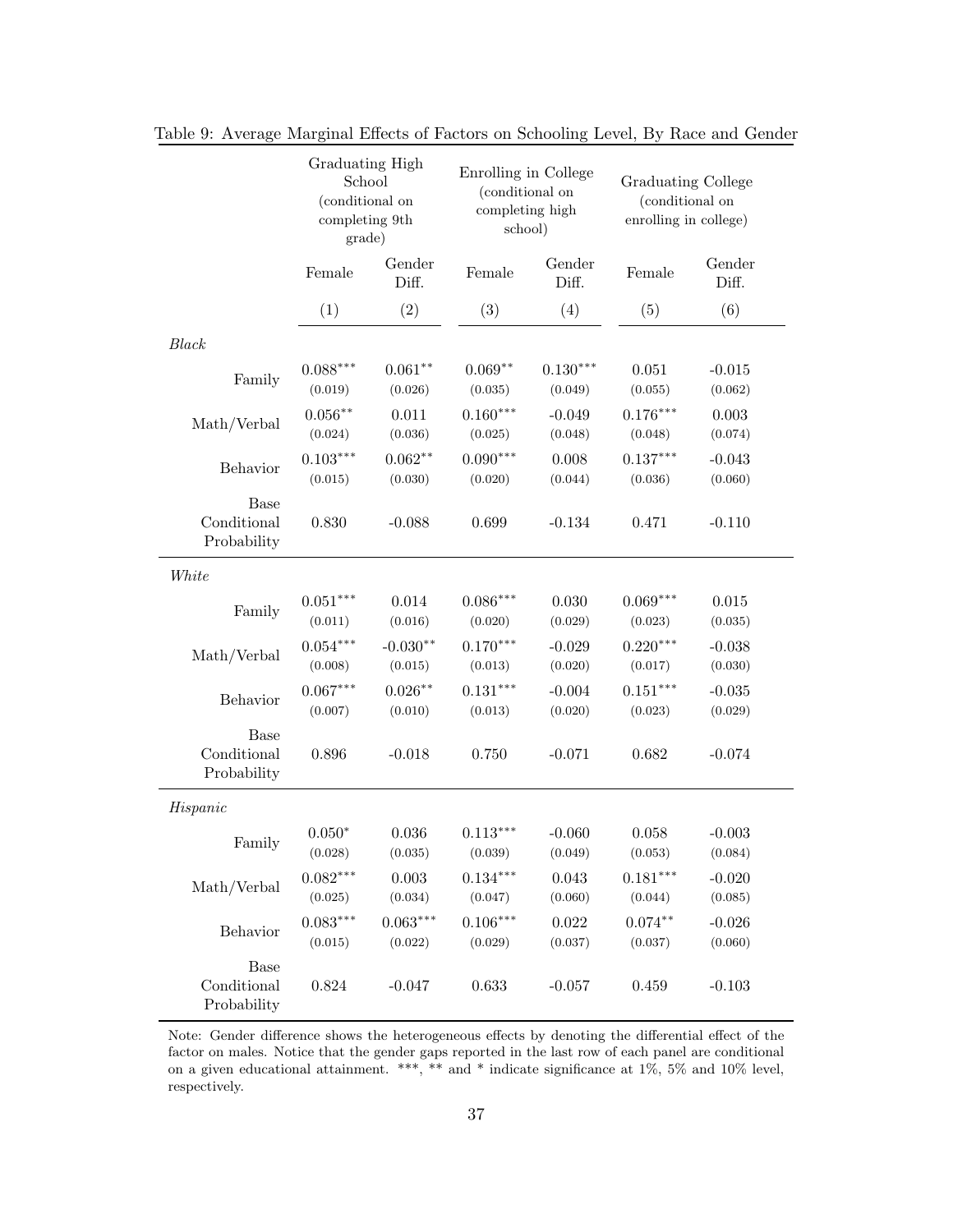Table 9: Average Marginal Effects of Factors on Schooling Level, By Race and Gender

| | Graduating High School (conditional on completing 9th grade) | | Enrolling in College (conditional on completing high school) | | Graduating College (conditional on enrolling in college) | |
|---|---|---|---|---|---|---|
| | Female | Gender Diff. | Female | Gender Diff. | Female | Gender Diff. |
| | (1) | (2) | (3) | (4) | (5) | (6) |
| *Black* | | | | | | |
| Family | 0.088*** | 0.061** | 0.069** | 0.130*** | 0.051 | -0.015 |
| | (0.019) | (0.026) | (0.035) | (0.049) | (0.055) | (0.062) |
| Math/Verbal | 0.056** | 0.011 | 0.160*** | -0.049 | 0.176*** | 0.003 |
| | (0.024) | (0.036) | (0.025) | (0.048) | (0.048) | (0.074) |
| Behavior | 0.103*** | 0.062** | 0.090*** | 0.008 | 0.137*** | -0.043 |
| | (0.015) | (0.030) | (0.020) | (0.044) | (0.036) | (0.060) |
| Base Conditional Probability | 0.830 | -0.088 | 0.699 | -0.134 | 0.471 | -0.110 |
| *White* | | | | | | |
| Family | 0.051*** | 0.014 | 0.086*** | 0.030 | 0.069*** | 0.015 |
| | (0.011) | (0.016) | (0.020) | (0.029) | (0.023) | (0.035) |
| Math/Verbal | 0.054*** | -0.030** | 0.170*** | -0.029 | 0.220*** | -0.038 |
| | (0.008) | (0.015) | (0.013) | (0.020) | (0.017) | (0.030) |
| Behavior | 0.067*** | 0.026** | 0.131*** | -0.004 | 0.151*** | -0.035 |
| | (0.007) | (0.010) | (0.013) | (0.020) | (0.023) | (0.029) |
| Base Conditional Probability | 0.896 | -0.018 | 0.750 | -0.071 | 0.682 | -0.074 |
| *Hispanic* | | | | | | |
| Family | 0.050* | 0.036 | 0.113*** | -0.060 | 0.058 | -0.003 |
| | (0.028) | (0.035) | (0.039) | (0.049) | (0.053) | (0.084) |
| Math/Verbal | 0.082*** | 0.003 | 0.134*** | 0.043 | 0.181*** | -0.020 |
| | (0.025) | (0.034) | (0.047) | (0.060) | (0.044) | (0.085) |
| Behavior | 0.083*** | 0.063*** | 0.106*** | 0.022 | 0.074** | -0.026 |
| | (0.015) | (0.022) | (0.029) | (0.037) | (0.037) | (0.060) |
| Base Conditional Probability | 0.824 | -0.047 | 0.633 | -0.057 | 0.459 | -0.103 |

Note: Gender difference shows the heterogeneous effects by denoting the differential effect of the factor on males. Notice that the gender gaps reported in the last row of each panel are conditional on a given educational attainment. ***, ** and * indicate significance at 1%, 5% and 10% level, respectively.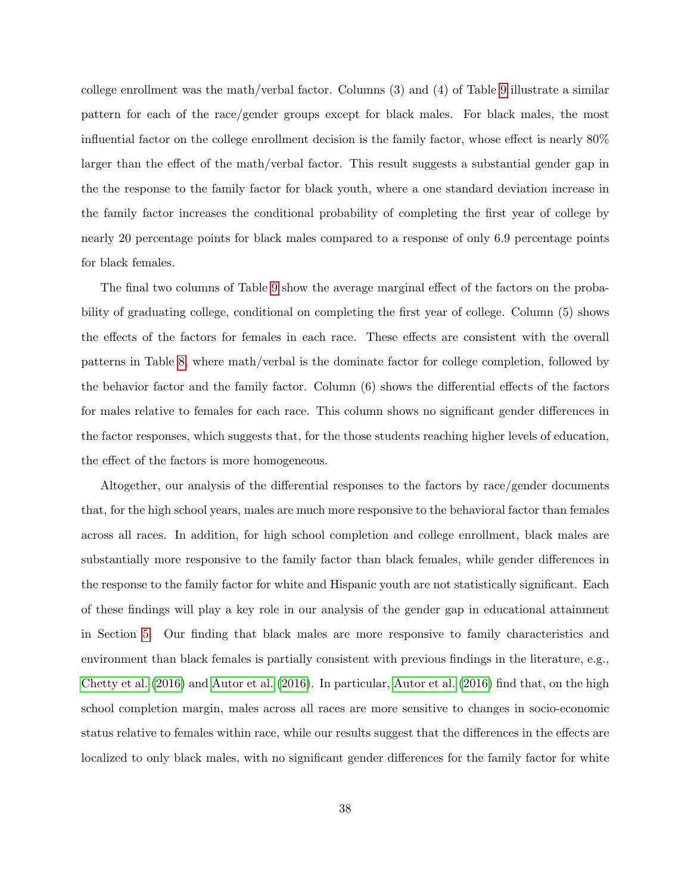college enrollment was the math/verbal factor. Columns (3) and (4) of Table 9 illustrate a similar pattern for each of the race/gender groups except for black males. For black males, the most influential factor on the college enrollment decision is the family factor, whose effect is nearly 80% larger than the effect of the math/verbal factor. This result suggests a substantial gender gap in the the response to the family factor for black youth, where a one standard deviation increase in the family factor increases the conditional probability of completing the first year of college by nearly 20 percentage points for black males compared to a response of only 6.9 percentage points for black females.

The final two columns of Table 9 show the average marginal effect of the factors on the probability of graduating college, conditional on completing the first year of college. Column (5) shows the effects of the factors for females in each race. These effects are consistent with the overall patterns in Table 8, where math/verbal is the dominate factor for college completion, followed by the behavior factor and the family factor. Column (6) shows the differential effects of the factors for males relative to females for each race. This column shows no significant gender differences in the factor responses, which suggests that, for the those students reaching higher levels of education, the effect of the factors is more homogeneous.

Altogether, our analysis of the differential responses to the factors by race/gender documents that, for the high school years, males are much more responsive to the behavioral factor than females across all races. In addition, for high school completion and college enrollment, black males are substantially more responsive to the family factor than black females, while gender differences in the response to the family factor for white and Hispanic youth are not statistically significant. Each of these findings will play a key role in our analysis of the gender gap in educational attainment in Section 5. Our finding that black males are more responsive to family characteristics and environment than black females is partially consistent with previous findings in the literature, e.g., Chetty et al. (2016) and Autor et al. (2016). In particular, Autor et al. (2016) find that, on the high school completion margin, males across all races are more sensitive to changes in socio-economic status relative to females within race, while our results suggest that the differences in the effects are localized to only black males, with no significant gender differences for the family factor for white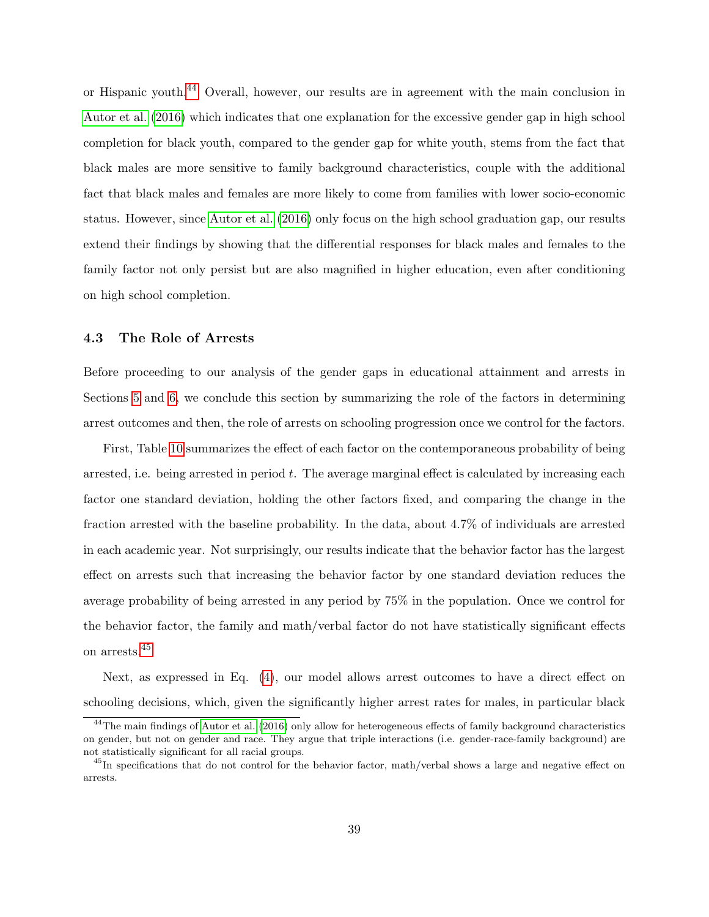or Hispanic youth.[44] Overall, however, our results are in agreement with the main conclusion in Autor et al. (2016) which indicates that one explanation for the excessive gender gap in high school completion for black youth, compared to the gender gap for white youth, stems from the fact that black males are more sensitive to family background characteristics, couple with the additional fact that black males and females are more likely to come from families with lower socio-economic status. However, since Autor et al. (2016) only focus on the high school graduation gap, our results extend their findings by showing that the differential responses for black males and females to the family factor not only persist but are also magnified in higher education, even after conditioning on high school completion.

### 4.3 The Role of Arrests

Before proceeding to our analysis of the gender gaps in educational attainment and arrests in Sections 5 and 6, we conclude this section by summarizing the role of the factors in determining arrest outcomes and then, the role of arrests on schooling progression once we control for the factors.

First, Table 10 summarizes the effect of each factor on the contemporaneous probability of being arrested, i.e. being arrested in period $t$. The average marginal effect is calculated by increasing each factor one standard deviation, holding the other factors fixed, and comparing the change in the fraction arrested with the baseline probability. In the data, about 4.7% of individuals are arrested in each academic year. Not surprisingly, our results indicate that the behavior factor has the largest effect on arrests such that increasing the behavior factor by one standard deviation reduces the average probability of being arrested in any period by 75% in the population. Once we control for the behavior factor, the family and math/verbal factor do not have statistically significant effects on arrests.[45]

Next, as expressed in Eq. (4), our model allows arrest outcomes to have a direct effect on schooling decisions, which, given the significantly higher arrest rates for males, in particular black

[44] The main findings of Autor et al. (2016) only allow for heterogeneous effects of family background characteristics on gender, but not on gender and race. They argue that triple interactions (i.e. gender-race-family background) are not statistically significant for all racial groups.

[45] In specifications that do not control for the behavior factor, math/verbal shows a large and negative effect on arrests.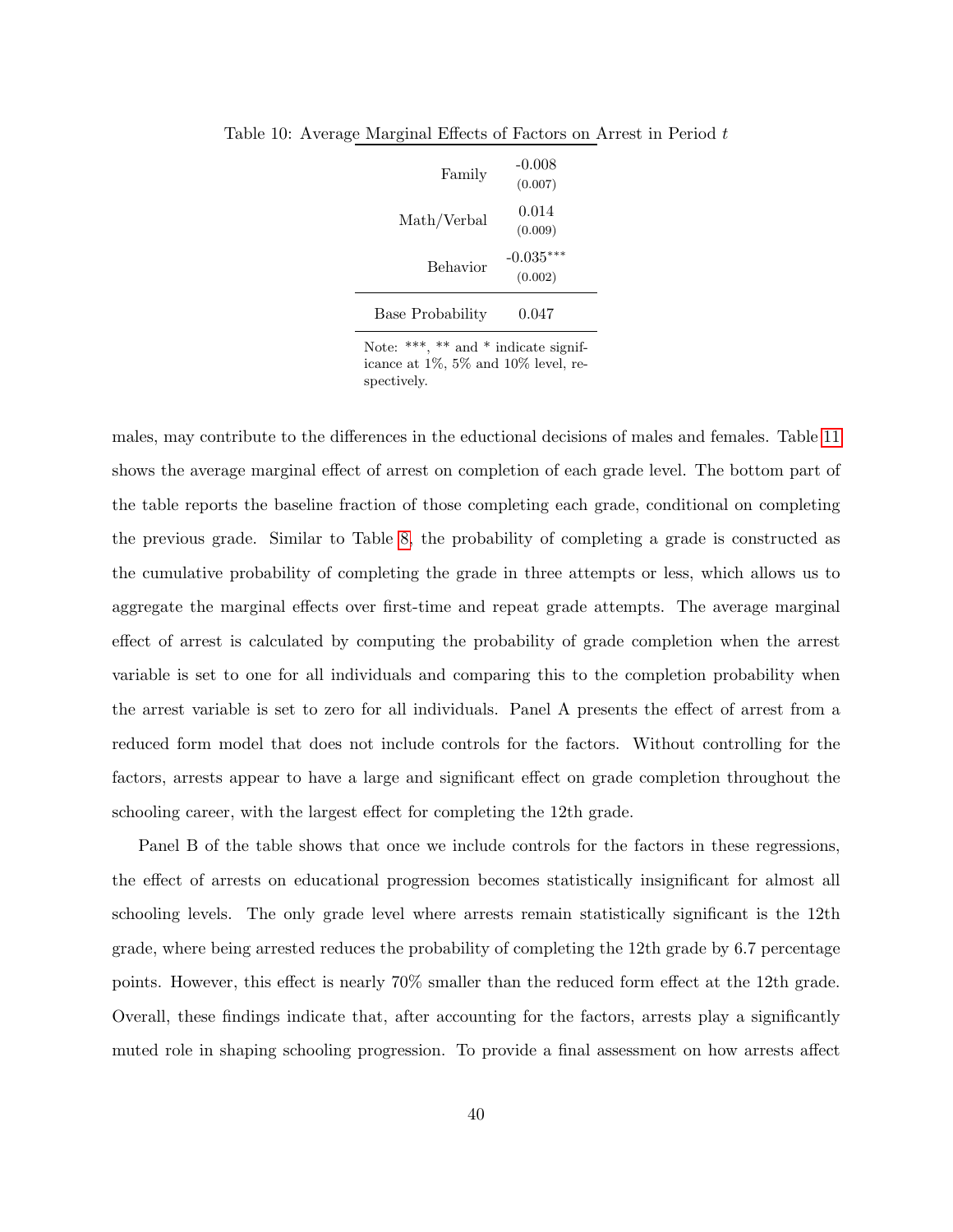Table 10: Average Marginal Effects of Factors on Arrest in Period $t$

| | |
|---|---|
| Family | -0.008 |
| | (0.007) |
| Math/Verbal | 0.014 |
| | (0.009) |
| Behavior | -0.035*** |
| | (0.002) |
| Base Probability | 0.047 |

Note: ***, ** and * indicate significance at 1%, 5% and 10% level, respectively.

males, may contribute to the differences in the eductional decisions of males and females. Table 11 shows the average marginal effect of arrest on completion of each grade level. The bottom part of the table reports the baseline fraction of those completing each grade, conditional on completing the previous grade. Similar to Table 8, the probability of completing a grade is constructed as the cumulative probability of completing the grade in three attempts or less, which allows us to aggregate the marginal effects over first-time and repeat grade attempts. The average marginal effect of arrest is calculated by computing the probability of grade completion when the arrest variable is set to one for all individuals and comparing this to the completion probability when the arrest variable is set to zero for all individuals. Panel A presents the effect of arrest from a reduced form model that does not include controls for the factors. Without controlling for the factors, arrests appear to have a large and significant effect on grade completion throughout the schooling career, with the largest effect for completing the 12th grade.

Panel B of the table shows that once we include controls for the factors in these regressions, the effect of arrests on educational progression becomes statistically insignificant for almost all schooling levels. The only grade level where arrests remain statistically significant is the 12th grade, where being arrested reduces the probability of completing the 12th grade by 6.7 percentage points. However, this effect is nearly 70% smaller than the reduced form effect at the 12th grade. Overall, these findings indicate that, after accounting for the factors, arrests play a significantly muted role in shaping schooling progression. To provide a final assessment on how arrests affect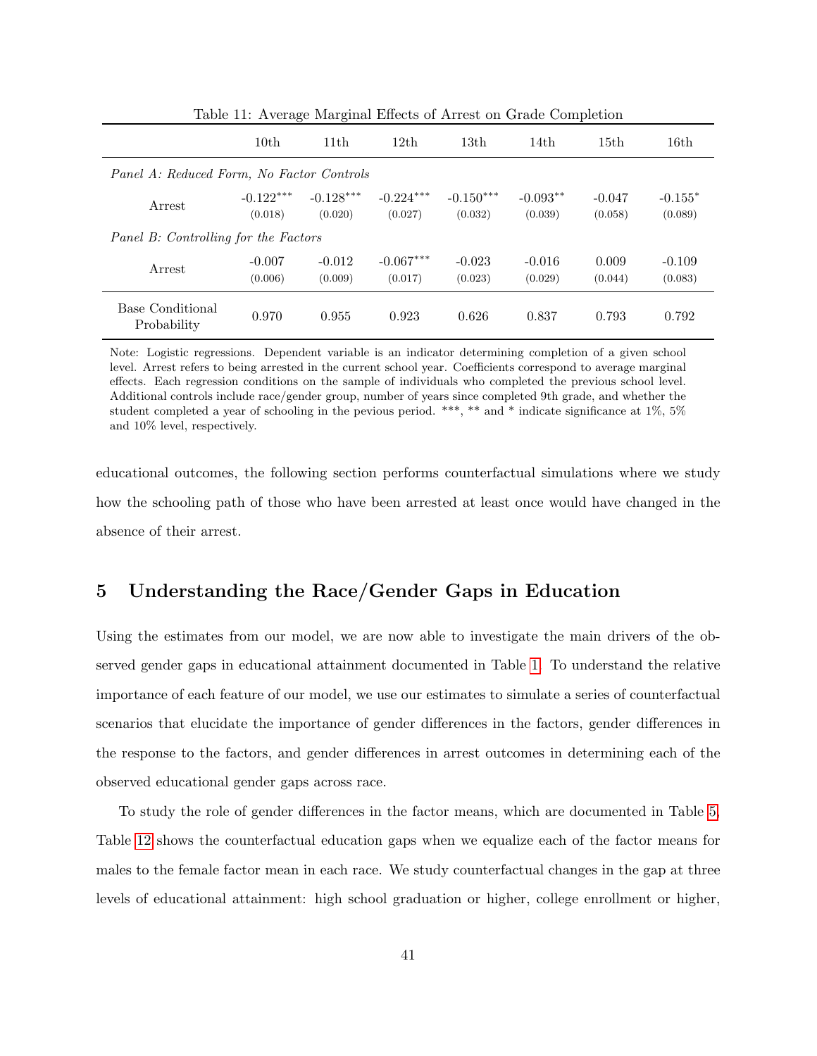Table 11: Average Marginal Effects of Arrest on Grade Completion

| | 10th | 11th | 12th | 13th | 14th | 15th | 16th |
|---|---|---|---|---|---|---|---|
| *Panel A: Reduced Form, No Factor Controls* | | | | | | | |
| Arrest | -0.122*** | -0.128*** | -0.224*** | -0.150*** | -0.093** | -0.047 | -0.155* |
| | (0.018) | (0.020) | (0.027) | (0.032) | (0.039) | (0.058) | (0.089) |
| *Panel B: Controlling for the Factors* | | | | | | | |
| Arrest | -0.007 | -0.012 | -0.067*** | -0.023 | -0.016 | 0.009 | -0.109 |
| | (0.006) | (0.009) | (0.017) | (0.023) | (0.029) | (0.044) | (0.083) |
| Base Conditional Probability | 0.970 | 0.955 | 0.923 | 0.626 | 0.837 | 0.793 | 0.792 |

Note: Logistic regressions. Dependent variable is an indicator determining completion of a given school level. Arrest refers to being arrested in the current school year. Coefficients correspond to average marginal effects. Each regression conditions on the sample of individuals who completed the previous school level. Additional controls include race/gender group, number of years since completed 9th grade, and whether the student completed a year of schooling in the pevious period. ***, ** and * indicate significance at 1%, 5% and 10% level, respectively.

educational outcomes, the following section performs counterfactual simulations where we study how the schooling path of those who have been arrested at least once would have changed in the absence of their arrest.

## 5 Understanding the Race/Gender Gaps in Education

Using the estimates from our model, we are now able to investigate the main drivers of the observed gender gaps in educational attainment documented in Table 1. To understand the relative importance of each feature of our model, we use our estimates to simulate a series of counterfactual scenarios that elucidate the importance of gender differences in the factors, gender differences in the response to the factors, and gender differences in arrest outcomes in determining each of the observed educational gender gaps across race.

To study the role of gender differences in the factor means, which are documented in Table 5, Table 12 shows the counterfactual education gaps when we equalize each of the factor means for males to the female factor mean in each race. We study counterfactual changes in the gap at three levels of educational attainment: high school graduation or higher, college enrollment or higher,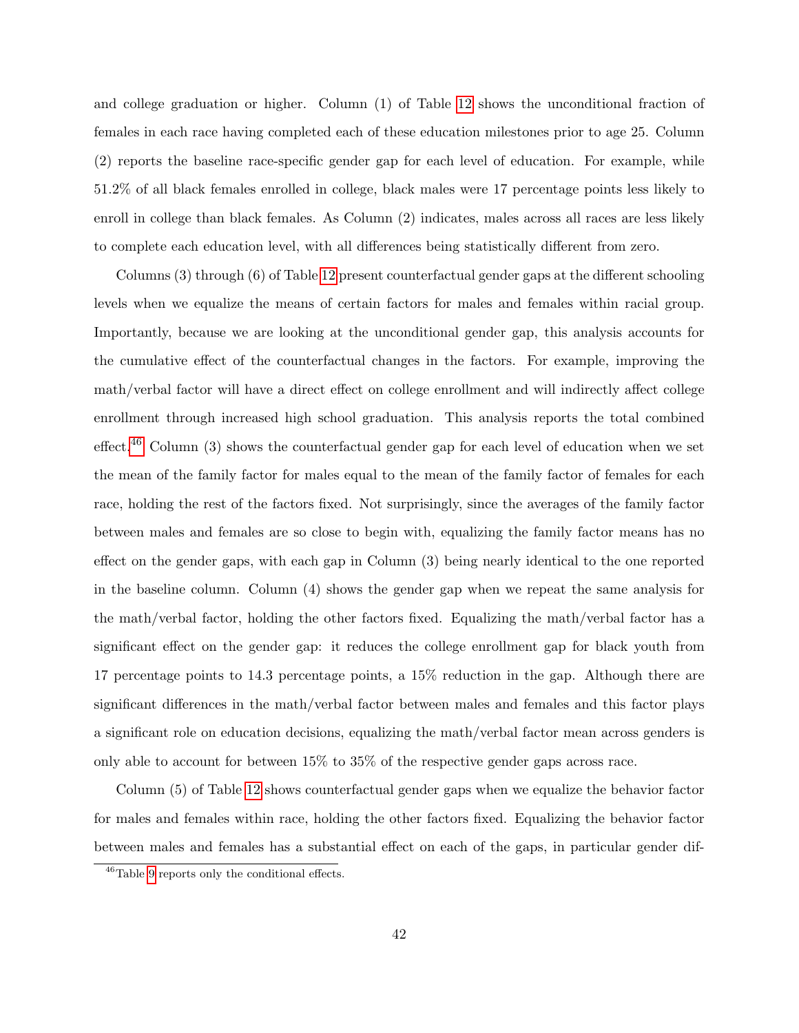and college graduation or higher. Column (1) of Table 12 shows the unconditional fraction of females in each race having completed each of these education milestones prior to age 25. Column (2) reports the baseline race-specific gender gap for each level of education. For example, while 51.2% of all black females enrolled in college, black males were 17 percentage points less likely to enroll in college than black females. As Column (2) indicates, males across all races are less likely to complete each education level, with all differences being statistically different from zero.

Columns (3) through (6) of Table 12 present counterfactual gender gaps at the different schooling levels when we equalize the means of certain factors for males and females within racial group. Importantly, because we are looking at the unconditional gender gap, this analysis accounts for the cumulative effect of the counterfactual changes in the factors. For example, improving the math/verbal factor will have a direct effect on college enrollment and will indirectly affect college enrollment through increased high school graduation. This analysis reports the total combined effect.[46] Column (3) shows the counterfactual gender gap for each level of education when we set the mean of the family factor for males equal to the mean of the family factor of females for each race, holding the rest of the factors fixed. Not surprisingly, since the averages of the family factor between males and females are so close to begin with, equalizing the family factor means has no effect on the gender gaps, with each gap in Column (3) being nearly identical to the one reported in the baseline column. Column (4) shows the gender gap when we repeat the same analysis for the math/verbal factor, holding the other factors fixed. Equalizing the math/verbal factor has a significant effect on the gender gap: it reduces the college enrollment gap for black youth from 17 percentage points to 14.3 percentage points, a 15% reduction in the gap. Although there are significant differences in the math/verbal factor between males and females and this factor plays a significant role on education decisions, equalizing the math/verbal factor mean across genders is only able to account for between 15% to 35% of the respective gender gaps across race.

Column (5) of Table 12 shows counterfactual gender gaps when we equalize the behavior factor for males and females within race, holding the other factors fixed. Equalizing the behavior factor between males and females has a substantial effect on each of the gaps, in particular gender dif-

[46] Table 9 reports only the conditional effects.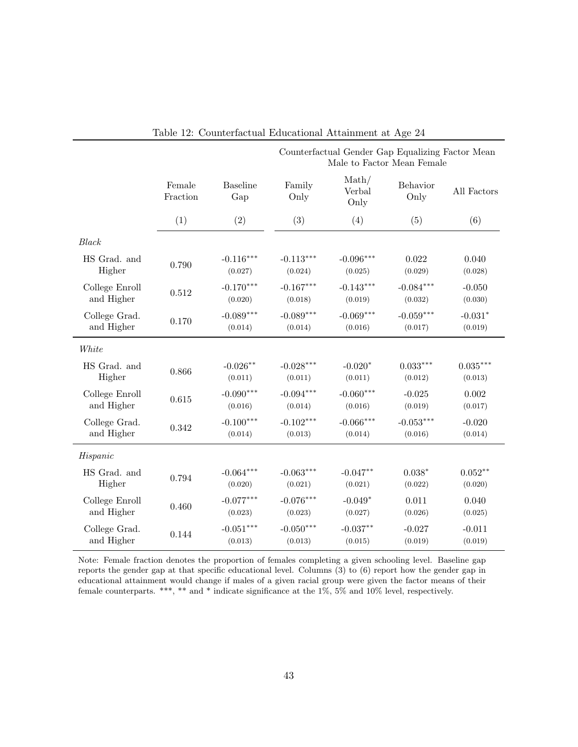Table 12: Counterfactual Educational Attainment at Age 24

| | Female Fraction | Baseline Gap | Counterfactual Gender Gap Equalizing Factor Mean Male to Factor Mean Female | | | |
|---|---|---|---|---|---|---|
| | | | Family Only | Math/ Verbal Only | Behavior Only | All Factors |
| | (1) | (2) | (3) | (4) | (5) | (6) |
| *Black* | | | | | | |
| HS Grad. and Higher | 0.790 | -0.116*** (0.027) | -0.113*** (0.024) | -0.096*** (0.025) | 0.022 (0.029) | 0.040 (0.028) |
| College Enroll and Higher | 0.512 | -0.170*** (0.020) | -0.167*** (0.018) | -0.143*** (0.019) | -0.084*** (0.032) | -0.050 (0.030) |
| College Grad. and Higher | 0.170 | -0.089*** (0.014) | -0.089*** (0.014) | -0.069*** (0.016) | -0.059*** (0.017) | -0.031* (0.019) |
| *White* | | | | | | |
| HS Grad. and Higher | 0.866 | -0.026** (0.011) | -0.028*** (0.011) | -0.020* (0.011) | 0.033*** (0.012) | 0.035*** (0.013) |
| College Enroll and Higher | 0.615 | -0.090*** (0.016) | -0.094*** (0.014) | -0.060*** (0.016) | -0.025 (0.019) | 0.002 (0.017) |
| College Grad. and Higher | 0.342 | -0.100*** (0.014) | -0.102*** (0.013) | -0.066*** (0.014) | -0.053*** (0.016) | -0.020 (0.014) |
| *Hispanic* | | | | | | |
| HS Grad. and Higher | 0.794 | -0.064*** (0.020) | -0.063*** (0.021) | -0.047** (0.021) | 0.038* (0.022) | 0.052** (0.020) |
| College Enroll and Higher | 0.460 | -0.077*** (0.023) | -0.076*** (0.023) | -0.049* (0.027) | 0.011 (0.026) | 0.040 (0.025) |
| College Grad. and Higher | 0.144 | -0.051*** (0.013) | -0.050*** (0.013) | -0.037** (0.015) | -0.027 (0.019) | -0.011 (0.019) |

Note: Female fraction denotes the proportion of females completing a given schooling level. Baseline gap reports the gender gap at that specific educational level. Columns (3) to (6) report how the gender gap in educational attainment would change if males of a given racial group were given the factor means of their female counterparts. ***, ** and * indicate significance at the 1%, 5% and 10% level, respectively.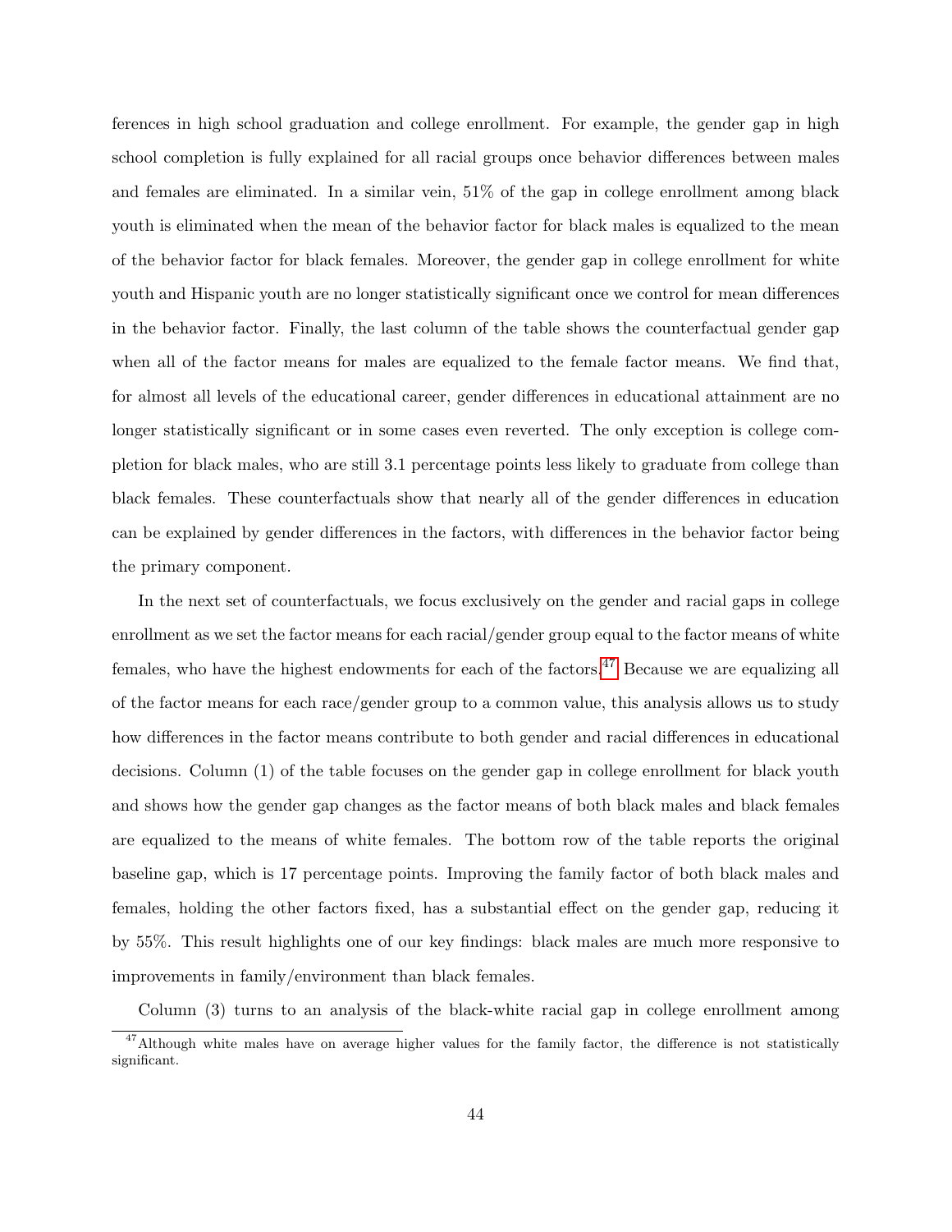ferences in high school graduation and college enrollment. For example, the gender gap in high school completion is fully explained for all racial groups once behavior differences between males and females are eliminated. In a similar vein, 51% of the gap in college enrollment among black youth is eliminated when the mean of the behavior factor for black males is equalized to the mean of the behavior factor for black females. Moreover, the gender gap in college enrollment for white youth and Hispanic youth are no longer statistically significant once we control for mean differences in the behavior factor. Finally, the last column of the table shows the counterfactual gender gap when all of the factor means for males are equalized to the female factor means. We find that, for almost all levels of the educational career, gender differences in educational attainment are no longer statistically significant or in some cases even reverted. The only exception is college completion for black males, who are still 3.1 percentage points less likely to graduate from college than black females. These counterfactuals show that nearly all of the gender differences in education can be explained by gender differences in the factors, with differences in the behavior factor being the primary component.

In the next set of counterfactuals, we focus exclusively on the gender and racial gaps in college enrollment as we set the factor means for each racial/gender group equal to the factor means of white females, who have the highest endowments for each of the factors.[47] Because we are equalizing all of the factor means for each race/gender group to a common value, this analysis allows us to study how differences in the factor means contribute to both gender and racial differences in educational decisions. Column (1) of the table focuses on the gender gap in college enrollment for black youth and shows how the gender gap changes as the factor means of both black males and black females are equalized to the means of white females. The bottom row of the table reports the original baseline gap, which is 17 percentage points. Improving the family factor of both black males and females, holding the other factors fixed, has a substantial effect on the gender gap, reducing it by 55%. This result highlights one of our key findings: black males are much more responsive to improvements in family/environment than black females.

Column (3) turns to an analysis of the black-white racial gap in college enrollment among

[47] Although white males have on average higher values for the family factor, the difference is not statistically significant.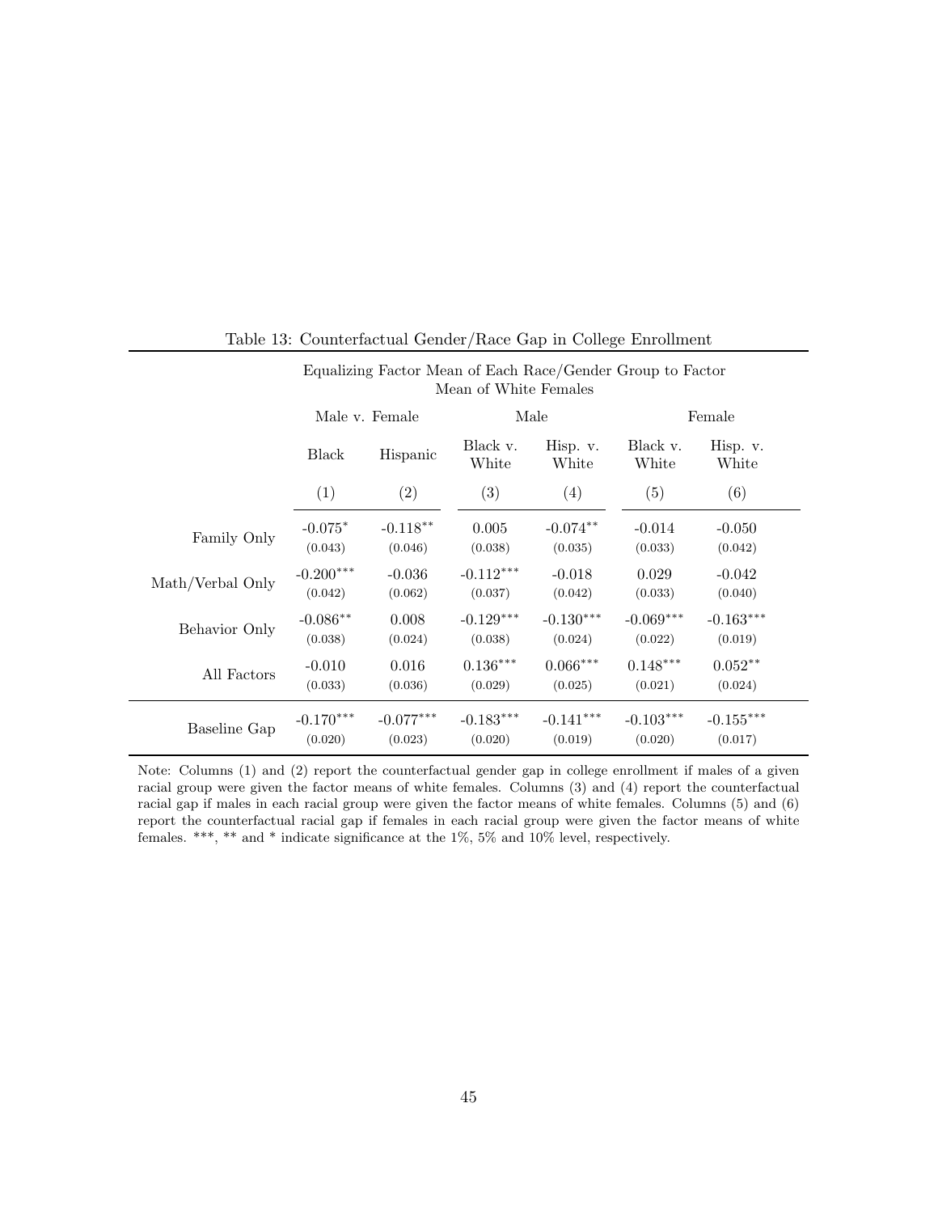Table 13: Counterfactual Gender/Race Gap in College Enrollment

| | Equalizing Factor Mean of Each Race/Gender Group to Factor Mean of White Females | | | | | |
|---|---|---|---|---|---|---|
| | Male v. Female | | Male | | Female | |
| | Black | Hispanic | Black v. White | Hisp. v. White | Black v. White | Hisp. v. White |
| | (1) | (2) | (3) | (4) | (5) | (6) |
| Family Only | -0.075* | -0.118** | 0.005 | -0.074** | -0.014 | -0.050 |
| | (0.043) | (0.046) | (0.038) | (0.035) | (0.033) | (0.042) |
| Math/Verbal Only | -0.200*** | -0.036 | -0.112*** | -0.018 | 0.029 | -0.042 |
| | (0.042) | (0.062) | (0.037) | (0.042) | (0.033) | (0.040) |
| Behavior Only | -0.086** | 0.008 | -0.129*** | -0.130*** | -0.069*** | -0.163*** |
| | (0.038) | (0.024) | (0.038) | (0.024) | (0.022) | (0.019) |
| All Factors | -0.010 | 0.016 | 0.136*** | 0.066*** | 0.148*** | 0.052** |
| | (0.033) | (0.036) | (0.029) | (0.025) | (0.021) | (0.024) |
| Baseline Gap | -0.170*** | -0.077*** | -0.183*** | -0.141*** | -0.103*** | -0.155*** |
| | (0.020) | (0.023) | (0.020) | (0.019) | (0.020) | (0.017) |

Note: Columns (1) and (2) report the counterfactual gender gap in college enrollment if males of a given racial group were given the factor means of white females. Columns (3) and (4) report the counterfactual racial gap if males in each racial group were given the factor means of white females. Columns (5) and (6) report the counterfactual racial gap if females in each racial group were given the factor means of white females. ***, ** and * indicate significance at the 1%, 5% and 10% level, respectively.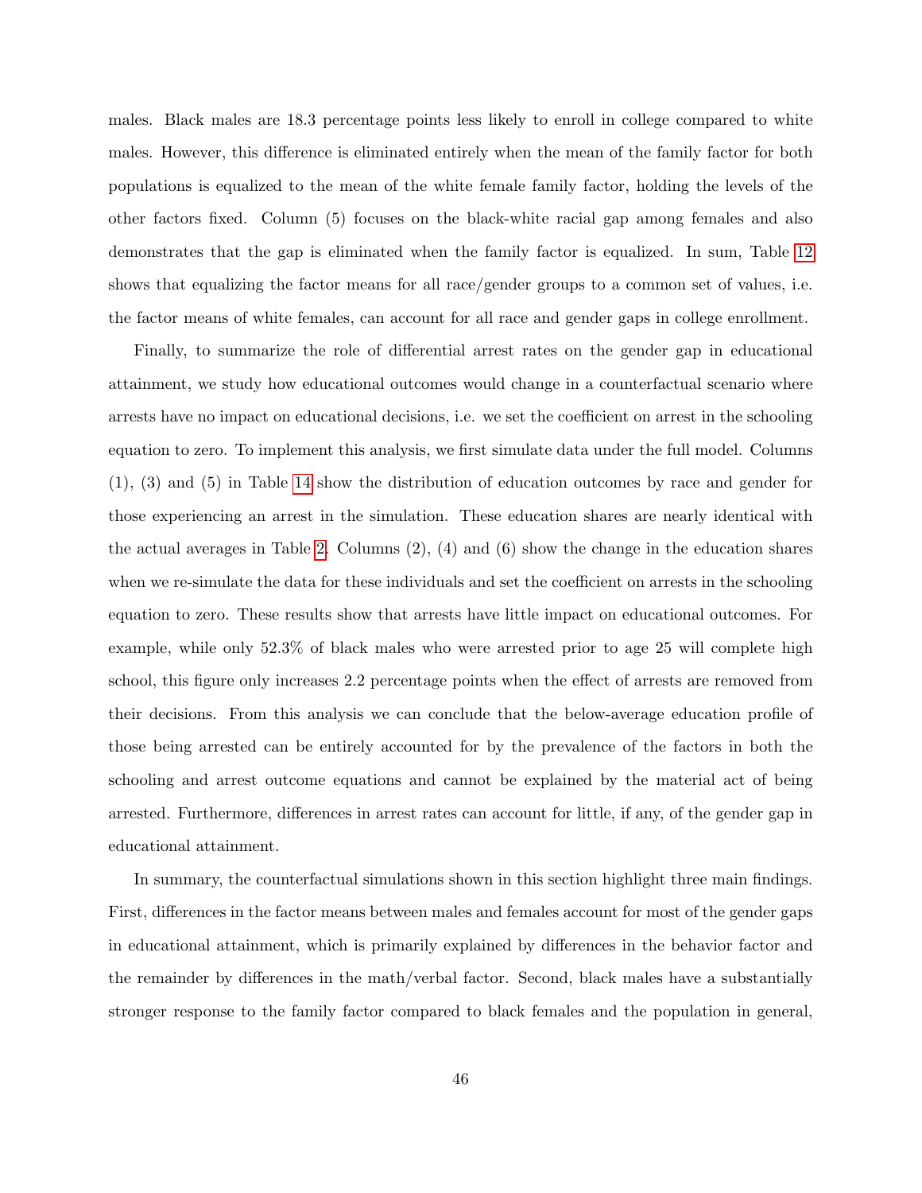males. Black males are 18.3 percentage points less likely to enroll in college compared to white males. However, this difference is eliminated entirely when the mean of the family factor for both populations is equalized to the mean of the white female family factor, holding the levels of the other factors fixed. Column (5) focuses on the black-white racial gap among females and also demonstrates that the gap is eliminated when the family factor is equalized. In sum, Table 12 shows that equalizing the factor means for all race/gender groups to a common set of values, i.e. the factor means of white females, can account for all race and gender gaps in college enrollment.

Finally, to summarize the role of differential arrest rates on the gender gap in educational attainment, we study how educational outcomes would change in a counterfactual scenario where arrests have no impact on educational decisions, i.e. we set the coefficient on arrest in the schooling equation to zero. To implement this analysis, we first simulate data under the full model. Columns (1), (3) and (5) in Table 14 show the distribution of education outcomes by race and gender for those experiencing an arrest in the simulation. These education shares are nearly identical with the actual averages in Table 2. Columns (2), (4) and (6) show the change in the education shares when we re-simulate the data for these individuals and set the coefficient on arrests in the schooling equation to zero. These results show that arrests have little impact on educational outcomes. For example, while only 52.3% of black males who were arrested prior to age 25 will complete high school, this figure only increases 2.2 percentage points when the effect of arrests are removed from their decisions. From this analysis we can conclude that the below-average education profile of those being arrested can be entirely accounted for by the prevalence of the factors in both the schooling and arrest outcome equations and cannot be explained by the material act of being arrested. Furthermore, differences in arrest rates can account for little, if any, of the gender gap in educational attainment.

In summary, the counterfactual simulations shown in this section highlight three main findings. First, differences in the factor means between males and females account for most of the gender gaps in educational attainment, which is primarily explained by differences in the behavior factor and the remainder by differences in the math/verbal factor. Second, black males have a substantially stronger response to the family factor compared to black females and the population in general,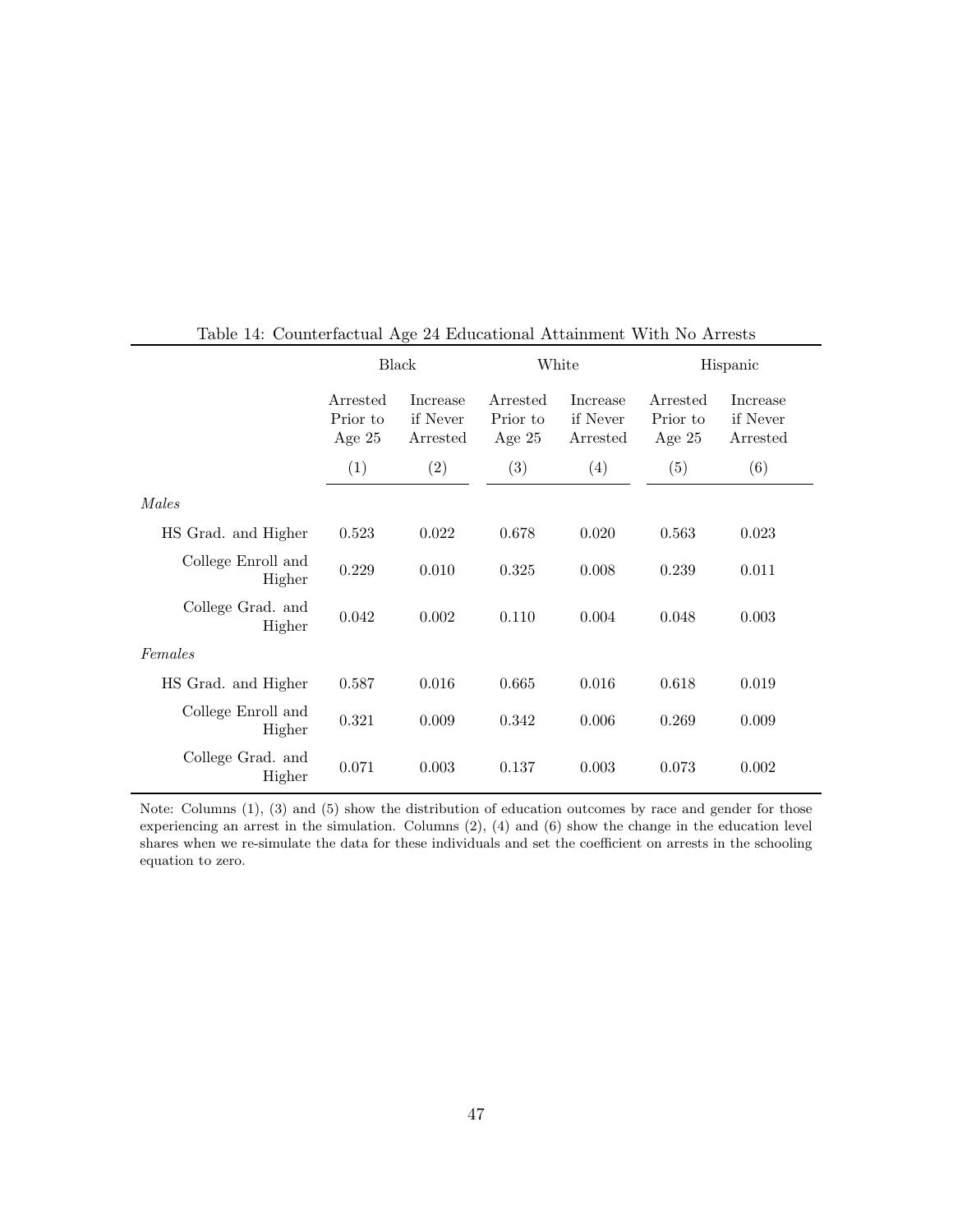Table 14: Counterfactual Age 24 Educational Attainment With No Arrests

| | Black | | White | | Hispanic | |
|---|---|---|---|---|---|---|
| | Arrested Prior to Age 25 | Increase if Never Arrested | Arrested Prior to Age 25 | Increase if Never Arrested | Arrested Prior to Age 25 | Increase if Never Arrested |
| | (1) | (2) | (3) | (4) | (5) | (6) |
| *Males* | | | | | | |
| HS Grad. and Higher | 0.523 | 0.022 | 0.678 | 0.020 | 0.563 | 0.023 |
| College Enroll and Higher | 0.229 | 0.010 | 0.325 | 0.008 | 0.239 | 0.011 |
| College Grad. and Higher | 0.042 | 0.002 | 0.110 | 0.004 | 0.048 | 0.003 |
| *Females* | | | | | | |
| HS Grad. and Higher | 0.587 | 0.016 | 0.665 | 0.016 | 0.618 | 0.019 |
| College Enroll and Higher | 0.321 | 0.009 | 0.342 | 0.006 | 0.269 | 0.009 |
| College Grad. and Higher | 0.071 | 0.003 | 0.137 | 0.003 | 0.073 | 0.002 |

Note: Columns (1), (3) and (5) show the distribution of education outcomes by race and gender for those experiencing an arrest in the simulation. Columns (2), (4) and (6) show the change in the education level shares when we re-simulate the data for these individuals and set the coefficient on arrests in the schooling equation to zero.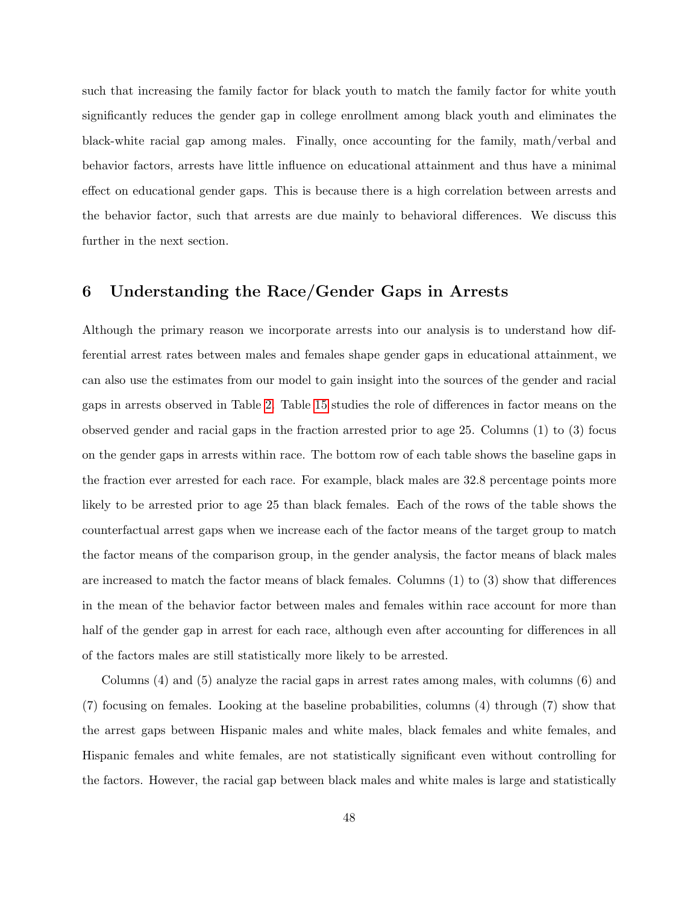such that increasing the family factor for black youth to match the family factor for white youth significantly reduces the gender gap in college enrollment among black youth and eliminates the black-white racial gap among males. Finally, once accounting for the family, math/verbal and behavior factors, arrests have little influence on educational attainment and thus have a minimal effect on educational gender gaps. This is because there is a high correlation between arrests and the behavior factor, such that arrests are due mainly to behavioral differences. We discuss this further in the next section.

## 6 Understanding the Race/Gender Gaps in Arrests

Although the primary reason we incorporate arrests into our analysis is to understand how differential arrest rates between males and females shape gender gaps in educational attainment, we can also use the estimates from our model to gain insight into the sources of the gender and racial gaps in arrests observed in Table 2. Table 15 studies the role of differences in factor means on the observed gender and racial gaps in the fraction arrested prior to age 25. Columns (1) to (3) focus on the gender gaps in arrests within race. The bottom row of each table shows the baseline gaps in the fraction ever arrested for each race. For example, black males are 32.8 percentage points more likely to be arrested prior to age 25 than black females. Each of the rows of the table shows the counterfactual arrest gaps when we increase each of the factor means of the target group to match the factor means of the comparison group, in the gender analysis, the factor means of black males are increased to match the factor means of black females. Columns (1) to (3) show that differences in the mean of the behavior factor between males and females within race account for more than half of the gender gap in arrest for each race, although even after accounting for differences in all of the factors males are still statistically more likely to be arrested.

Columns (4) and (5) analyze the racial gaps in arrest rates among males, with columns (6) and (7) focusing on females. Looking at the baseline probabilities, columns (4) through (7) show that the arrest gaps between Hispanic males and white males, black females and white females, and Hispanic females and white females, are not statistically significant even without controlling for the factors. However, the racial gap between black males and white males is large and statistically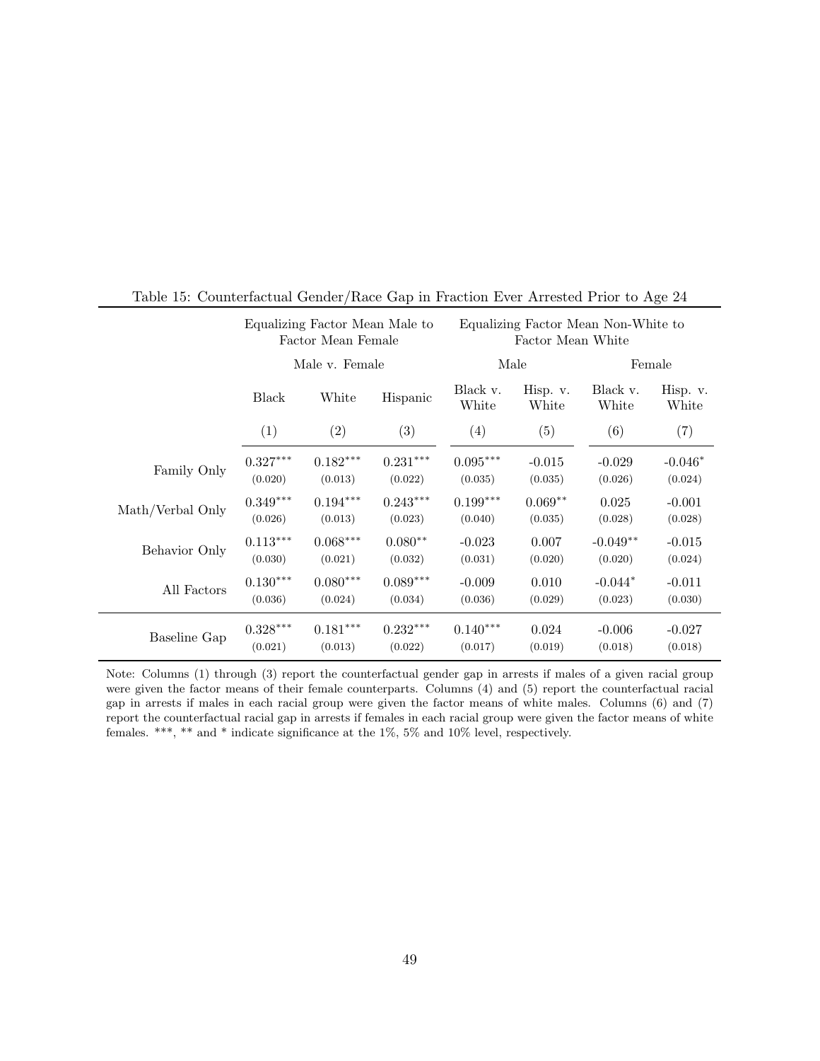Table 15: Counterfactual Gender/Race Gap in Fraction Ever Arrested Prior to Age 24

| | Equalizing Factor Mean Male to Factor Mean Female | | | Equalizing Factor Mean Non-White to Factor Mean White | | | |
|---|---|---|---|---|---|---|---|
| | Male v. Female | | | Male | | Female | |
| | Black | White | Hispanic | Black v. White | Hisp. v. White | Black v. White | Hisp. v. White |
| | (1) | (2) | (3) | (4) | (5) | (6) | (7) |
| Family Only | $0.327^{***}$ | $0.182^{***}$ | $0.231^{***}$ | $0.095^{***}$ | -0.015 | -0.029 | $-0.046^{*}$ |
| | (0.020) | (0.013) | (0.022) | (0.035) | (0.035) | (0.026) | (0.024) |
| Math/Verbal Only | $0.349^{***}$ | $0.194^{***}$ | $0.243^{***}$ | $0.199^{***}$ | $0.069^{**}$ | 0.025 | -0.001 |
| | (0.026) | (0.013) | (0.023) | (0.040) | (0.035) | (0.028) | (0.028) |
| Behavior Only | $0.113^{***}$ | $0.068^{***}$ | $0.080^{**}$ | -0.023 | 0.007 | $-0.049^{**}$ | -0.015 |
| | (0.030) | (0.021) | (0.032) | (0.031) | (0.020) | (0.020) | (0.024) |
| All Factors | $0.130^{***}$ | $0.080^{***}$ | $0.089^{***}$ | -0.009 | 0.010 | $-0.044^{*}$ | -0.011 |
| | (0.036) | (0.024) | (0.034) | (0.036) | (0.029) | (0.023) | (0.030) |
| Baseline Gap | $0.328^{***}$ | $0.181^{***}$ | $0.232^{***}$ | $0.140^{***}$ | 0.024 | -0.006 | -0.027 |
| | (0.021) | (0.013) | (0.022) | (0.017) | (0.019) | (0.018) | (0.018) |

Note: Columns (1) through (3) report the counterfactual gender gap in arrests if males of a given racial group were given the factor means of their female counterparts. Columns (4) and (5) report the counterfactual racial gap in arrests if males in each racial group were given the factor means of white males. Columns (6) and (7) report the counterfactual racial gap in arrests if females in each racial group were given the factor means of white females. ***, ** and * indicate significance at the 1%, 5% and 10% level, respectively.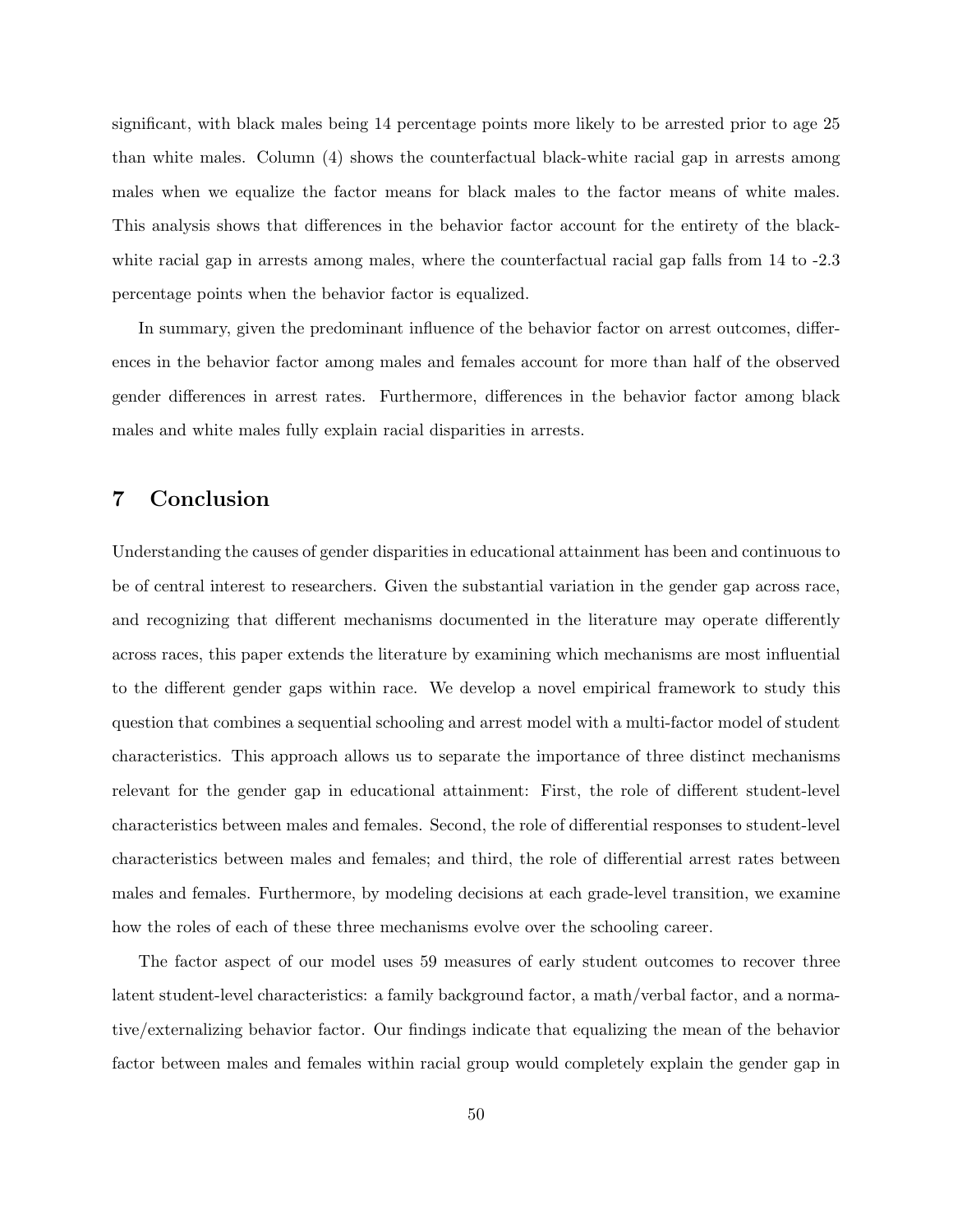significant, with black males being 14 percentage points more likely to be arrested prior to age 25 than white males. Column (4) shows the counterfactual black-white racial gap in arrests among males when we equalize the factor means for black males to the factor means of white males. This analysis shows that differences in the behavior factor account for the entirety of the black-white racial gap in arrests among males, where the counterfactual racial gap falls from 14 to -2.3 percentage points when the behavior factor is equalized.

In summary, given the predominant influence of the behavior factor on arrest outcomes, differences in the behavior factor among males and females account for more than half of the observed gender differences in arrest rates. Furthermore, differences in the behavior factor among black males and white males fully explain racial disparities in arrests.

# 7 Conclusion

Understanding the causes of gender disparities in educational attainment has been and continuous to be of central interest to researchers. Given the substantial variation in the gender gap across race, and recognizing that different mechanisms documented in the literature may operate differently across races, this paper extends the literature by examining which mechanisms are most influential to the different gender gaps within race. We develop a novel empirical framework to study this question that combines a sequential schooling and arrest model with a multi-factor model of student characteristics. This approach allows us to separate the importance of three distinct mechanisms relevant for the gender gap in educational attainment: First, the role of different student-level characteristics between males and females. Second, the role of differential responses to student-level characteristics between males and females; and third, the role of differential arrest rates between males and females. Furthermore, by modeling decisions at each grade-level transition, we examine how the roles of each of these three mechanisms evolve over the schooling career.

The factor aspect of our model uses 59 measures of early student outcomes to recover three latent student-level characteristics: a family background factor, a math/verbal factor, and a normative/externalizing behavior factor. Our findings indicate that equalizing the mean of the behavior factor between males and females within racial group would completely explain the gender gap in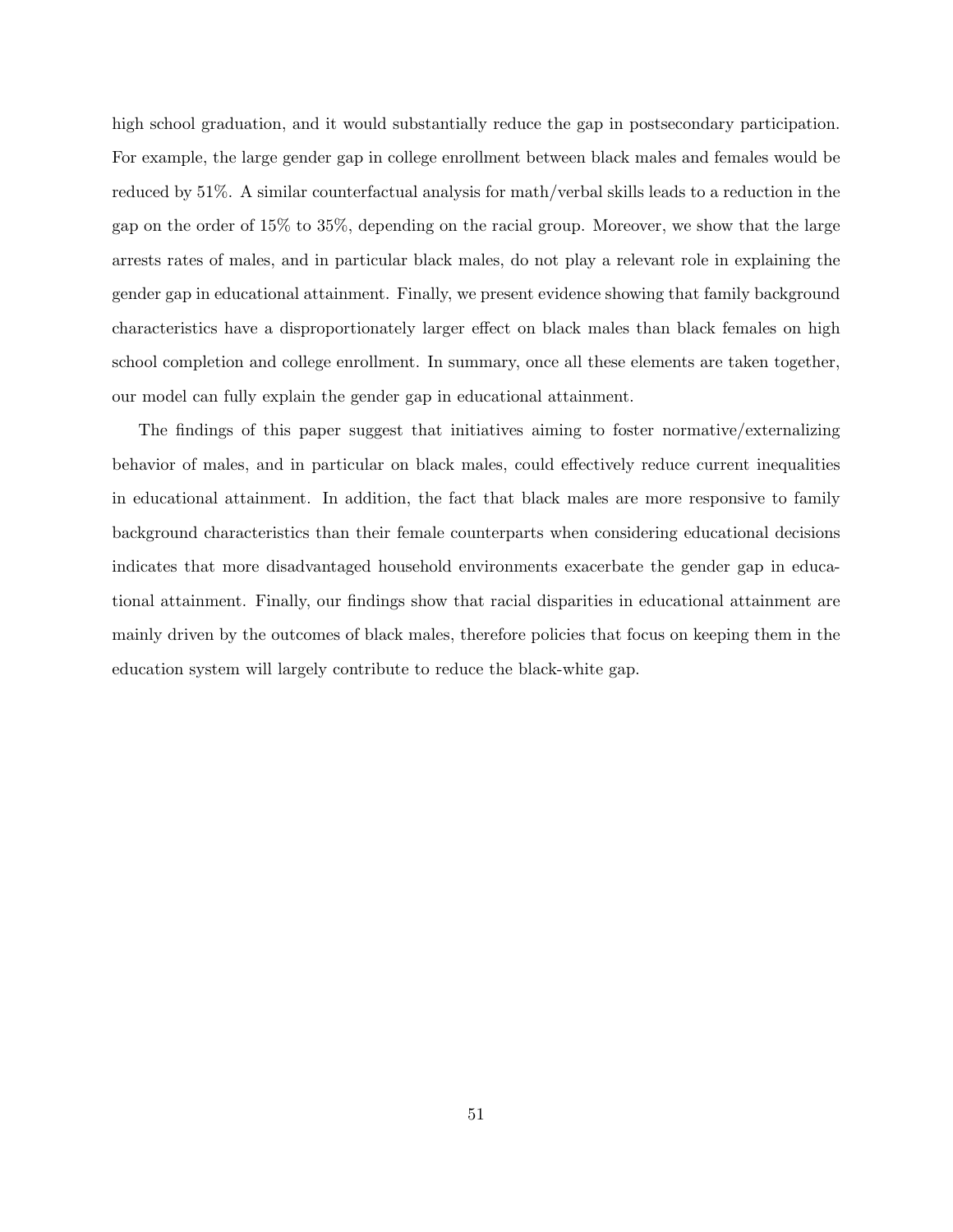high school graduation, and it would substantially reduce the gap in postsecondary participation. For example, the large gender gap in college enrollment between black males and females would be reduced by 51%. A similar counterfactual analysis for math/verbal skills leads to a reduction in the gap on the order of 15% to 35%, depending on the racial group. Moreover, we show that the large arrests rates of males, and in particular black males, do not play a relevant role in explaining the gender gap in educational attainment. Finally, we present evidence showing that family background characteristics have a disproportionately larger effect on black males than black females on high school completion and college enrollment. In summary, once all these elements are taken together, our model can fully explain the gender gap in educational attainment.

The findings of this paper suggest that initiatives aiming to foster normative/externalizing behavior of males, and in particular on black males, could effectively reduce current inequalities in educational attainment. In addition, the fact that black males are more responsive to family background characteristics than their female counterparts when considering educational decisions indicates that more disadvantaged household environments exacerbate the gender gap in educational attainment. Finally, our findings show that racial disparities in educational attainment are mainly driven by the outcomes of black males, therefore policies that focus on keeping them in the education system will largely contribute to reduce the black-white gap.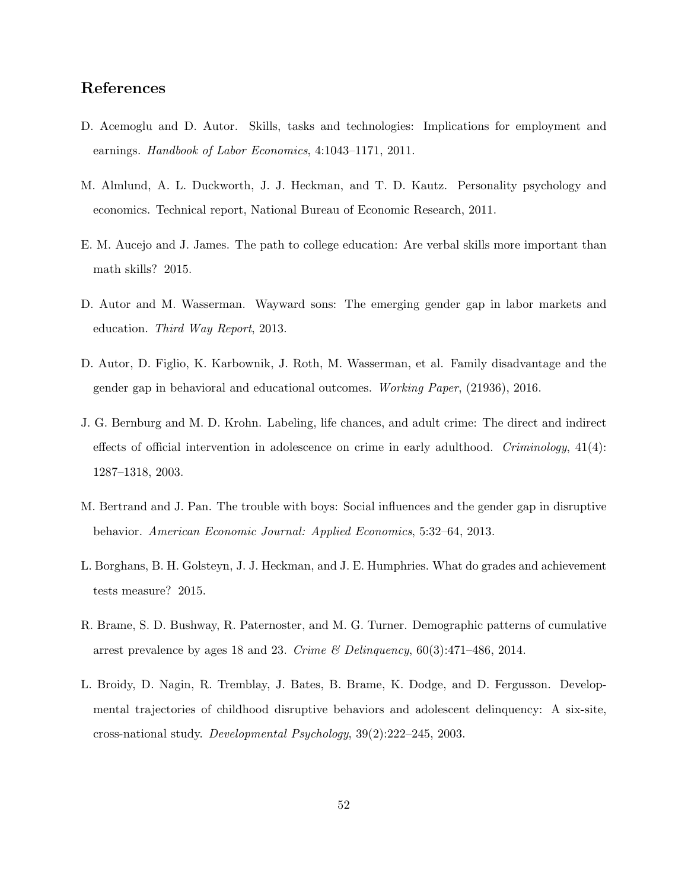## References

D. Acemoglu and D. Autor. Skills, tasks and technologies: Implications for employment and earnings. *Handbook of Labor Economics*, 4:1043–1171, 2011.

M. Almlund, A. L. Duckworth, J. J. Heckman, and T. D. Kautz. Personality psychology and economics. Technical report, National Bureau of Economic Research, 2011.

E. M. Aucejo and J. James. The path to college education: Are verbal skills more important than math skills? 2015.

D. Autor and M. Wasserman. Wayward sons: The emerging gender gap in labor markets and education. *Third Way Report*, 2013.

D. Autor, D. Figlio, K. Karbownik, J. Roth, M. Wasserman, et al. Family disadvantage and the gender gap in behavioral and educational outcomes. *Working Paper*, (21936), 2016.

J. G. Bernburg and M. D. Krohn. Labeling, life chances, and adult crime: The direct and indirect effects of official intervention in adolescence on crime in early adulthood. *Criminology*, 41(4): 1287–1318, 2003.

M. Bertrand and J. Pan. The trouble with boys: Social influences and the gender gap in disruptive behavior. *American Economic Journal: Applied Economics*, 5:32–64, 2013.

L. Borghans, B. H. Golsteyn, J. J. Heckman, and J. E. Humphries. What do grades and achievement tests measure? 2015.

R. Brame, S. D. Bushway, R. Paternoster, and M. G. Turner. Demographic patterns of cumulative arrest prevalence by ages 18 and 23. *Crime & Delinquency*, 60(3):471–486, 2014.

L. Broidy, D. Nagin, R. Tremblay, J. Bates, B. Brame, K. Dodge, and D. Fergusson. Developmental trajectories of childhood disruptive behaviors and adolescent delinquency: A six-site, cross-national study. *Developmental Psychology*, 39(2):222–245, 2003.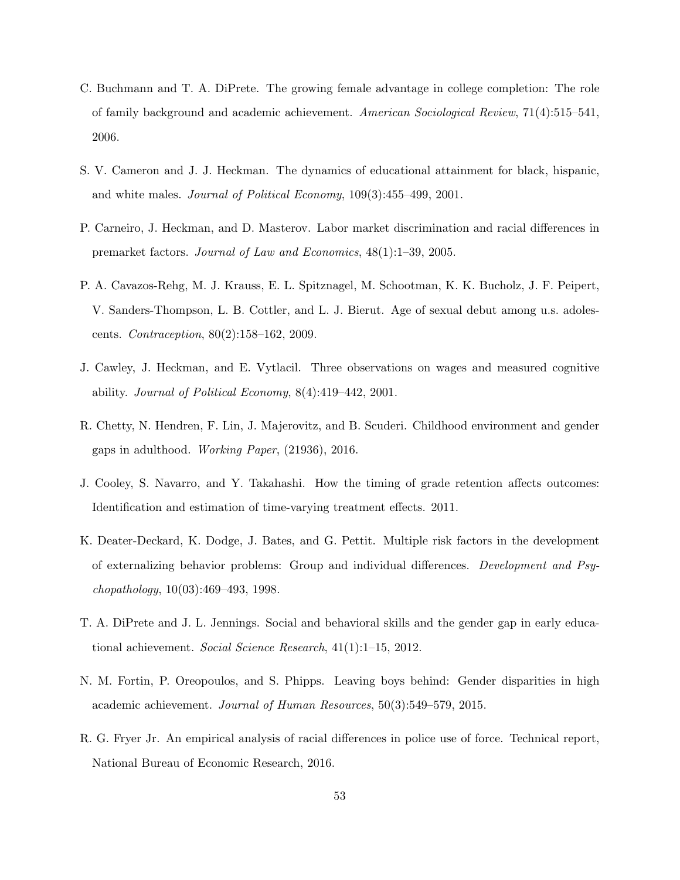C. Buchmann and T. A. DiPrete. The growing female advantage in college completion: The role of family background and academic achievement. *American Sociological Review*, 71(4):515–541, 2006.

S. V. Cameron and J. J. Heckman. The dynamics of educational attainment for black, hispanic, and white males. *Journal of Political Economy*, 109(3):455–499, 2001.

P. Carneiro, J. Heckman, and D. Masterov. Labor market discrimination and racial differences in premarket factors. *Journal of Law and Economics*, 48(1):1–39, 2005.

P. A. Cavazos-Rehg, M. J. Krauss, E. L. Spitznagel, M. Schootman, K. K. Bucholz, J. F. Peipert, V. Sanders-Thompson, L. B. Cottler, and L. J. Bierut. Age of sexual debut among u.s. adolescents. *Contraception*, 80(2):158–162, 2009.

J. Cawley, J. Heckman, and E. Vytlacil. Three observations on wages and measured cognitive ability. *Journal of Political Economy*, 8(4):419–442, 2001.

R. Chetty, N. Hendren, F. Lin, J. Majerovitz, and B. Scuderi. Childhood environment and gender gaps in adulthood. *Working Paper*, (21936), 2016.

J. Cooley, S. Navarro, and Y. Takahashi. How the timing of grade retention affects outcomes: Identification and estimation of time-varying treatment effects. 2011.

K. Deater-Deckard, K. Dodge, J. Bates, and G. Pettit. Multiple risk factors in the development of externalizing behavior problems: Group and individual differences. *Development and Psychopathology*, 10(03):469–493, 1998.

T. A. DiPrete and J. L. Jennings. Social and behavioral skills and the gender gap in early educational achievement. *Social Science Research*, 41(1):1–15, 2012.

N. M. Fortin, P. Oreopoulos, and S. Phipps. Leaving boys behind: Gender disparities in high academic achievement. *Journal of Human Resources*, 50(3):549–579, 2015.

R. G. Fryer Jr. An empirical analysis of racial differences in police use of force. Technical report, National Bureau of Economic Research, 2016.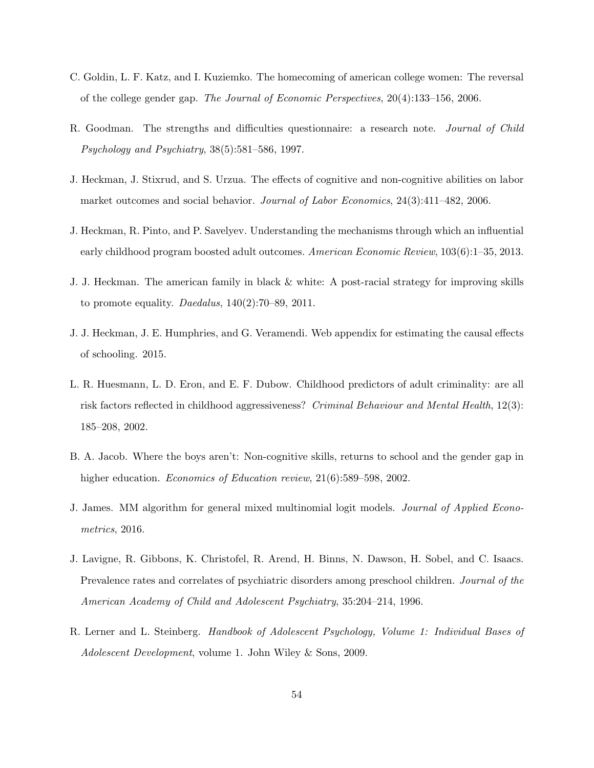C. Goldin, L. F. Katz, and I. Kuziemko. The homecoming of american college women: The reversal of the college gender gap. *The Journal of Economic Perspectives*, 20(4):133–156, 2006.

R. Goodman. The strengths and difficulties questionnaire: a research note. *Journal of Child Psychology and Psychiatry*, 38(5):581–586, 1997.

J. Heckman, J. Stixrud, and S. Urzua. The effects of cognitive and non-cognitive abilities on labor market outcomes and social behavior. *Journal of Labor Economics*, 24(3):411–482, 2006.

J. Heckman, R. Pinto, and P. Savelyev. Understanding the mechanisms through which an influential early childhood program boosted adult outcomes. *American Economic Review*, 103(6):1–35, 2013.

J. J. Heckman. The american family in black & white: A post-racial strategy for improving skills to promote equality. *Daedalus*, 140(2):70–89, 2011.

J. J. Heckman, J. E. Humphries, and G. Veramendi. Web appendix for estimating the causal effects of schooling. 2015.

L. R. Huesmann, L. D. Eron, and E. F. Dubow. Childhood predictors of adult criminality: are all risk factors reflected in childhood aggressiveness? *Criminal Behaviour and Mental Health*, 12(3): 185–208, 2002.

B. A. Jacob. Where the boys aren't: Non-cognitive skills, returns to school and the gender gap in higher education. *Economics of Education review*, 21(6):589–598, 2002.

J. James. MM algorithm for general mixed multinomial logit models. *Journal of Applied Econometrics*, 2016.

J. Lavigne, R. Gibbons, K. Christofel, R. Arend, H. Binns, N. Dawson, H. Sobel, and C. Isaacs. Prevalence rates and correlates of psychiatric disorders among preschool children. *Journal of the American Academy of Child and Adolescent Psychiatry*, 35:204–214, 1996.

R. Lerner and L. Steinberg. *Handbook of Adolescent Psychology, Volume 1: Individual Bases of Adolescent Development*, volume 1. John Wiley & Sons, 2009.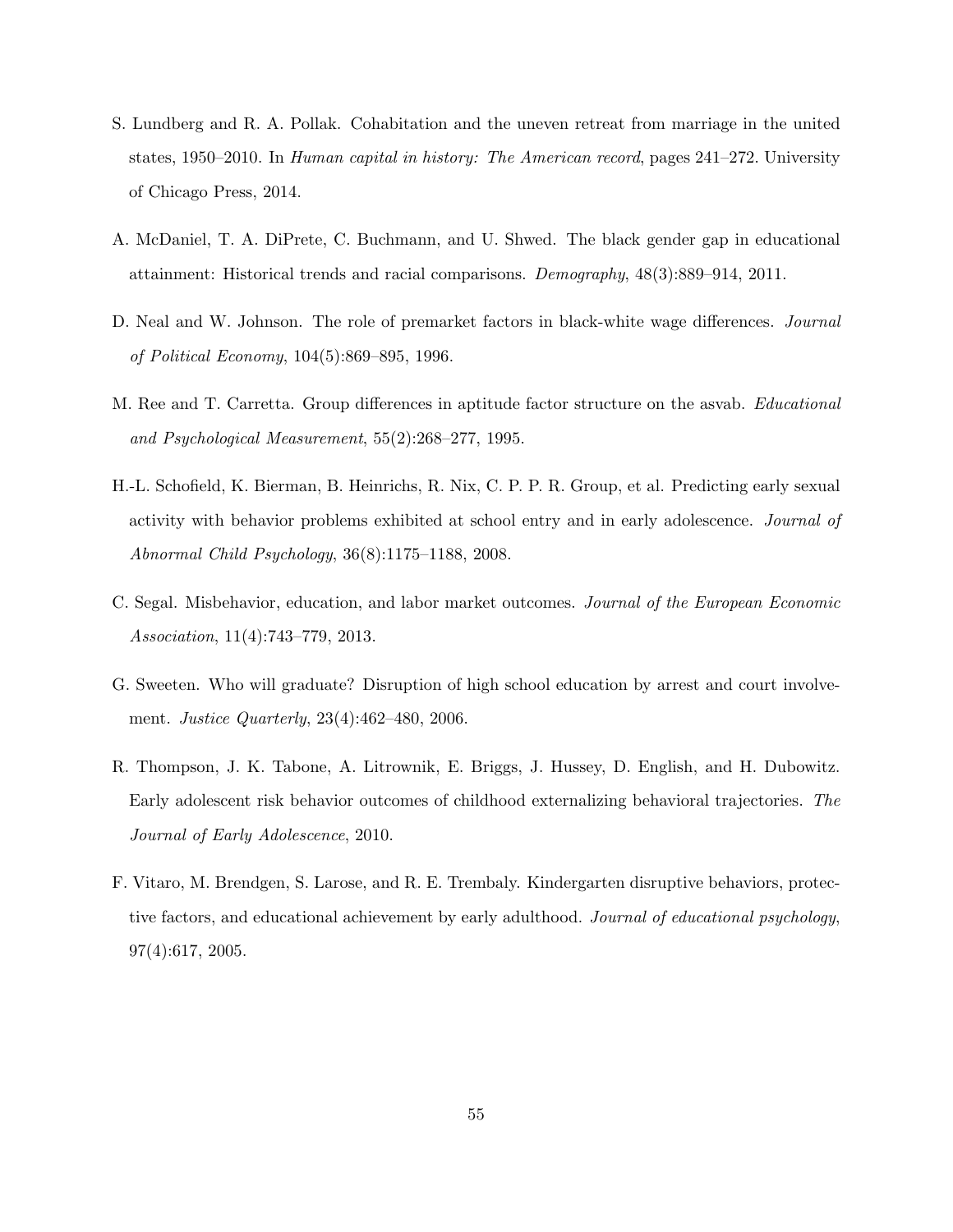S. Lundberg and R. A. Pollak. Cohabitation and the uneven retreat from marriage in the united states, 1950–2010. In *Human capital in history: The American record*, pages 241–272. University of Chicago Press, 2014.

A. McDaniel, T. A. DiPrete, C. Buchmann, and U. Shwed. The black gender gap in educational attainment: Historical trends and racial comparisons. *Demography*, 48(3):889–914, 2011.

D. Neal and W. Johnson. The role of premarket factors in black-white wage differences. *Journal of Political Economy*, 104(5):869–895, 1996.

M. Ree and T. Carretta. Group differences in aptitude factor structure on the asvab. *Educational and Psychological Measurement*, 55(2):268–277, 1995.

H.-L. Schofield, K. Bierman, B. Heinrichs, R. Nix, C. P. P. R. Group, et al. Predicting early sexual activity with behavior problems exhibited at school entry and in early adolescence. *Journal of Abnormal Child Psychology*, 36(8):1175–1188, 2008.

C. Segal. Misbehavior, education, and labor market outcomes. *Journal of the European Economic Association*, 11(4):743–779, 2013.

G. Sweeten. Who will graduate? Disruption of high school education by arrest and court involvement. *Justice Quarterly*, 23(4):462–480, 2006.

R. Thompson, J. K. Tabone, A. Litrownik, E. Briggs, J. Hussey, D. English, and H. Dubowitz. Early adolescent risk behavior outcomes of childhood externalizing behavioral trajectories. *The Journal of Early Adolescence*, 2010.

F. Vitaro, M. Brendgen, S. Larose, and R. E. Trembaly. Kindergarten disruptive behaviors, protective factors, and educational achievement by early adulthood. *Journal of educational psychology*, 97(4):617, 2005.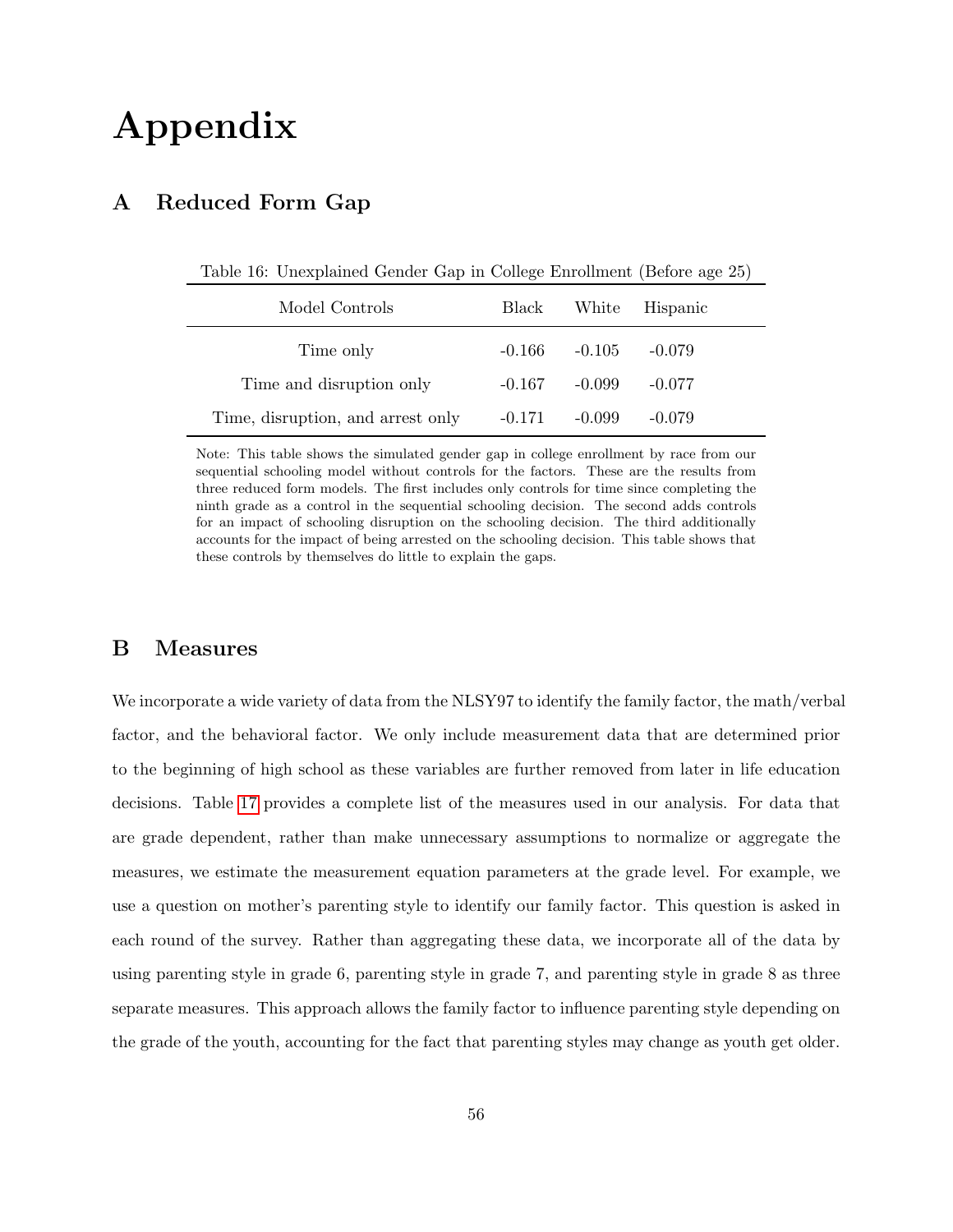# Appendix

## A Reduced Form Gap

Table 16: Unexplained Gender Gap in College Enrollment (Before age 25)

| Model Controls | Black | White | Hispanic |
|---|---|---|---|
| Time only | -0.166 | -0.105 | -0.079 |
| Time and disruption only | -0.167 | -0.099 | -0.077 |
| Time, disruption, and arrest only | -0.171 | -0.099 | -0.079 |

Note: This table shows the simulated gender gap in college enrollment by race from our sequential schooling model without controls for the factors. These are the results from three reduced form models. The first includes only controls for time since completing the ninth grade as a control in the sequential schooling decision. The second adds controls for an impact of schooling disruption on the schooling decision. The third additionally accounts for the impact of being arrested on the schooling decision. This table shows that these controls by themselves do little to explain the gaps.

## B Measures

We incorporate a wide variety of data from the NLSY97 to identify the family factor, the math/verbal factor, and the behavioral factor. We only include measurement data that are determined prior to the beginning of high school as these variables are further removed from later in life education decisions. Table 17 provides a complete list of the measures used in our analysis. For data that are grade dependent, rather than make unnecessary assumptions to normalize or aggregate the measures, we estimate the measurement equation parameters at the grade level. For example, we use a question on mother's parenting style to identify our family factor. This question is asked in each round of the survey. Rather than aggregating these data, we incorporate all of the data by using parenting style in grade 6, parenting style in grade 7, and parenting style in grade 8 as three separate measures. This approach allows the family factor to influence parenting style depending on the grade of the youth, accounting for the fact that parenting styles may change as youth get older.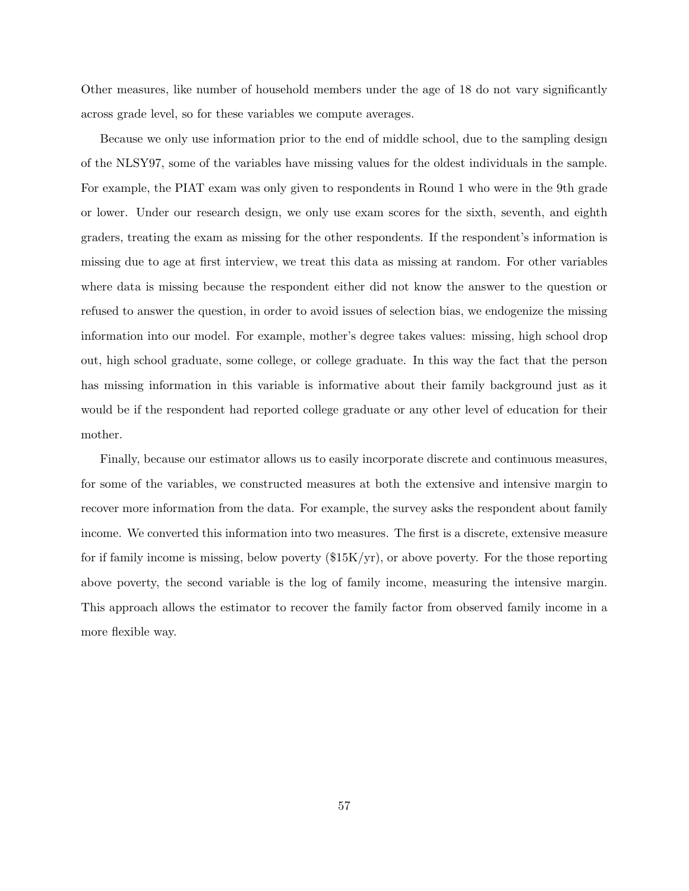Other measures, like number of household members under the age of 18 do not vary significantly across grade level, so for these variables we compute averages.

Because we only use information prior to the end of middle school, due to the sampling design of the NLSY97, some of the variables have missing values for the oldest individuals in the sample. For example, the PIAT exam was only given to respondents in Round 1 who were in the 9th grade or lower. Under our research design, we only use exam scores for the sixth, seventh, and eighth graders, treating the exam as missing for the other respondents. If the respondent's information is missing due to age at first interview, we treat this data as missing at random. For other variables where data is missing because the respondent either did not know the answer to the question or refused to answer the question, in order to avoid issues of selection bias, we endogenize the missing information into our model. For example, mother's degree takes values: missing, high school drop out, high school graduate, some college, or college graduate. In this way the fact that the person has missing information in this variable is informative about their family background just as it would be if the respondent had reported college graduate or any other level of education for their mother.

Finally, because our estimator allows us to easily incorporate discrete and continuous measures, for some of the variables, we constructed measures at both the extensive and intensive margin to recover more information from the data. For example, the survey asks the respondent about family income. We converted this information into two measures. The first is a discrete, extensive measure for if family income is missing, below poverty ($15K/yr), or above poverty. For the those reporting above poverty, the second variable is the log of family income, measuring the intensive margin. This approach allows the estimator to recover the family factor from observed family income in a more flexible way.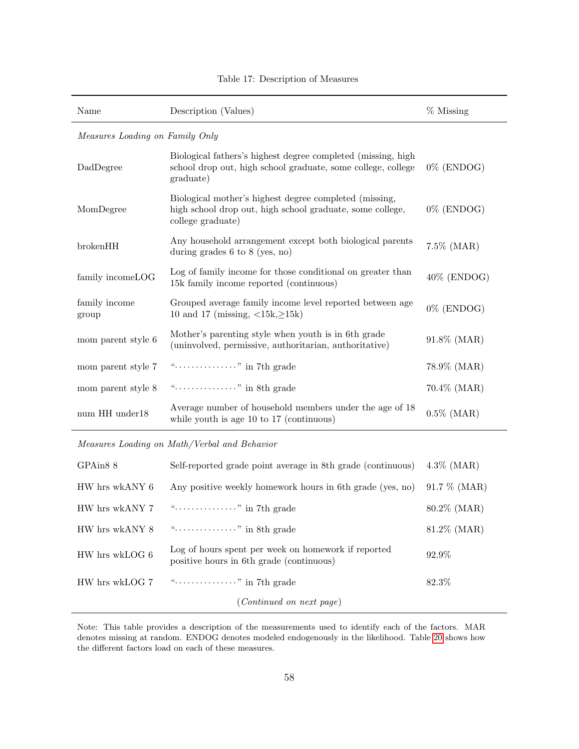Table 17: Description of Measures

| Name | Description (Values) | % Missing |
|---|---|---|
| *Measures Loading on Family Only* | | |
| DadDegree | Biological fathers's highest degree completed (missing, high school drop out, high school graduate, some college, college graduate) | 0% (ENDOG) |
| MomDegree | Biological mother's highest degree completed (missing, high school drop out, high school graduate, some college, college graduate) | 0% (ENDOG) |
| brokenHH | Any household arrangement except both biological parents during grades 6 to 8 (yes, no) | 7.5% (MAR) |
| family incomeLOG | Log of family income for those conditional on greater than 15k family income reported (continuous) | 40% (ENDOG) |
| family income group | Grouped average family income level reported between age 10 and 17 (missing, <15k,≥15k) | 0% (ENDOG) |
| mom parent style 6 | Mother's parenting style when youth is in 6th grade (uninvolved, permissive, authoritarian, authoritative) | 91.8% (MAR) |
| mom parent style 7 | "..............." in 7th grade | 78.9% (MAR) |
| mom parent style 8 | "..............." in 8th grade | 70.4% (MAR) |
| num HH under18 | Average number of household members under the age of 18 while youth is age 10 to 17 (continuous) | 0.5% (MAR) |
| *Measures Loading on Math/Verbal and Behavior* | | |
| GPAin8 8 | Self-reported grade point average in 8th grade (continuous) | 4.3% (MAR) |
| HW hrs wkANY 6 | Any positive weekly homework hours in 6th grade (yes, no) | 91.7 % (MAR) |
| HW hrs wkANY 7 | "..............." in 7th grade | 80.2% (MAR) |
| HW hrs wkANY 8 | "..............." in 8th grade | 81.2% (MAR) |
| HW hrs wkLOG 6 | Log of hours spent per week on homework if reported positive hours in 6th grade (continuous) | 92.9% |
| HW hrs wkLOG 7 | "..............." in 7th grade | 82.3% |

(*Continued on next page*)

Note: This table provides a description of the measurements used to identify each of the factors. MAR denotes missing at random. ENDOG denotes modeled endogenously in the likelihood. Table 20 shows how the different factors load on each of these measures.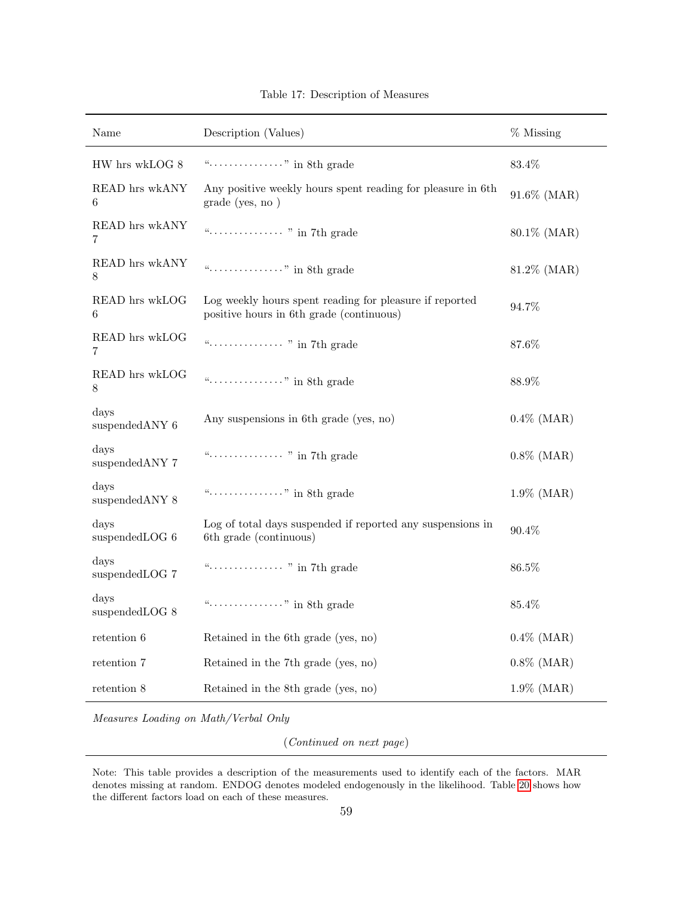Table 17: Description of Measures

| Name | Description (Values) | % Missing |
|---|---|---|
| HW hrs wkLOG 8 | "..............." in 8th grade | 83.4% |
| READ hrs wkANY 6 | Any positive weekly hours spent reading for pleasure in 6th grade (yes, no ) | 91.6% (MAR) |
| READ hrs wkANY 7 | "..............." in 7th grade | 80.1% (MAR) |
| READ hrs wkANY 8 | "..............." in 8th grade | 81.2% (MAR) |
| READ hrs wkLOG 6 | Log weekly hours spent reading for pleasure if reported positive hours in 6th grade (continuous) | 94.7% |
| READ hrs wkLOG 7 | "..............." in 7th grade | 87.6% |
| READ hrs wkLOG 8 | "..............." in 8th grade | 88.9% |
| days suspendedANY 6 | Any suspensions in 6th grade (yes, no) | 0.4% (MAR) |
| days suspendedANY 7 | "..............." in 7th grade | 0.8% (MAR) |
| days suspendedANY 8 | "..............." in 8th grade | 1.9% (MAR) |
| days suspendedLOG 6 | Log of total days suspended if reported any suspensions in 6th grade (continuous) | 90.4% |
| days suspendedLOG 7 | "..............." in 7th grade | 86.5% |
| days suspendedLOG 8 | "..............." in 8th grade | 85.4% |
| retention 6 | Retained in the 6th grade (yes, no) | 0.4% (MAR) |
| retention 7 | Retained in the 7th grade (yes, no) | 0.8% (MAR) |
| retention 8 | Retained in the 8th grade (yes, no) | 1.9% (MAR) |

*Measures Loading on Math/Verbal Only*

(*Continued on next page*)

Note: This table provides a description of the measurements used to identify each of the factors. MAR denotes missing at random. ENDOG denotes modeled endogenously in the likelihood. Table 20 shows how the different factors load on each of these measures.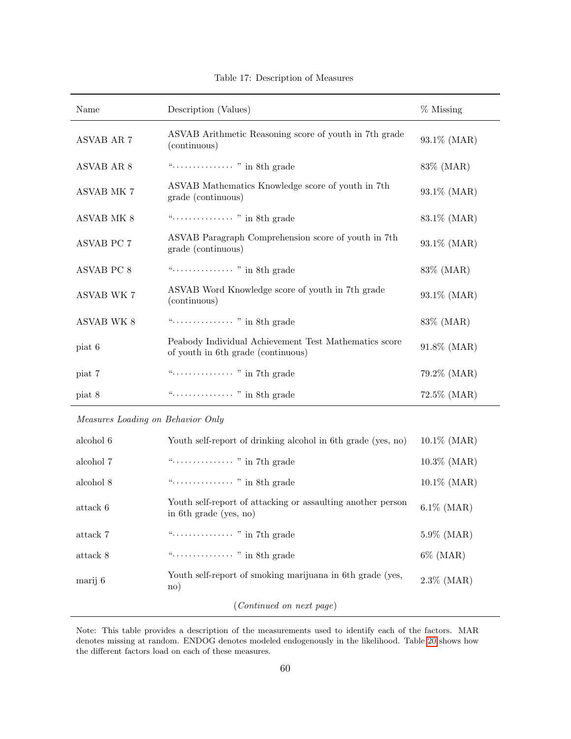Table 17: Description of Measures

| Name | Description (Values) | % Missing |
|---|---|---|
| ASVAB AR 7 | ASVAB Arithmetic Reasoning score of youth in 7th grade (continuous) | 93.1% (MAR) |
| ASVAB AR 8 | "............... " in 8th grade | 83% (MAR) |
| ASVAB MK 7 | ASVAB Mathematics Knowledge score of youth in 7th grade (continuous) | 93.1% (MAR) |
| ASVAB MK 8 | "............... " in 8th grade | 83.1% (MAR) |
| ASVAB PC 7 | ASVAB Paragraph Comprehension score of youth in 7th grade (continuous) | 93.1% (MAR) |
| ASVAB PC 8 | "............... " in 8th grade | 83% (MAR) |
| ASVAB WK 7 | ASVAB Word Knowledge score of youth in 7th grade (continuous) | 93.1% (MAR) |
| ASVAB WK 8 | "............... " in 8th grade | 83% (MAR) |
| piat 6 | Peabody Individual Achievement Test Mathematics score of youth in 6th grade (continuous) | 91.8% (MAR) |
| piat 7 | "............... " in 7th grade | 79.2% (MAR) |
| piat 8 | "............... " in 8th grade | 72.5% (MAR) |
| *Measures Loading on Behavior Only* | | |
| alcohol 6 | Youth self-report of drinking alcohol in 6th grade (yes, no) | 10.1% (MAR) |
| alcohol 7 | "............... " in 7th grade | 10.3% (MAR) |
| alcohol 8 | "............... " in 8th grade | 10.1% (MAR) |
| attack 6 | Youth self-report of attacking or assaulting another person in 6th grade (yes, no) | 6.1% (MAR) |
| attack 7 | "............... " in 7th grade | 5.9% (MAR) |
| attack 8 | "............... " in 8th grade | 6% (MAR) |
| marij 6 | Youth self-report of smoking marijuana in 6th grade (yes, no) | 2.3% (MAR) |

(*Continued on next page*)

Note: This table provides a description of the measurements used to identify each of the factors. MAR denotes missing at random. ENDOG denotes modeled endogenously in the likelihood. Table 20 shows how the different factors load on each of these measures.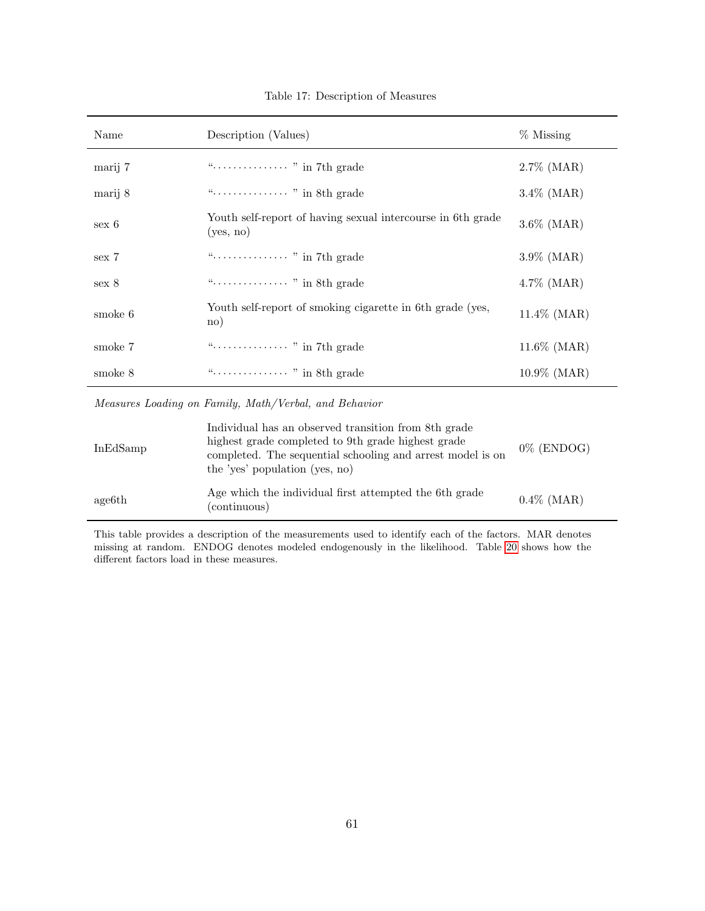Table 17: Description of Measures

| Name | Description (Values) | % Missing |
|---|---|---|
| marij 7 | "............... " in 7th grade | 2.7% (MAR) |
| marij 8 | "............... " in 8th grade | 3.4% (MAR) |
| sex 6 | Youth self-report of having sexual intercourse in 6th grade (yes, no) | 3.6% (MAR) |
| sex 7 | "............... " in 7th grade | 3.9% (MAR) |
| sex 8 | "............... " in 8th grade | 4.7% (MAR) |
| smoke 6 | Youth self-report of smoking cigarette in 6th grade (yes, no) | 11.4% (MAR) |
| smoke 7 | "............... " in 7th grade | 11.6% (MAR) |
| smoke 8 | "............... " in 8th grade | 10.9% (MAR) |
| *Measures Loading on Family, Math/Verbal, and Behavior* | | |
| InEdSamp | Individual has an observed transition from 8th grade highest grade completed to 9th grade highest grade completed. The sequential schooling and arrest model is on the 'yes' population (yes, no) | 0% (ENDOG) |
| age6th | Age which the individual first attempted the 6th grade (continuous) | 0.4% (MAR) |

This table provides a description of the measurements used to identify each of the factors. MAR denotes missing at random. ENDOG denotes modeled endogenously in the likelihood. Table 20 shows how the different factors load in these measures.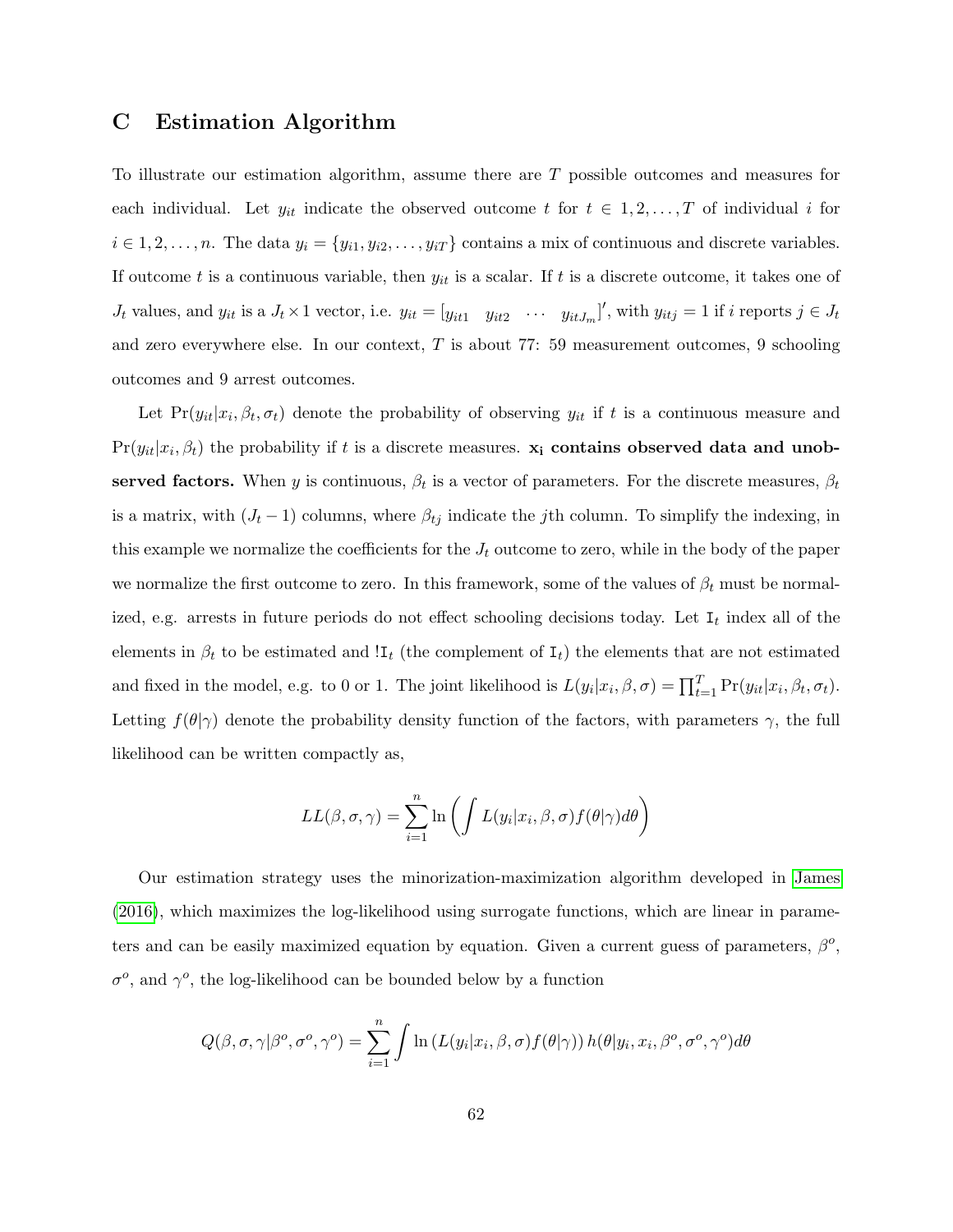# C Estimation Algorithm

To illustrate our estimation algorithm, assume there are $T$ possible outcomes and measures for each individual. Let $y_{it}$ indicate the observed outcome $t$ for $t \in 1, 2, \ldots, T$ of individual $i$ for $i \in 1, 2, \ldots, n$. The data $y_i = \{y_{i1}, y_{i2}, \ldots, y_{iT}\}$ contains a mix of continuous and discrete variables. If outcome $t$ is a continuous variable, then $y_{it}$ is a scalar. If $t$ is a discrete outcome, it takes one of $J_t$ values, and $y_{it}$ is a $J_t \times 1$ vector, i.e. $y_{it} = [y_{it1} \quad y_{it2} \quad \cdots \quad y_{itJ_m}]'$, with $y_{itj} = 1$ if $i$ reports $j \in J_t$ and zero everywhere else. In our context, $T$ is about 77: 59 measurement outcomes, 9 schooling outcomes and 9 arrest outcomes.

Let $\Pr(y_{it}|x_i, \beta_t, \sigma_t)$ denote the probability of observing $y_{it}$ if $t$ is a continuous measure and $\Pr(y_{it}|x_i, \beta_t)$ the probability if $t$ is a discrete measures. $\mathbf{x_i}$ **contains observed data and unobserved factors.** When $y$ is continuous, $\beta_t$ is a vector of parameters. For the discrete measures, $\beta_t$ is a matrix, with $(J_t - 1)$ columns, where $\beta_{tj}$ indicate the $j$th column. To simplify the indexing, in this example we normalize the coefficients for the $J_t$ outcome to zero, while in the body of the paper we normalize the first outcome to zero. In this framework, some of the values of $\beta_t$ must be normalized, e.g. arrests in future periods do not effect schooling decisions today. Let $\mathtt{I}_t$ index all of the elements in $\beta_t$ to be estimated and $!\mathtt{I}_t$ (the complement of $\mathtt{I}_t$) the elements that are not estimated and fixed in the model, e.g. to 0 or 1. The joint likelihood is $L(y_i|x_i, \beta, \sigma) = \prod_{t=1}^{T} \Pr(y_{it}|x_i, \beta_t, \sigma_t)$. Letting $f(\theta|\gamma)$ denote the probability density function of the factors, with parameters $\gamma$, the full likelihood can be written compactly as,

$$LL(\beta, \sigma, \gamma) = \sum_{i=1}^{n} \ln \left( \int L(y_i|x_i, \beta, \sigma) f(\theta|\gamma) d\theta \right)$$

Our estimation strategy uses the minorization-maximization algorithm developed in James (2016), which maximizes the log-likelihood using surrogate functions, which are linear in parameters and can be easily maximized equation by equation. Given a current guess of parameters, $\beta^o$, $\sigma^o$, and $\gamma^o$, the log-likelihood can be bounded below by a function

$$Q(\beta, \sigma, \gamma|\beta^o, \sigma^o, \gamma^o) = \sum_{i=1}^{n} \int \ln \left( L(y_i|x_i, \beta, \sigma) f(\theta|\gamma) \right) h(\theta|y_i, x_i, \beta^o, \sigma^o, \gamma^o) d\theta$$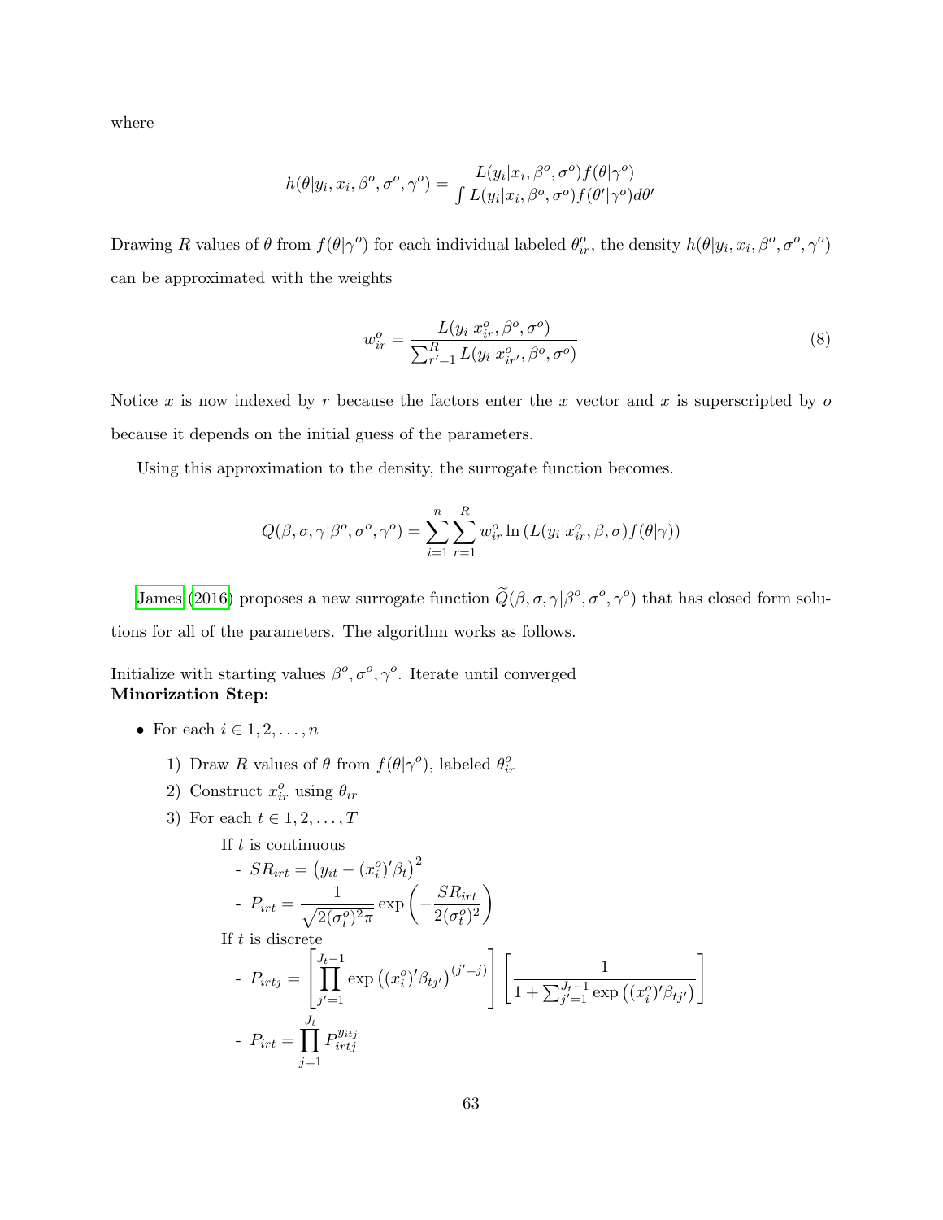where

$$h(\theta|y_i, x_i, \beta^o, \sigma^o, \gamma^o) = \frac{L(y_i|x_i, \beta^o, \sigma^o) f(\theta|\gamma^o)}{\int L(y_i|x_i, \beta^o, \sigma^o) f(\theta'|\gamma^o) d\theta'}$$

Drawing $R$ values of $\theta$ from $f(\theta|\gamma^o)$ for each individual labeled $\theta^o_{ir}$, the density $h(\theta|y_i, x_i, \beta^o, \sigma^o, \gamma^o)$ can be approximated with the weights

$$w^o_{ir} = \frac{L(y_i|x^o_{ir}, \beta^o, \sigma^o)}{\sum_{r'=1}^{R} L(y_i|x^o_{ir'}, \beta^o, \sigma^o)} \tag{8}$$

Notice $x$ is now indexed by $r$ because the factors enter the $x$ vector and $x$ is superscripted by $o$ because it depends on the initial guess of the parameters.

Using this approximation to the density, the surrogate function becomes.

$$Q(\beta, \sigma, \gamma|\beta^o, \sigma^o, \gamma^o) = \sum_{i=1}^{n} \sum_{r=1}^{R} w^o_{ir} \ln \left( L(y_i|x^o_{ir}, \beta, \sigma) f(\theta|\gamma) \right)$$

James (2016) proposes a new surrogate function $\widetilde{Q}(\beta, \sigma, \gamma|\beta^o, \sigma^o, \gamma^o)$ that has closed form solutions for all of the parameters. The algorithm works as follows.

Initialize with starting values $\beta^o, \sigma^o, \gamma^o$. Iterate until converged
**Minorization Step:**

- For each $i \in 1, 2, \ldots, n$
  1) Draw $R$ values of $\theta$ from $f(\theta|\gamma^o)$, labeled $\theta^o_{ir}$
  2) Construct $x^o_{ir}$ using $\theta_{ir}$
  3) For each $t \in 1, 2, \ldots, T$

     If $t$ is continuous
     - $SR_{irt} = \left(y_{it} - (x^o_i)'\beta_t\right)^2$
     - $P_{irt} = \dfrac{1}{\sqrt{2(\sigma^o_t)^2\pi}} \exp\left(-\dfrac{SR_{irt}}{2(\sigma^o_t)^2}\right)$

     If $t$ is discrete
     - $P_{irtj} = \left[\prod_{j'=1}^{J_t-1} \exp\left((x^o_i)'\beta_{tj'}\right)^{(j'=j)}\right] \left[\dfrac{1}{1 + \sum_{j'=1}^{J_t-1} \exp\left((x^o_i)'\beta_{tj'}\right)}\right]$
     - $P_{irt} = \prod_{j=1}^{J_t} P_{irtj}^{y_{itj}}$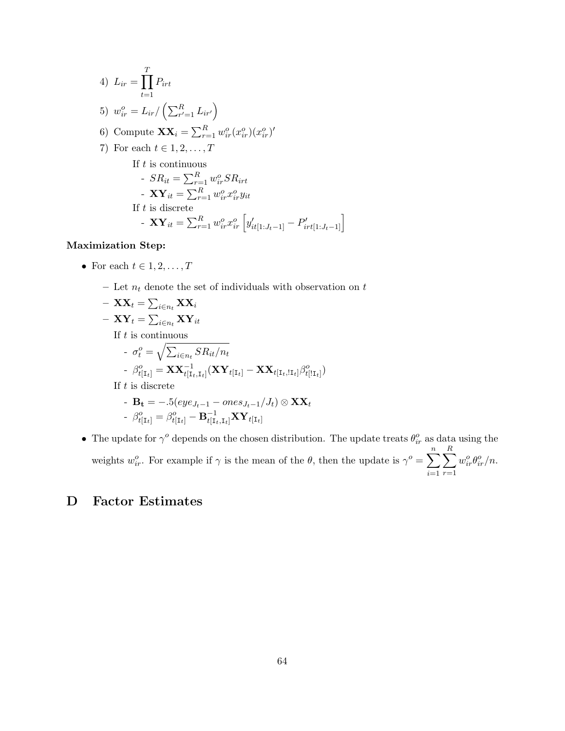4) $L_{ir} = \prod_{t=1}^{T} P_{irt}$

5) $w^o_{ir} = L_{ir} / \left( \sum_{r'=1}^{R} L_{ir'} \right)$

6) Compute $\mathbf{XX}_i = \sum_{r=1}^{R} w^o_{ir} (x^o_{ir})(x^o_{ir})'$

7) For each $t \in 1, 2, \ldots, T$

   If $t$ is continuous

   - $SR_{it} = \sum_{r=1}^{R} w^o_{ir} SR_{irt}$
   - $\mathbf{XY}_{it} = \sum_{r=1}^{R} w^o_{ir} x^o_{ir} y_{it}$

   If $t$ is discrete

   - $\mathbf{XY}_{it} = \sum_{r=1}^{R} w^o_{ir} x^o_{ir} \left[ y'_{it[1:J_t-1]} - P'_{irt[1:J_t-1]} \right]$

**Maximization Step:**

- For each $t \in 1, 2, \ldots, T$
  - Let $n_t$ denote the set of individuals with observation on $t$
  - $\mathbf{XX}_t = \sum_{i \in n_t} \mathbf{XX}_i$
  - $\mathbf{XY}_t = \sum_{i \in n_t} \mathbf{XY}_{it}$

    If $t$ is continuous

    - $\sigma^o_t = \sqrt{\sum_{i \in n_t} SR_{it} / n_t}$
    - $\beta^o_{t[\mathtt{I}_t]} = \mathbf{XX}^{-1}_{t[\mathtt{I}_t, \mathtt{I}_t]} (\mathbf{XY}_{t[\mathtt{I}_t]} - \mathbf{XX}_{t[\mathtt{I}_t, !\mathtt{I}_t]} \beta^o_{t[!\mathtt{I}_t]})$

    If $t$ is discrete

    - $\mathbf{B_t} = -.5(eye_{J_t-1} - ones_{J_t-1}/J_t) \otimes \mathbf{XX}_t$
    - $\beta^o_{t[\mathtt{I}_t]} = \beta^o_{t[\mathtt{I}_t]} - \mathbf{B}^{-1}_{t[\mathtt{I}_t, \mathtt{I}_t]} \mathbf{XY}_{t[\mathtt{I}_t]}$
- The update for $\gamma^o$ depends on the chosen distribution. The update treats $\theta^o_{ir}$ as data using the weights $w^o_{ir}$. For example if $\gamma$ is the mean of the $\theta$, then the update is $\gamma^o = \sum_{i=1}^{n} \sum_{r=1}^{R} w^o_{ir} \theta^o_{ir} / n$.

# D Factor Estimates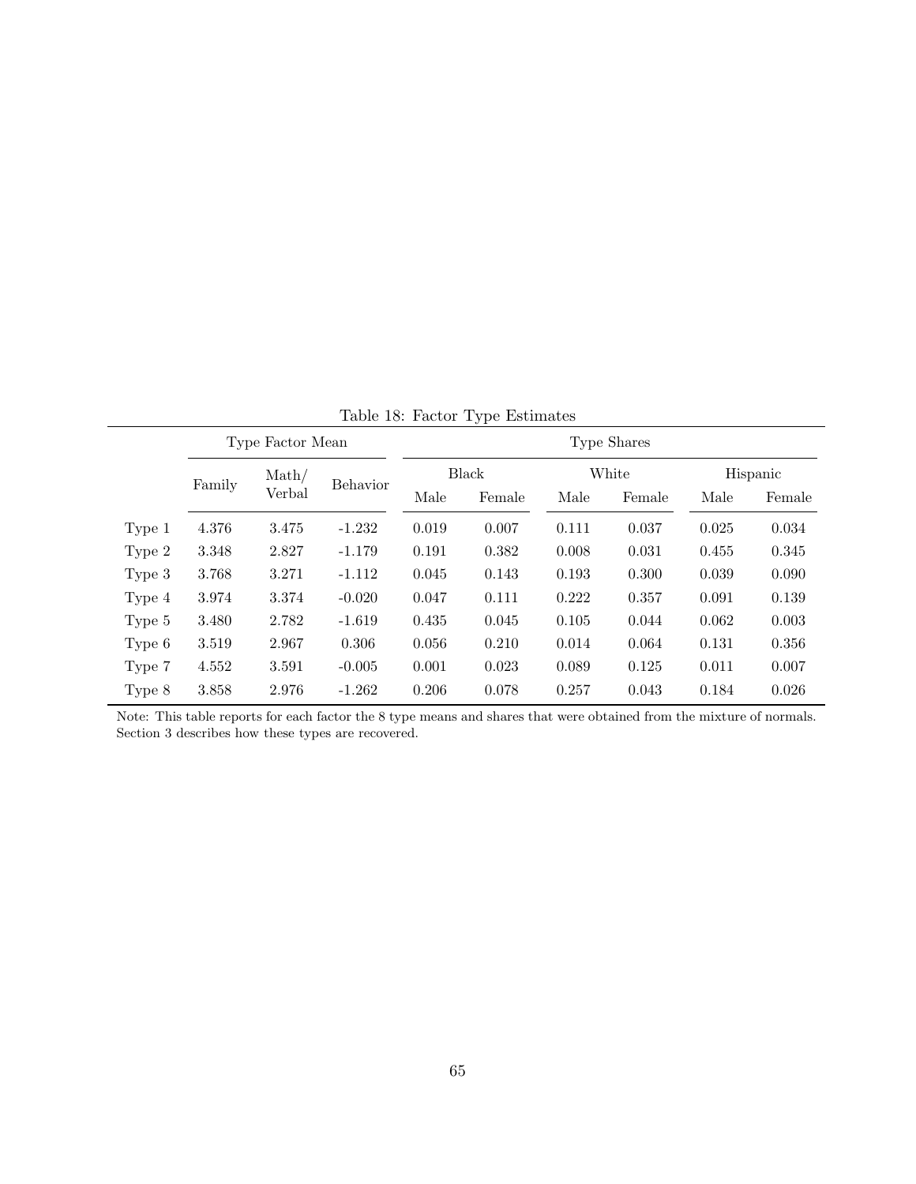Table 18: Factor Type Estimates

| | Type Factor Mean | | | Type Shares | | | | | |
|---|---|---|---|---|---|---|---|---|---|
| | | | | Black | | White | | Hispanic | |
| | Family | Math/ Verbal | Behavior | Male | Female | Male | Female | Male | Female |
| Type 1 | 4.376 | 3.475 | -1.232 | 0.019 | 0.007 | 0.111 | 0.037 | 0.025 | 0.034 |
| Type 2 | 3.348 | 2.827 | -1.179 | 0.191 | 0.382 | 0.008 | 0.031 | 0.455 | 0.345 |
| Type 3 | 3.768 | 3.271 | -1.112 | 0.045 | 0.143 | 0.193 | 0.300 | 0.039 | 0.090 |
| Type 4 | 3.974 | 3.374 | -0.020 | 0.047 | 0.111 | 0.222 | 0.357 | 0.091 | 0.139 |
| Type 5 | 3.480 | 2.782 | -1.619 | 0.435 | 0.045 | 0.105 | 0.044 | 0.062 | 0.003 |
| Type 6 | 3.519 | 2.967 | 0.306 | 0.056 | 0.210 | 0.014 | 0.064 | 0.131 | 0.356 |
| Type 7 | 4.552 | 3.591 | -0.005 | 0.001 | 0.023 | 0.089 | 0.125 | 0.011 | 0.007 |
| Type 8 | 3.858 | 2.976 | -1.262 | 0.206 | 0.078 | 0.257 | 0.043 | 0.184 | 0.026 |

Note: This table reports for each factor the 8 type means and shares that were obtained from the mixture of normals. Section 3 describes how these types are recovered.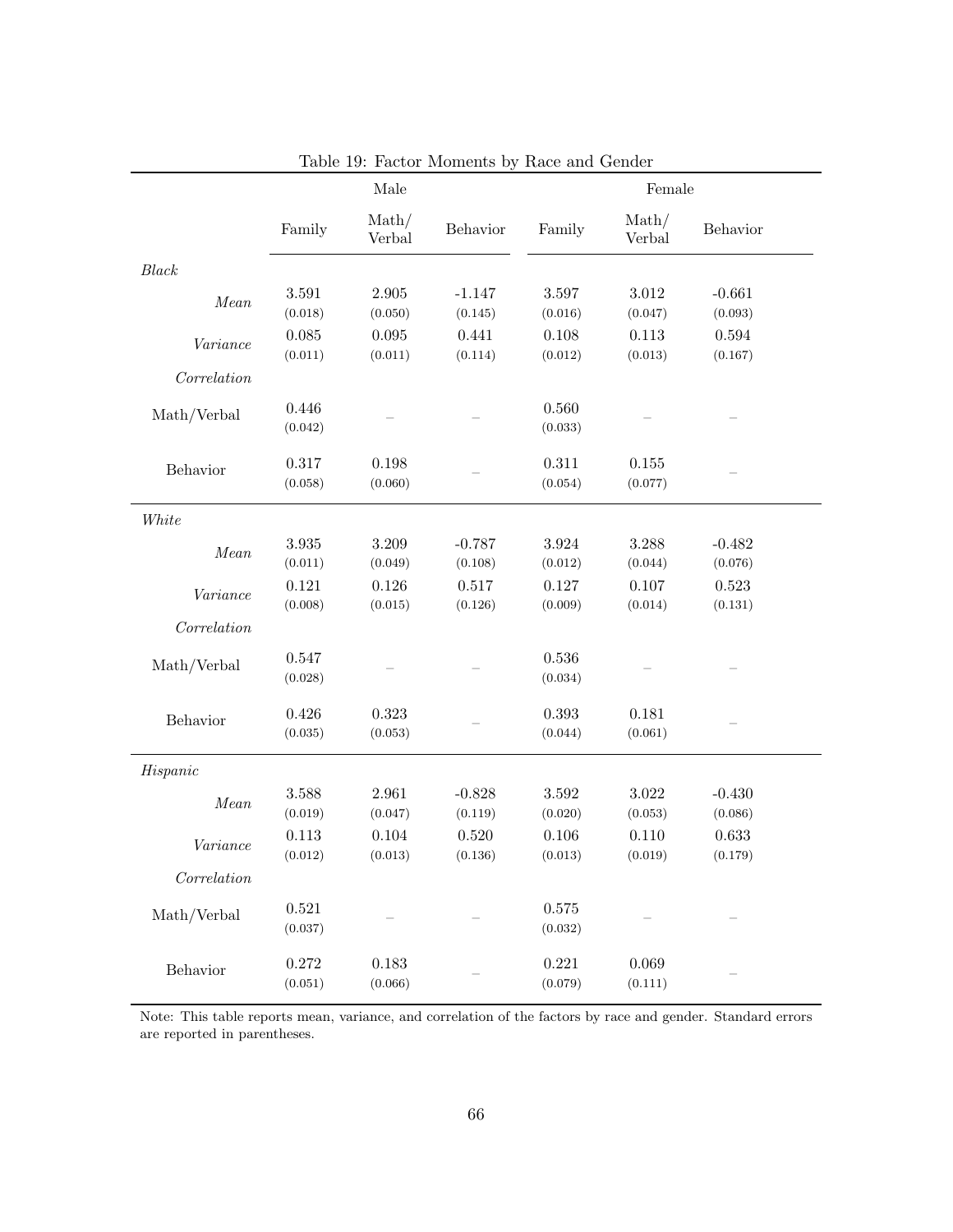Table 19: Factor Moments by Race and Gender

| | Male | | | Female | | |
|---|---|---|---|---|---|---|
| | Family | Math/ Verbal | Behavior | Family | Math/ Verbal | Behavior |
| *Black* | | | | | | |
| *Mean* | 3.591 | 2.905 | -1.147 | 3.597 | 3.012 | -0.661 |
| | (0.018) | (0.050) | (0.145) | (0.016) | (0.047) | (0.093) |
| *Variance* | 0.085 | 0.095 | 0.441 | 0.108 | 0.113 | 0.594 |
| | (0.011) | (0.011) | (0.114) | (0.012) | (0.013) | (0.167) |
| *Correlation* | | | | | | |
| Math/Verbal | 0.446 | – | – | 0.560 | – | – |
| | (0.042) | | | (0.033) | | |
| Behavior | 0.317 | 0.198 | – | 0.311 | 0.155 | – |
| | (0.058) | (0.060) | | (0.054) | (0.077) | |
| *White* | | | | | | |
| *Mean* | 3.935 | 3.209 | -0.787 | 3.924 | 3.288 | -0.482 |
| | (0.011) | (0.049) | (0.108) | (0.012) | (0.044) | (0.076) |
| *Variance* | 0.121 | 0.126 | 0.517 | 0.127 | 0.107 | 0.523 |
| | (0.008) | (0.015) | (0.126) | (0.009) | (0.014) | (0.131) |
| *Correlation* | | | | | | |
| Math/Verbal | 0.547 | – | – | 0.536 | – | – |
| | (0.028) | | | (0.034) | | |
| Behavior | 0.426 | 0.323 | – | 0.393 | 0.181 | – |
| | (0.035) | (0.053) | | (0.044) | (0.061) | |
| *Hispanic* | | | | | | |
| *Mean* | 3.588 | 2.961 | -0.828 | 3.592 | 3.022 | -0.430 |
| | (0.019) | (0.047) | (0.119) | (0.020) | (0.053) | (0.086) |
| *Variance* | 0.113 | 0.104 | 0.520 | 0.106 | 0.110 | 0.633 |
| | (0.012) | (0.013) | (0.136) | (0.013) | (0.019) | (0.179) |
| *Correlation* | | | | | | |
| Math/Verbal | 0.521 | – | – | 0.575 | – | – |
| | (0.037) | | | (0.032) | | |
| Behavior | 0.272 | 0.183 | – | 0.221 | 0.069 | – |
| | (0.051) | (0.066) | | (0.079) | (0.111) | |

Note: This table reports mean, variance, and correlation of the factors by race and gender. Standard errors are reported in parentheses.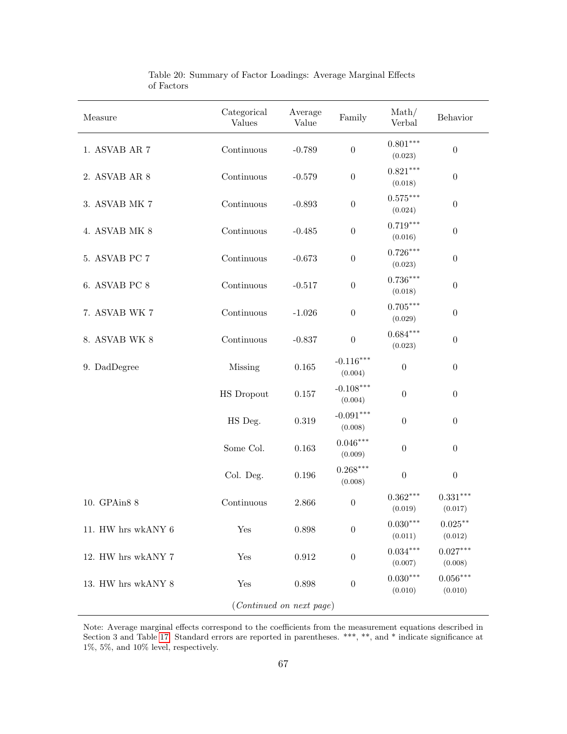Table 20: Summary of Factor Loadings: Average Marginal Effects of Factors

| Measure | Categorical Values | Average Value | Family | Math/ Verbal | Behavior |
|---|---|---|---|---|---|
| 1. ASVAB AR 7 | Continuous | -0.789 | 0 | $0.801^{***}$ (0.023) | 0 |
| 2. ASVAB AR 8 | Continuous | -0.579 | 0 | $0.821^{***}$ (0.018) | 0 |
| 3. ASVAB MK 7 | Continuous | -0.893 | 0 | $0.575^{***}$ (0.024) | 0 |
| 4. ASVAB MK 8 | Continuous | -0.485 | 0 | $0.719^{***}$ (0.016) | 0 |
| 5. ASVAB PC 7 | Continuous | -0.673 | 0 | $0.726^{***}$ (0.023) | 0 |
| 6. ASVAB PC 8 | Continuous | -0.517 | 0 | $0.736^{***}$ (0.018) | 0 |
| 7. ASVAB WK 7 | Continuous | -1.026 | 0 | $0.705^{***}$ (0.029) | 0 |
| 8. ASVAB WK 8 | Continuous | -0.837 | 0 | $0.684^{***}$ (0.023) | 0 |
| 9. DadDegree | Missing | 0.165 | $-0.116^{***}$ (0.004) | 0 | 0 |
| | HS Dropout | 0.157 | $-0.108^{***}$ (0.004) | 0 | 0 |
| | HS Deg. | 0.319 | $-0.091^{***}$ (0.008) | 0 | 0 |
| | Some Col. | 0.163 | $0.046^{***}$ (0.009) | 0 | 0 |
| | Col. Deg. | 0.196 | $0.268^{***}$ (0.008) | 0 | 0 |
| 10. GPAin8 8 | Continuous | 2.866 | 0 | $0.362^{***}$ (0.019) | $0.331^{***}$ (0.017) |
| 11. HW hrs wkANY 6 | Yes | 0.898 | 0 | $0.030^{***}$ (0.011) | $0.025^{**}$ (0.012) |
| 12. HW hrs wkANY 7 | Yes | 0.912 | 0 | $0.034^{***}$ (0.007) | $0.027^{***}$ (0.008) |
| 13. HW hrs wkANY 8 | Yes | 0.898 | 0 | $0.030^{***}$ (0.010) | $0.056^{***}$ (0.010) |

(*Continued on next page*)

Note: Average marginal effects correspond to the coefficients from the measurement equations described in Section 3 and Table 17. Standard errors are reported in parentheses. ***, **, and * indicate significance at 1%, 5%, and 10% level, respectively.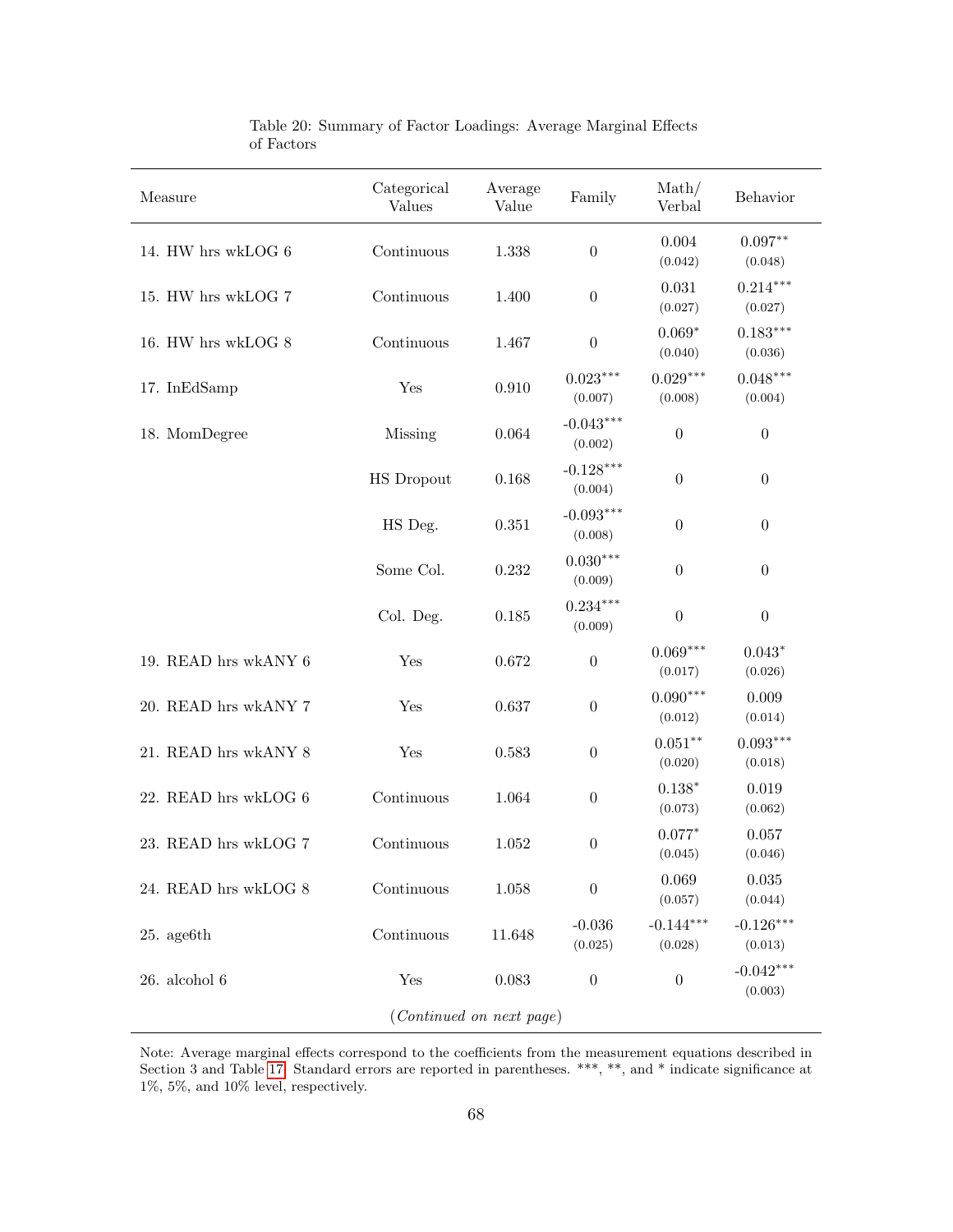Table 20: Summary of Factor Loadings: Average Marginal Effects of Factors

| Measure | Categorical Values | Average Value | Family | Math/ Verbal | Behavior |
|---|---|---|---|---|---|
| 14. HW hrs wkLOG 6 | Continuous | 1.338 | 0 | 0.004 (0.042) | 0.097** (0.048) |
| 15. HW hrs wkLOG 7 | Continuous | 1.400 | 0 | 0.031 (0.027) | 0.214*** (0.027) |
| 16. HW hrs wkLOG 8 | Continuous | 1.467 | 0 | 0.069* (0.040) | 0.183*** (0.036) |
| 17. InEdSamp | Yes | 0.910 | 0.023*** (0.007) | 0.029*** (0.008) | 0.048*** (0.004) |
| 18. MomDegree | Missing | 0.064 | -0.043*** (0.002) | 0 | 0 |
| | HS Dropout | 0.168 | -0.128*** (0.004) | 0 | 0 |
| | HS Deg. | 0.351 | -0.093*** (0.008) | 0 | 0 |
| | Some Col. | 0.232 | 0.030*** (0.009) | 0 | 0 |
| | Col. Deg. | 0.185 | 0.234*** (0.009) | 0 | 0 |
| 19. READ hrs wkANY 6 | Yes | 0.672 | 0 | 0.069*** (0.017) | 0.043* (0.026) |
| 20. READ hrs wkANY 7 | Yes | 0.637 | 0 | 0.090*** (0.012) | 0.009 (0.014) |
| 21. READ hrs wkANY 8 | Yes | 0.583 | 0 | 0.051** (0.020) | 0.093*** (0.018) |
| 22. READ hrs wkLOG 6 | Continuous | 1.064 | 0 | 0.138* (0.073) | 0.019 (0.062) |
| 23. READ hrs wkLOG 7 | Continuous | 1.052 | 0 | 0.077* (0.045) | 0.057 (0.046) |
| 24. READ hrs wkLOG 8 | Continuous | 1.058 | 0 | 0.069 (0.057) | 0.035 (0.044) |
| 25. age6th | Continuous | 11.648 | -0.036 (0.025) | -0.144*** (0.028) | -0.126*** (0.013) |
| 26. alcohol 6 | Yes | 0.083 | 0 | 0 | -0.042*** (0.003) |

(*Continued on next page*)

Note: Average marginal effects correspond to the coefficients from the measurement equations described in Section 3 and Table 17. Standard errors are reported in parentheses. ***, **, and * indicate significance at 1%, 5%, and 10% level, respectively.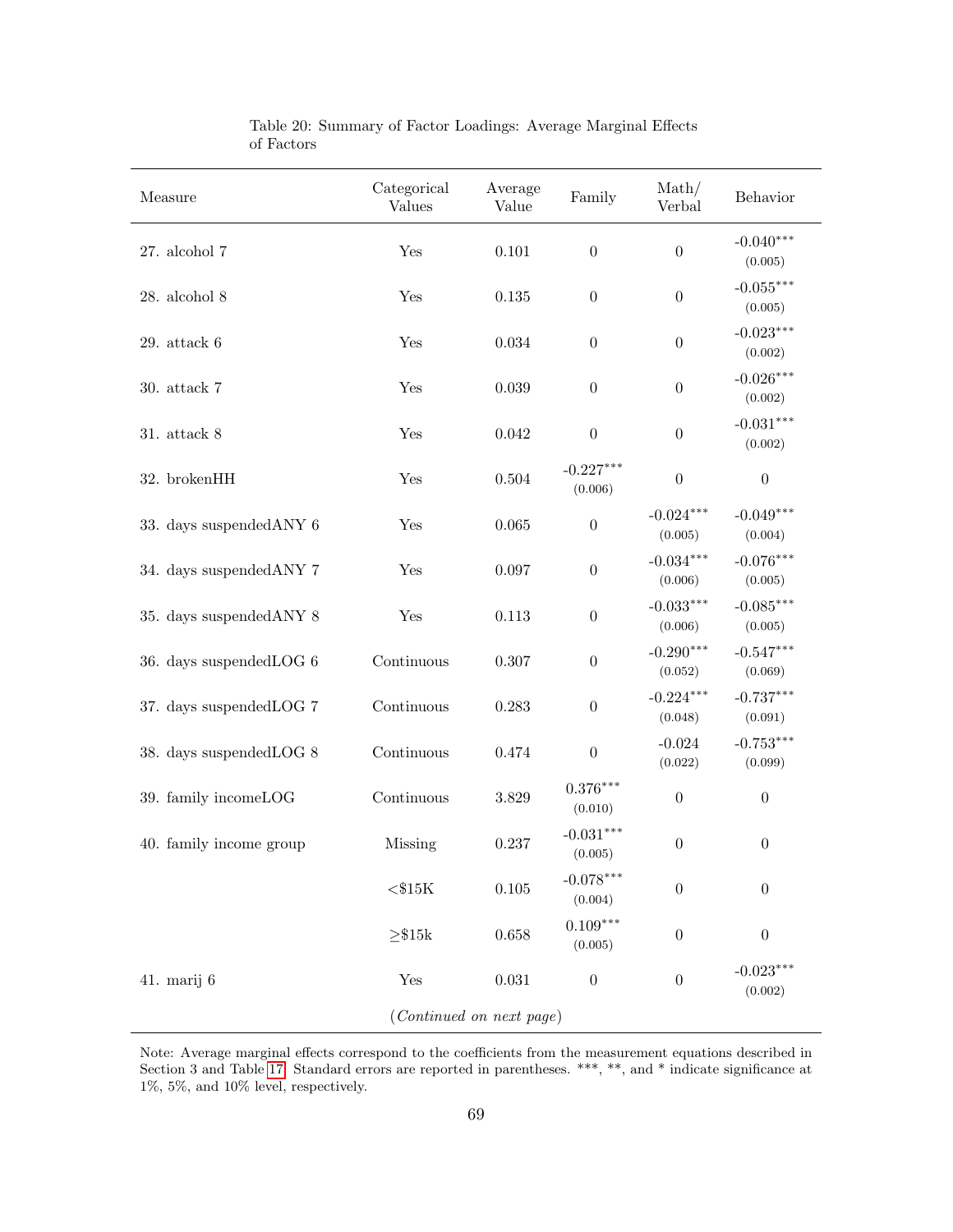Table 20: Summary of Factor Loadings: Average Marginal Effects of Factors

| Measure | Categorical Values | Average Value | Family | Math/ Verbal | Behavior |
|---|---|---|---|---|---|
| 27. alcohol 7 | Yes | 0.101 | 0 | 0 | -0.040*** (0.005) |
| 28. alcohol 8 | Yes | 0.135 | 0 | 0 | -0.055*** (0.005) |
| 29. attack 6 | Yes | 0.034 | 0 | 0 | -0.023*** (0.002) |
| 30. attack 7 | Yes | 0.039 | 0 | 0 | -0.026*** (0.002) |
| 31. attack 8 | Yes | 0.042 | 0 | 0 | -0.031*** (0.002) |
| 32. brokenHH | Yes | 0.504 | -0.227*** (0.006) | 0 | 0 |
| 33. days suspendedANY 6 | Yes | 0.065 | 0 | -0.024*** (0.005) | -0.049*** (0.004) |
| 34. days suspendedANY 7 | Yes | 0.097 | 0 | -0.034*** (0.006) | -0.076*** (0.005) |
| 35. days suspendedANY 8 | Yes | 0.113 | 0 | -0.033*** (0.006) | -0.085*** (0.005) |
| 36. days suspendedLOG 6 | Continuous | 0.307 | 0 | -0.290*** (0.052) | -0.547*** (0.069) |
| 37. days suspendedLOG 7 | Continuous | 0.283 | 0 | -0.224*** (0.048) | -0.737*** (0.091) |
| 38. days suspendedLOG 8 | Continuous | 0.474 | 0 | -0.024 (0.022) | -0.753*** (0.099) |
| 39. family incomeLOG | Continuous | 3.829 | 0.376*** (0.010) | 0 | 0 |
| 40. family income group | Missing | 0.237 | -0.031*** (0.005) | 0 | 0 |
| | <$15K | 0.105 | -0.078*** (0.004) | 0 | 0 |
| | ≥$15k | 0.658 | 0.109*** (0.005) | 0 | 0 |
| 41. marij 6 | Yes | 0.031 | 0 | 0 | -0.023*** (0.002) |

(*Continued on next page*)

Note: Average marginal effects correspond to the coefficients from the measurement equations described in Section 3 and Table 17. Standard errors are reported in parentheses. ***, **, and * indicate significance at 1%, 5%, and 10% level, respectively.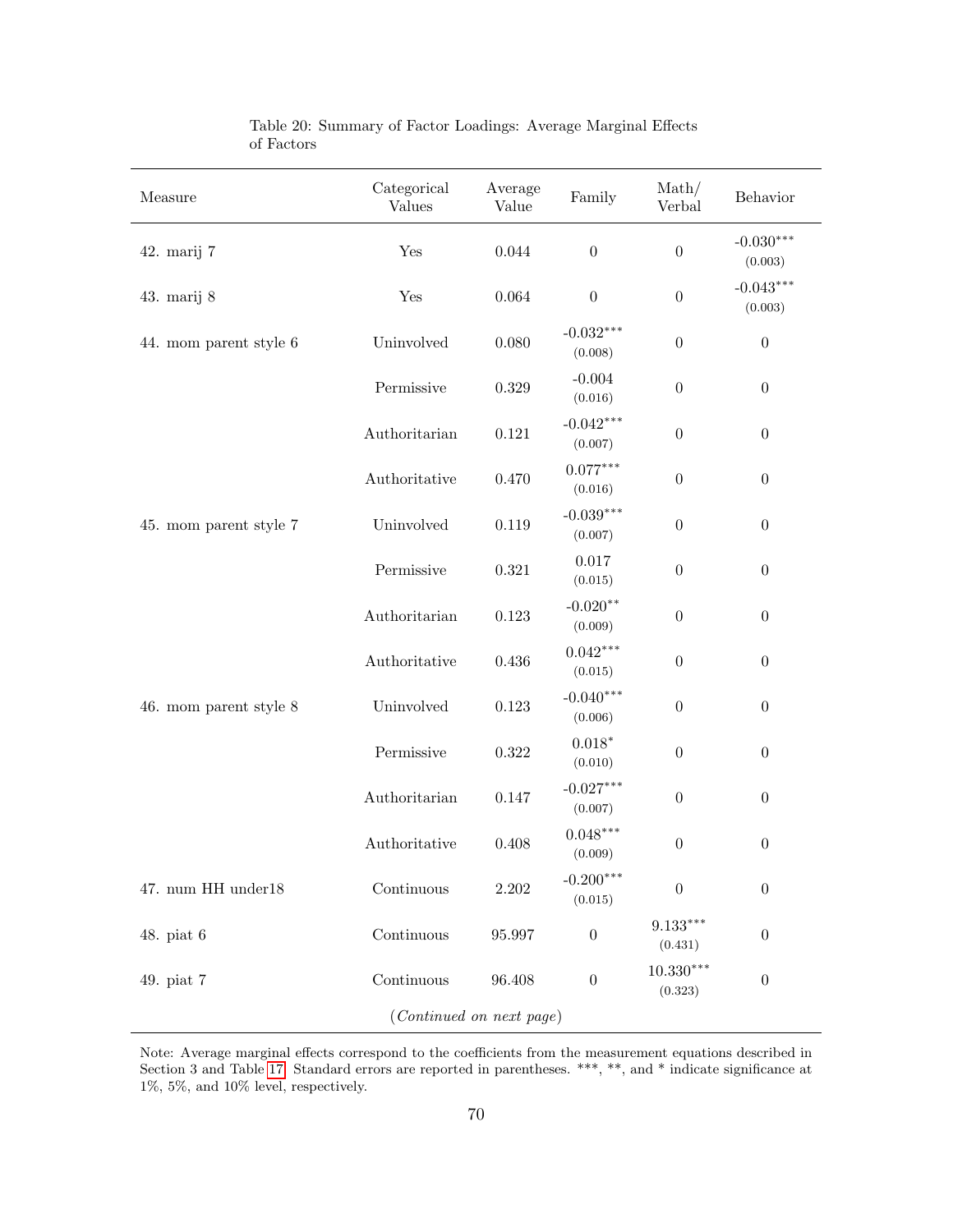Table 20: Summary of Factor Loadings: Average Marginal Effects of Factors

| Measure | Categorical Values | Average Value | Family | Math/ Verbal | Behavior |
|---|---|---|---|---|---|
| 42. marij 7 | Yes | 0.044 | 0 | 0 | -0.030*** (0.003) |
| 43. marij 8 | Yes | 0.064 | 0 | 0 | -0.043*** (0.003) |
| 44. mom parent style 6 | Uninvolved | 0.080 | -0.032*** (0.008) | 0 | 0 |
| | Permissive | 0.329 | -0.004 (0.016) | 0 | 0 |
| | Authoritarian | 0.121 | -0.042*** (0.007) | 0 | 0 |
| | Authoritative | 0.470 | 0.077*** (0.016) | 0 | 0 |
| 45. mom parent style 7 | Uninvolved | 0.119 | -0.039*** (0.007) | 0 | 0 |
| | Permissive | 0.321 | 0.017 (0.015) | 0 | 0 |
| | Authoritarian | 0.123 | -0.020** (0.009) | 0 | 0 |
| | Authoritative | 0.436 | 0.042*** (0.015) | 0 | 0 |
| 46. mom parent style 8 | Uninvolved | 0.123 | -0.040*** (0.006) | 0 | 0 |
| | Permissive | 0.322 | 0.018* (0.010) | 0 | 0 |
| | Authoritarian | 0.147 | -0.027*** (0.007) | 0 | 0 |
| | Authoritative | 0.408 | 0.048*** (0.009) | 0 | 0 |
| 47. num HH under18 | Continuous | 2.202 | -0.200*** (0.015) | 0 | 0 |
| 48. piat 6 | Continuous | 95.997 | 0 | 9.133*** (0.431) | 0 |
| 49. piat 7 | Continuous | 96.408 | 0 | 10.330*** (0.323) | 0 |

(*Continued on next page*)

Note: Average marginal effects correspond to the coefficients from the measurement equations described in Section 3 and Table 17. Standard errors are reported in parentheses. ***, **, and * indicate significance at 1%, 5%, and 10% level, respectively.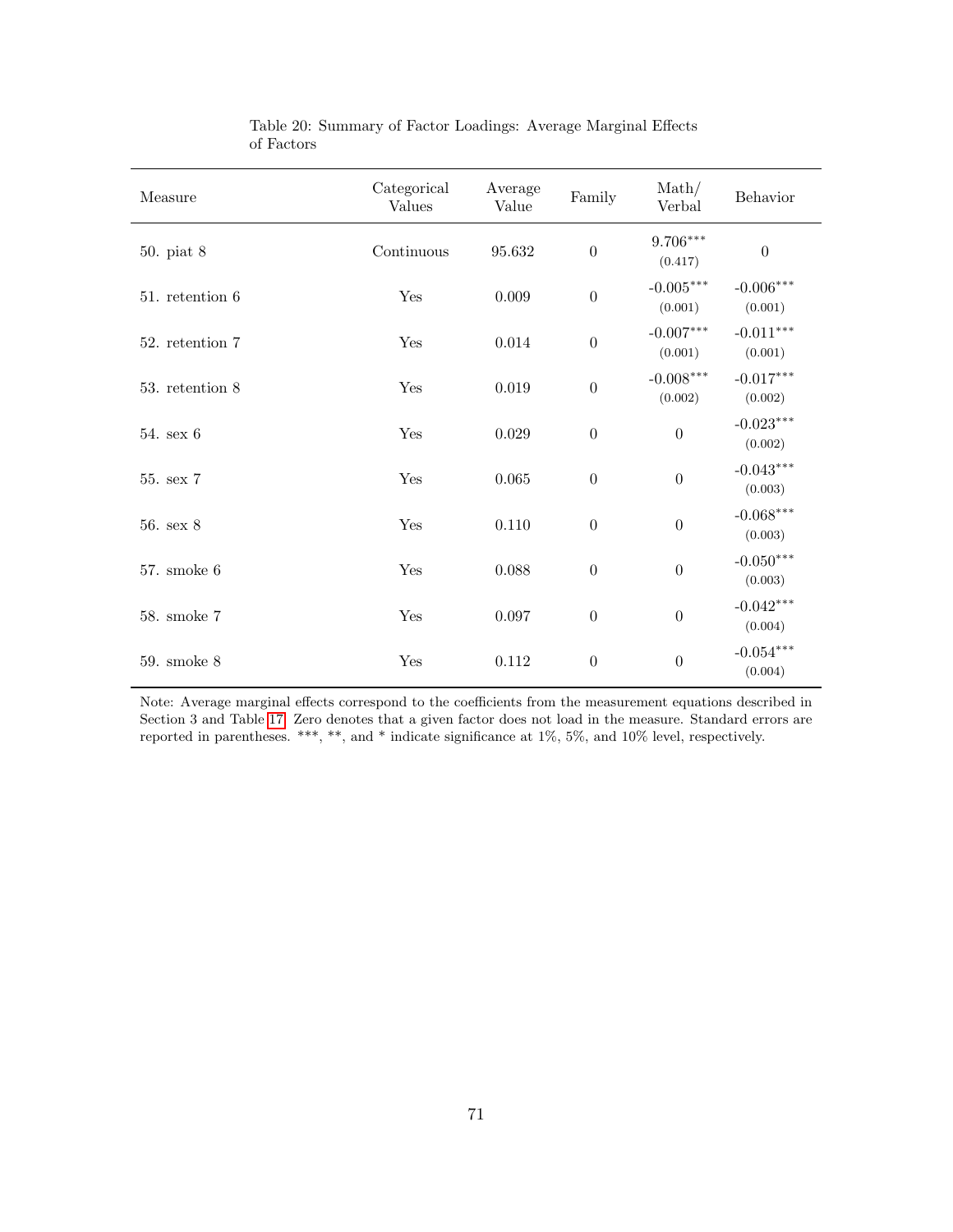Table 20: Summary of Factor Loadings: Average Marginal Effects of Factors

| Measure | Categorical Values | Average Value | Family | Math/ Verbal | Behavior |
|---|---|---|---|---|---|
| 50. piat 8 | Continuous | 95.632 | 0 | $9.706^{***}$ (0.417) | 0 |
| 51. retention 6 | Yes | 0.009 | 0 | $-0.005^{***}$ (0.001) | $-0.006^{***}$ (0.001) |
| 52. retention 7 | Yes | 0.014 | 0 | $-0.007^{***}$ (0.001) | $-0.011^{***}$ (0.001) |
| 53. retention 8 | Yes | 0.019 | 0 | $-0.008^{***}$ (0.002) | $-0.017^{***}$ (0.002) |
| 54. sex 6 | Yes | 0.029 | 0 | 0 | $-0.023^{***}$ (0.002) |
| 55. sex 7 | Yes | 0.065 | 0 | 0 | $-0.043^{***}$ (0.003) |
| 56. sex 8 | Yes | 0.110 | 0 | 0 | $-0.068^{***}$ (0.003) |
| 57. smoke 6 | Yes | 0.088 | 0 | 0 | $-0.050^{***}$ (0.003) |
| 58. smoke 7 | Yes | 0.097 | 0 | 0 | $-0.042^{***}$ (0.004) |
| 59. smoke 8 | Yes | 0.112 | 0 | 0 | $-0.054^{***}$ (0.004) |

Note: Average marginal effects correspond to the coefficients from the measurement equations described in Section 3 and Table 17. Zero denotes that a given factor does not load in the measure. Standard errors are reported in parentheses. ***, **, and * indicate significance at 1%, 5%, and 10% level, respectively.